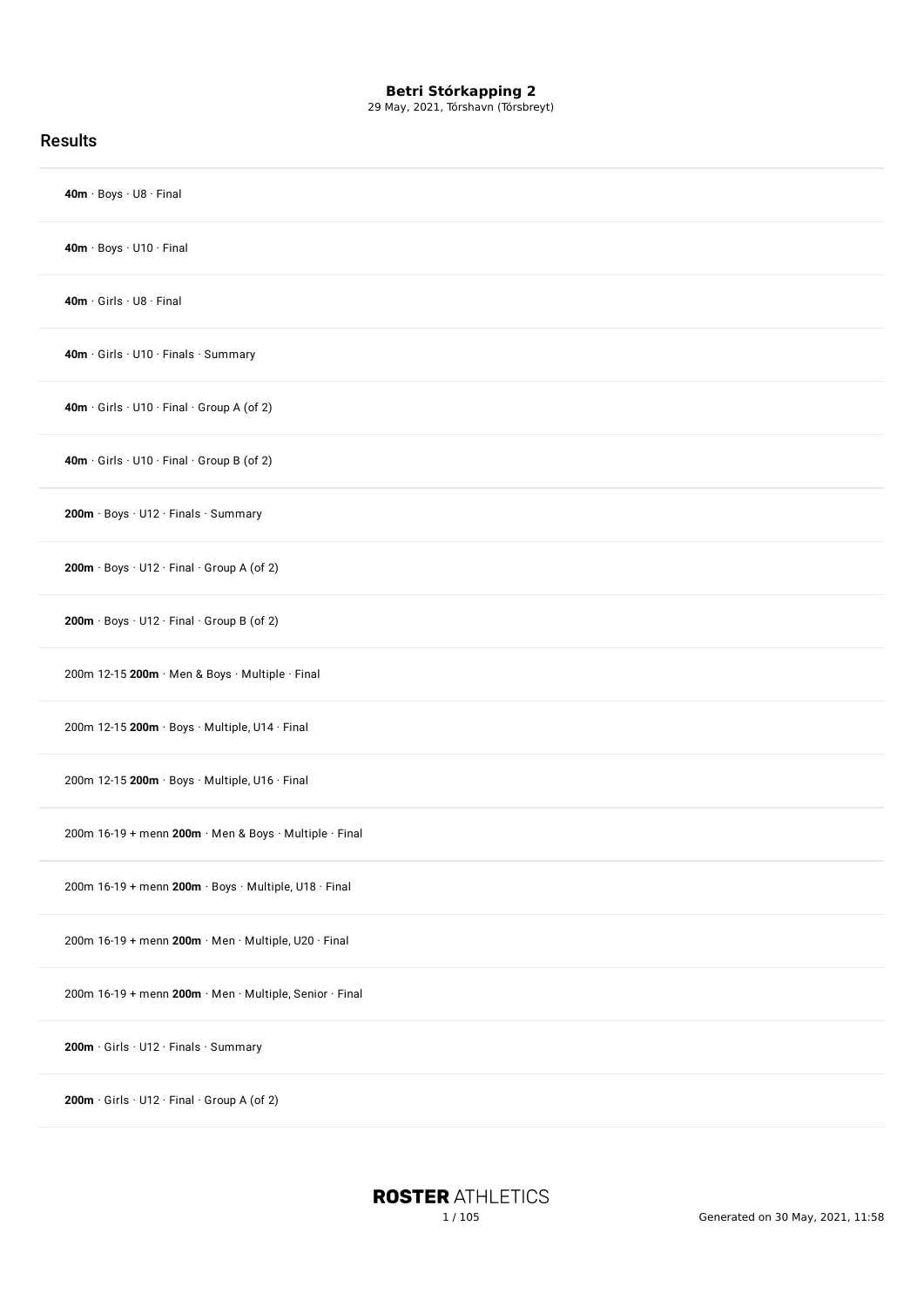**Betri Stórkapping 2**

29 May, 2021, Tórshavn (Tórsbreyt)

## Results

**40m** · Boys · U8 · Final

**40m** · Boys · U10 · Final

**40m** · Girls · U8 · Final

**40m** · Girls · U10 · Finals · Summary

**40m** · Girls · U10 · Final · Group A (of 2)

**40m** · Girls · U10 · Final · Group B (of 2)

**200m** · Boys · U12 · Finals · Summary

**200m** · Boys · U12 · Final · Group A (of 2)

**200m** · Boys · U12 · Final · Group B (of 2)

200m 12-15 **200m** · Men & Boys · Multiple · Final

200m 12-15 **200m** · Boys · Multiple, U14 · Final

200m 12-15 **200m** · Boys · Multiple, U16 · Final

200m 16-19 + menn **200m** · Men & Boys · Multiple · Final

200m 16-19 + menn **200m** · Boys · Multiple, U18 · Final

200m 16-19 + menn **200m** · Men · Multiple, U20 · Final

200m 16-19 + menn **200m** · Men · Multiple, Senior · Final

**200m** · Girls · U12 · Finals · Summary

**200m** · Girls · U12 · Final · Group A (of 2)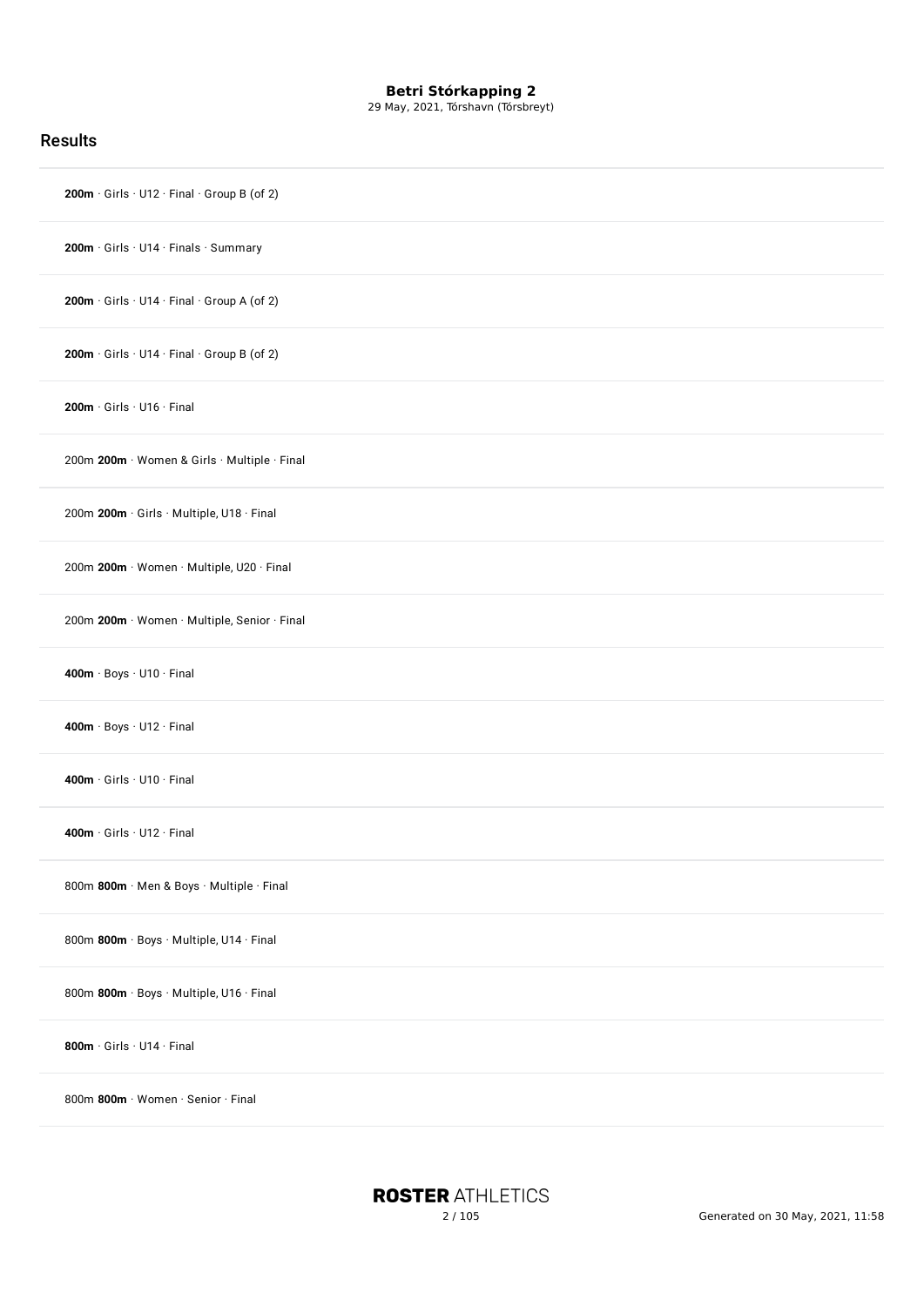## Results

**200m** · Girls · U12 · Final · Group B (of 2)

**200m** · Girls · U14 · Finals · Summary

**200m** · Girls · U14 · Final · Group A (of 2)

**200m** · Girls · U14 · Final · Group B (of 2)

**200m** · Girls · U16 · Final

200m **200m** · Women & Girls · Multiple · Final

200m **200m** · Girls · Multiple, U18 · Final

200m **200m** · Women · Multiple, U20 · Final

200m **200m** · Women · Multiple, Senior · Final

**400m** · Boys · U10 · Final

**400m** · Boys · U12 · Final

**400m** · Girls · U10 · Final

**400m** · Girls · U12 · Final

800m **800m** · Men & Boys · Multiple · Final

800m **800m** · Boys · Multiple, U14 · Final

800m **800m** · Boys · Multiple, U16 · Final

**800m** · Girls · U14 · Final

800m **800m** · Women · Senior · Final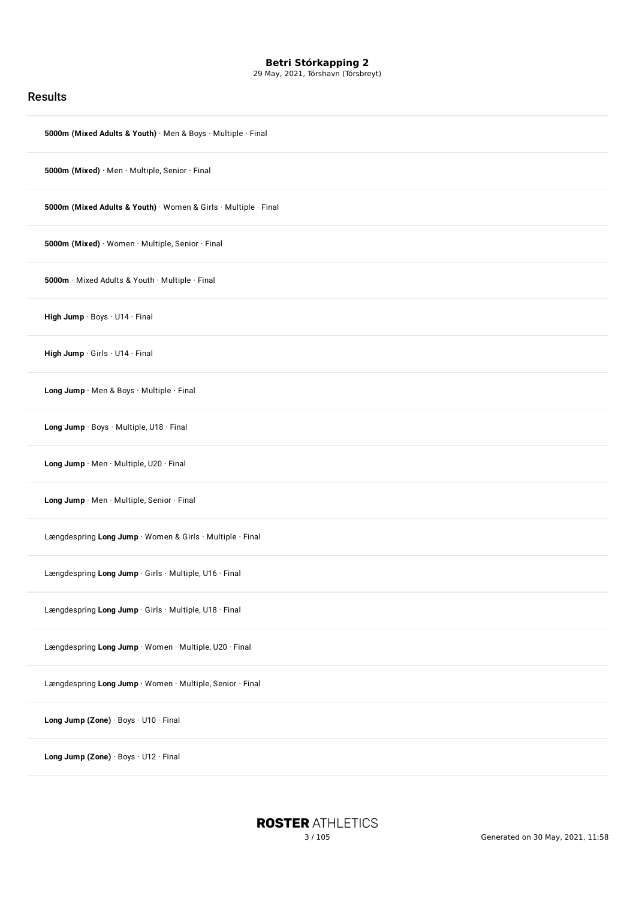**Betri Stórkapping 2**
29 May, 2021, Tórshavn (Tórsbreyt)

## Results

**5000m (Mixed Adults & Youth)** · Men & Boys · Multiple · Final

**5000m (Mixed)** · Men · Multiple, Senior · Final

**5000m (Mixed Adults & Youth)** · Women & Girls · Multiple · Final

**5000m (Mixed)** · Women · Multiple, Senior · Final

**5000m** · Mixed Adults & Youth · Multiple · Final

**High Jump** · Boys · U14 · Final

**High Jump** · Girls · U14 · Final

**Long Jump** · Men & Boys · Multiple · Final

**Long Jump** · Boys · Multiple, U18 · Final

**Long Jump** · Men · Multiple, U20 · Final

**Long Jump** · Men · Multiple, Senior · Final

Længdespring **Long Jump** · Women & Girls · Multiple · Final

Længdespring **Long Jump** · Girls · Multiple, U16 · Final

Længdespring **Long Jump** · Girls · Multiple, U18 · Final

Længdespring **Long Jump** · Women · Multiple, U20 · Final

Længdespring **Long Jump** · Women · Multiple, Senior · Final

**Long Jump (Zone)** · Boys · U10 · Final

**Long Jump (Zone)** · Boys · U12 · Final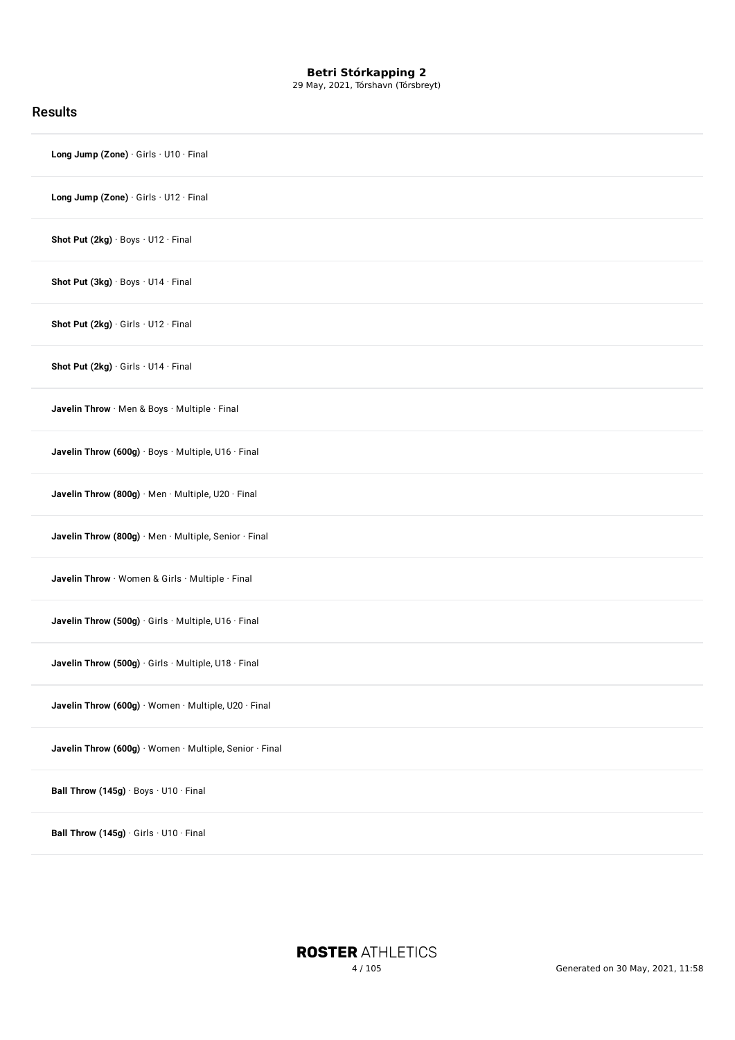## Results

**Long Jump (Zone)** · Girls · U10 · Final

**Long Jump (Zone)** · Girls · U12 · Final

**Shot Put (2kg)** · Boys · U12 · Final

**Shot Put (3kg)** · Boys · U14 · Final

**Shot Put (2kg)** · Girls · U12 · Final

**Shot Put (2kg)** · Girls · U14 · Final

**Javelin Throw** · Men & Boys · Multiple · Final

**Javelin Throw (600g)** · Boys · Multiple, U16 · Final

**Javelin Throw (800g)** · Men · Multiple, U20 · Final

**Javelin Throw (800g)** · Men · Multiple, Senior · Final

**Javelin Throw** · Women & Girls · Multiple · Final

**Javelin Throw (500g)** · Girls · Multiple, U16 · Final

**Javelin Throw (500g)** · Girls · Multiple, U18 · Final

**Javelin Throw (600g)** · Women · Multiple, U20 · Final

**Javelin Throw (600g)** · Women · Multiple, Senior · Final

**Ball Throw (145g)** · Boys · U10 · Final

**Ball Throw (145g)** · Girls · U10 · Final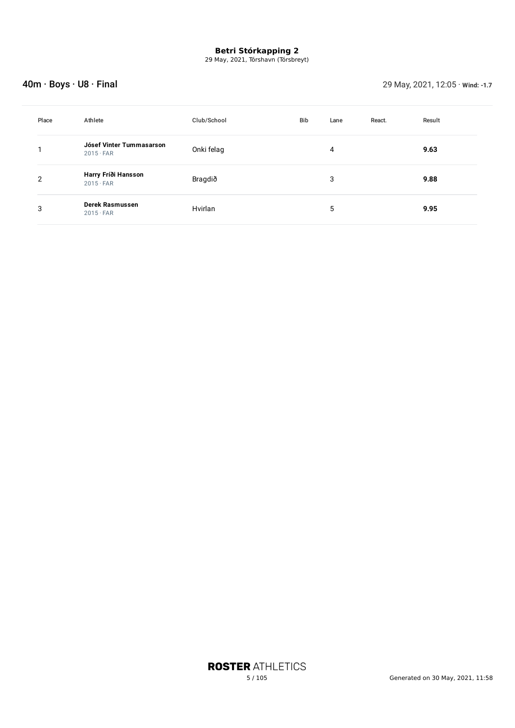**Betri Stórkapping 2**
29 May, 2021, Tórshavn (Tórsbreyt)

## 40m · Boys · U8 · Final

29 May, 2021, 12:05 · **Wind: -1.7**

| Place | Athlete | Club/School | Bib | Lane | React. | Result |
|---|---|---|---|---|---|---|
| 1 | **Jósef Vinter Tummasarson** 2015 · FAR | Onki felag | | 4 | | **9.63** |
| 2 | **Harry Fríði Hansson** 2015 · FAR | Bragdið | | 3 | | **9.88** |
| 3 | **Derek Rasmussen** 2015 · FAR | Hvirlan | | 5 | | **9.95** |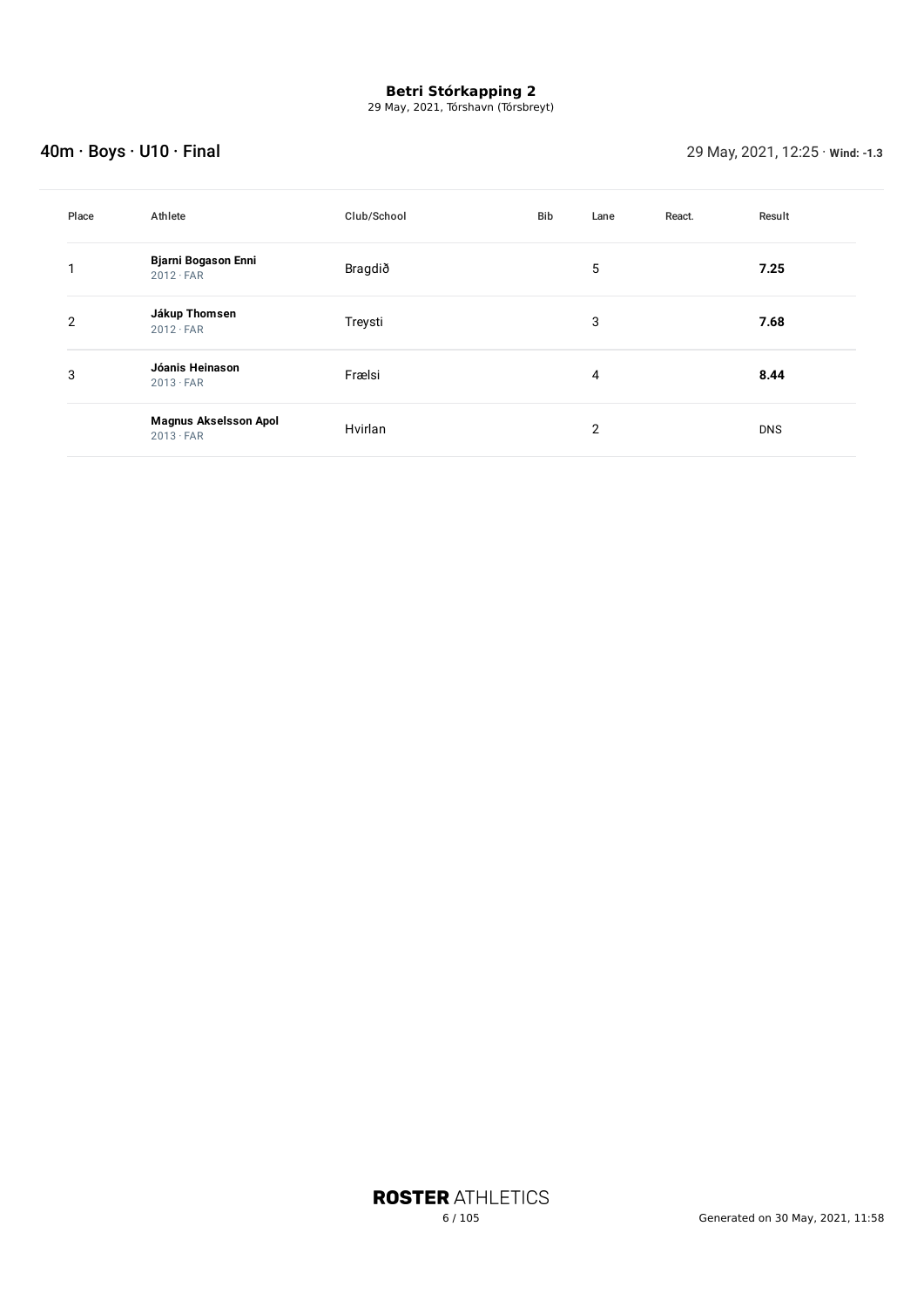# Betri Stórkapping 2

29 May, 2021, Tórshavn (Tórsbreyt)

## 40m · Boys · U10 · Final

29 May, 2021, 12:25 · **Wind: -1.3**

| Place | Athlete | Club/School | Bib | Lane | React. | Result |
|---|---|---|---|---|---|---|
| 1 | **Bjarni Bogason Enni** 2012 · FAR | Bragdið | | 5 | | **7.25** |
| 2 | **Jákup Thomsen** 2012 · FAR | Treysti | | 3 | | **7.68** |
| 3 | **Jóanis Heinason** 2013 · FAR | Frælsi | | 4 | | **8.44** |
| | **Magnus Akselsson Apol** 2013 · FAR | Hvirlan | | 2 | | DNS |

ROSTER ATHLETICS

Generated on 30 May, 2021, 11:58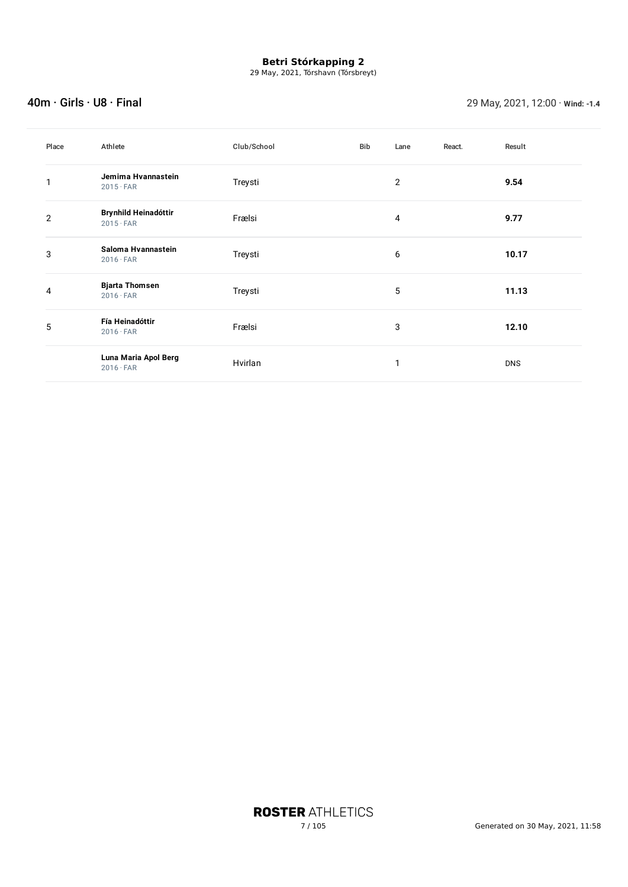**Betri Stórkapping 2**
29 May, 2021, Tórshavn (Tórsbreyt)

## 40m · Girls · U8 · Final

29 May, 2021, 12:00 · **Wind: -1.4**

| Place | Athlete | Club/School | Bib | Lane | React. | Result |
|---|---|---|---|---|---|---|
| 1 | **Jemima Hvannastein** 2015 · FAR | Treysti | | 2 | | **9.54** |
| 2 | **Brynhild Heinadóttir** 2015 · FAR | Frælsi | | 4 | | **9.77** |
| 3 | **Saloma Hvannastein** 2016 · FAR | Treysti | | 6 | | **10.17** |
| 4 | **Bjarta Thomsen** 2016 · FAR | Treysti | | 5 | | **11.13** |
| 5 | **Fía Heinadóttir** 2016 · FAR | Frælsi | | 3 | | **12.10** |
| | **Luna Maria Apol Berg** 2016 · FAR | Hvirlan | | 1 | | DNS |

Generated on 30 May, 2021, 11:58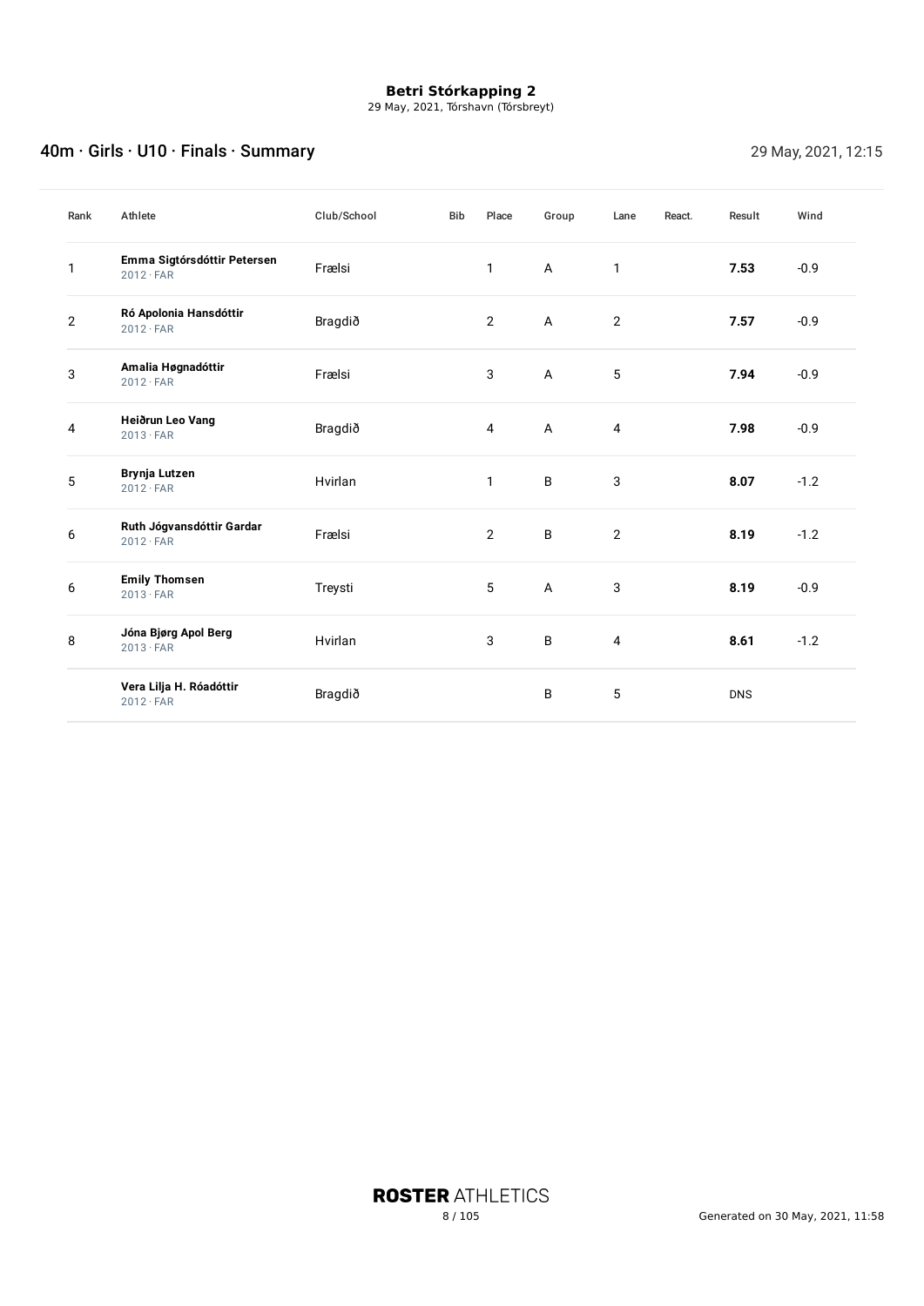**Betri Stórkapping 2**
29 May, 2021, Tórshavn (Tórsbreyt)

## 40m · Girls · U10 · Finals · Summary

29 May, 2021, 12:15

| Rank | Athlete | Club/School | Bib | Place | Group | Lane | React. | Result | Wind |
|---|---|---|---|---|---|---|---|---|---|
| 1 | **Emma Sigtórsdóttir Petersen** 2012 · FAR | Frælsi | | 1 | A | 1 | | **7.53** | -0.9 |
| 2 | **Ró Apolonia Hansdóttir** 2012 · FAR | Bragdið | | 2 | A | 2 | | **7.57** | -0.9 |
| 3 | **Amalia Høgnadóttir** 2012 · FAR | Frælsi | | 3 | A | 5 | | **7.94** | -0.9 |
| 4 | **Heiðrun Leo Vang** 2013 · FAR | Bragdið | | 4 | A | 4 | | **7.98** | -0.9 |
| 5 | **Brynja Lutzen** 2012 · FAR | Hvirlan | | 1 | B | 3 | | **8.07** | -1.2 |
| 6 | **Ruth Jógvansdóttir Gardar** 2012 · FAR | Frælsi | | 2 | B | 2 | | **8.19** | -1.2 |
| 6 | **Emily Thomsen** 2013 · FAR | Treysti | | 5 | A | 3 | | **8.19** | -0.9 |
| 8 | **Jóna Bjørg Apol Berg** 2013 · FAR | Hvirlan | | 3 | B | 4 | | **8.61** | -1.2 |
| | **Vera Lilja H. Róadóttir** 2012 · FAR | Bragdið | | | B | 5 | | DNS | |

Generated on 30 May, 2021, 11:58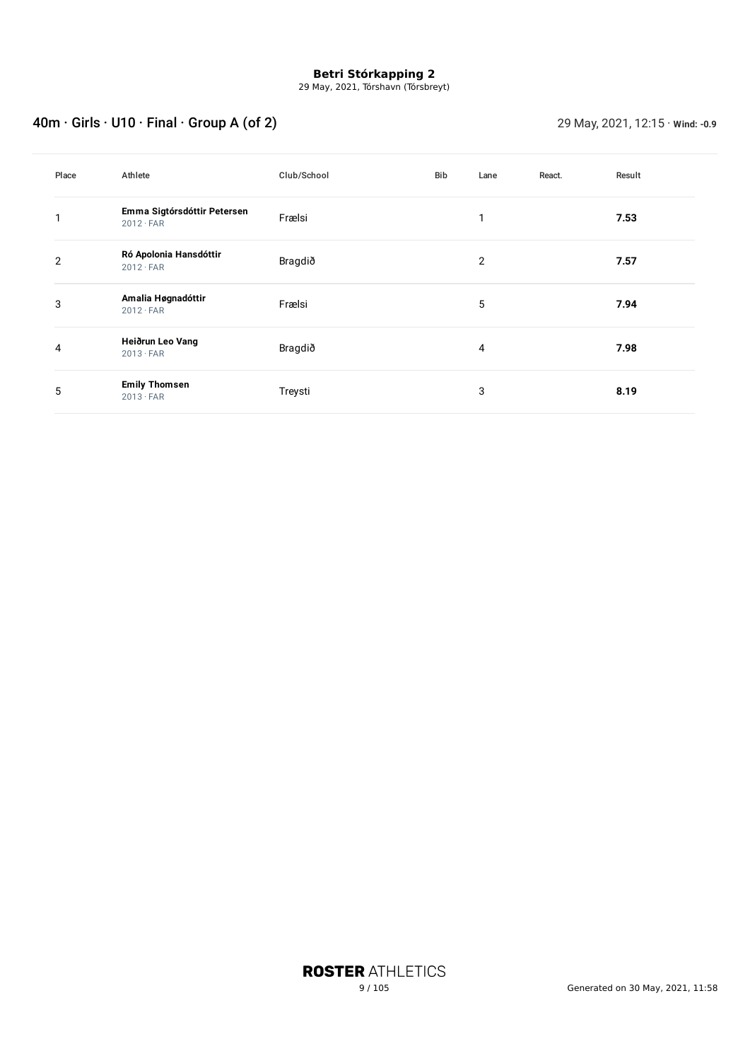**Betri Stórkapping 2**
29 May, 2021, Tórshavn (Tórsbreyt)

## 40m · Girls · U10 · Final · Group A (of 2)

29 May, 2021, 12:15 · **Wind: -0.9**

| Place | Athlete | Club/School | Bib | Lane | React. | Result |
|---|---|---|---|---|---|---|
| 1 | **Emma Sigtórsdóttir Petersen** 2012 · FAR | Frælsi | | 1 | | **7.53** |
| 2 | **Ró Apolonia Hansdóttir** 2012 · FAR | Bragdið | | 2 | | **7.57** |
| 3 | **Amalia Høgnadóttir** 2012 · FAR | Frælsi | | 5 | | **7.94** |
| 4 | **Heiðrun Leo Vang** 2013 · FAR | Bragdið | | 4 | | **7.98** |
| 5 | **Emily Thomsen** 2013 · FAR | Treysti | | 3 | | **8.19** |

Generated on 30 May, 2021, 11:58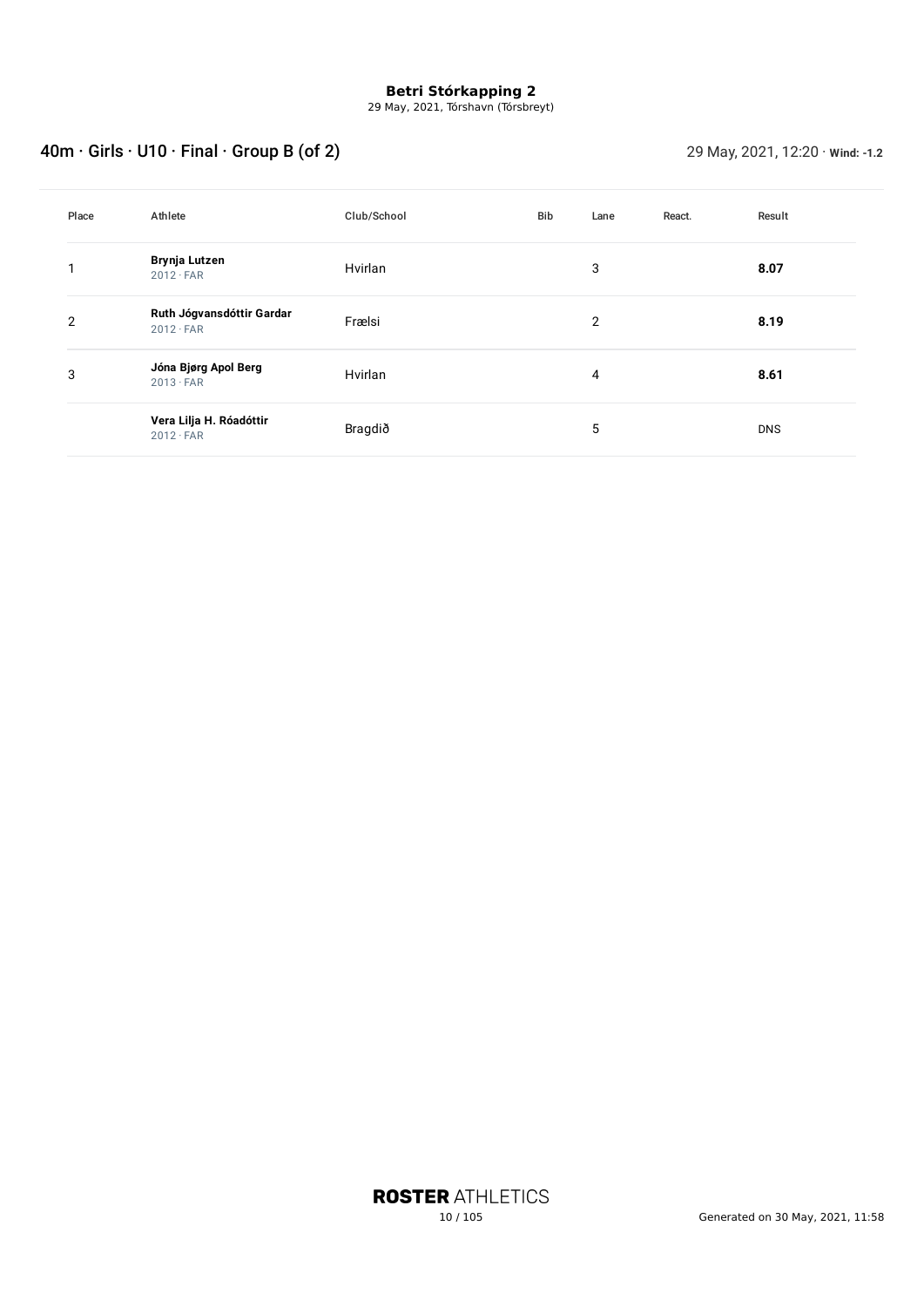**Betri Stórkapping 2**

29 May, 2021, Tórshavn (Tórsbreyt)

## 40m · Girls · U10 · Final · Group B (of 2)

29 May, 2021, 12:20 · **Wind: -1.2**

| Place | Athlete | Club/School | Bib | Lane | React. | Result |
|---|---|---|---|---|---|---|
| 1 | **Brynja Lutzen** 2012 · FAR | Hvirlan | | 3 | | **8.07** |
| 2 | **Ruth Jógvansdóttir Gardar** 2012 · FAR | Frælsi | | 2 | | **8.19** |
| 3 | **Jóna Bjørg Apol Berg** 2013 · FAR | Hvirlan | | 4 | | **8.61** |
| | **Vera Lilja H. Róadóttir** 2012 · FAR | Bragdið | | 5 | | DNS |

**ROSTER** ATHLETICS

Generated on 30 May, 2021, 11:58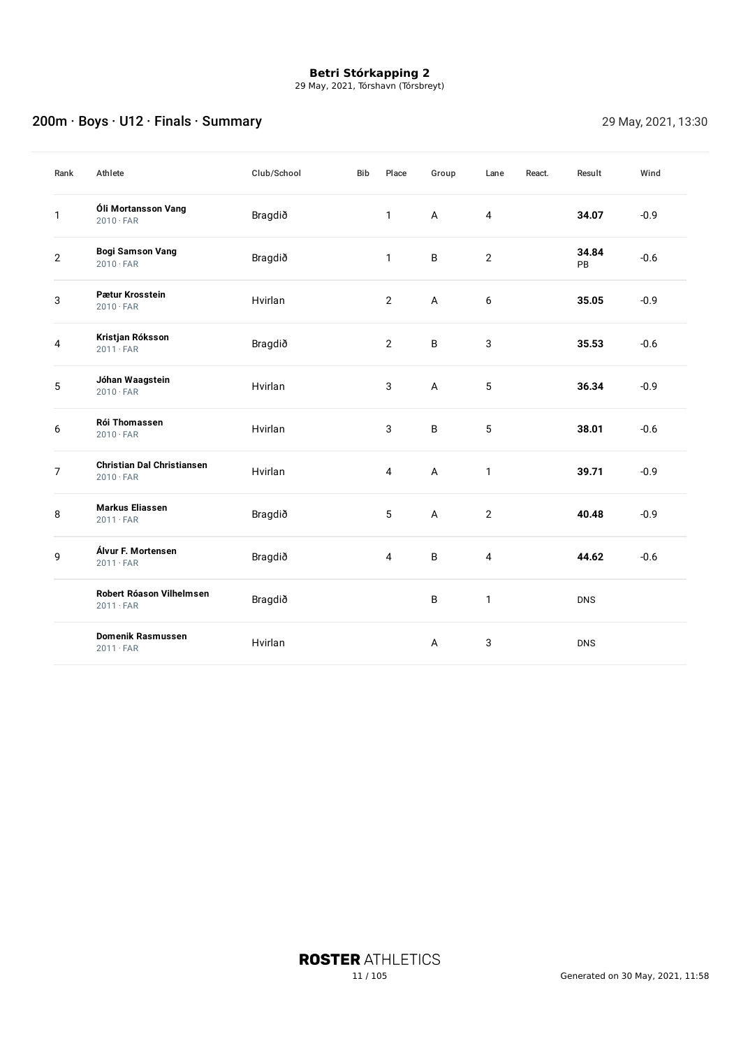**Betri Stórkapping 2**
29 May, 2021, Tórshavn (Tórsbreyt)

## 200m · Boys · U12 · Finals · Summary

29 May, 2021, 13:30

| Rank | Athlete | Club/School | Bib | Place | Group | Lane | React. | Result | Wind |
|---|---|---|---|---|---|---|---|---|---|
| 1 | **Óli Mortansson Vang** 2010 · FAR | Bragdið | | 1 | A | 4 | | **34.07** | -0.9 |
| 2 | **Bogi Samson Vang** 2010 · FAR | Bragdið | | 1 | B | 2 | | **34.84** PB | -0.6 |
| 3 | **Pætur Krosstein** 2010 · FAR | Hvirlan | | 2 | A | 6 | | **35.05** | -0.9 |
| 4 | **Kristjan Róksson** 2011 · FAR | Bragdið | | 2 | B | 3 | | **35.53** | -0.6 |
| 5 | **Jóhan Waagstein** 2010 · FAR | Hvirlan | | 3 | A | 5 | | **36.34** | -0.9 |
| 6 | **Rói Thomassen** 2010 · FAR | Hvirlan | | 3 | B | 5 | | **38.01** | -0.6 |
| 7 | **Christian Dal Christiansen** 2010 · FAR | Hvirlan | | 4 | A | 1 | | **39.71** | -0.9 |
| 8 | **Markus Eliassen** 2011 · FAR | Bragdið | | 5 | A | 2 | | **40.48** | -0.9 |
| 9 | **Álvur F. Mortensen** 2011 · FAR | Bragdið | | 4 | B | 4 | | **44.62** | -0.6 |
| | **Robert Róason Vilhelmsen** 2011 · FAR | Bragdið | | | B | 1 | | DNS | |
| | **Domenik Rasmussen** 2011 · FAR | Hvirlan | | | A | 3 | | DNS | |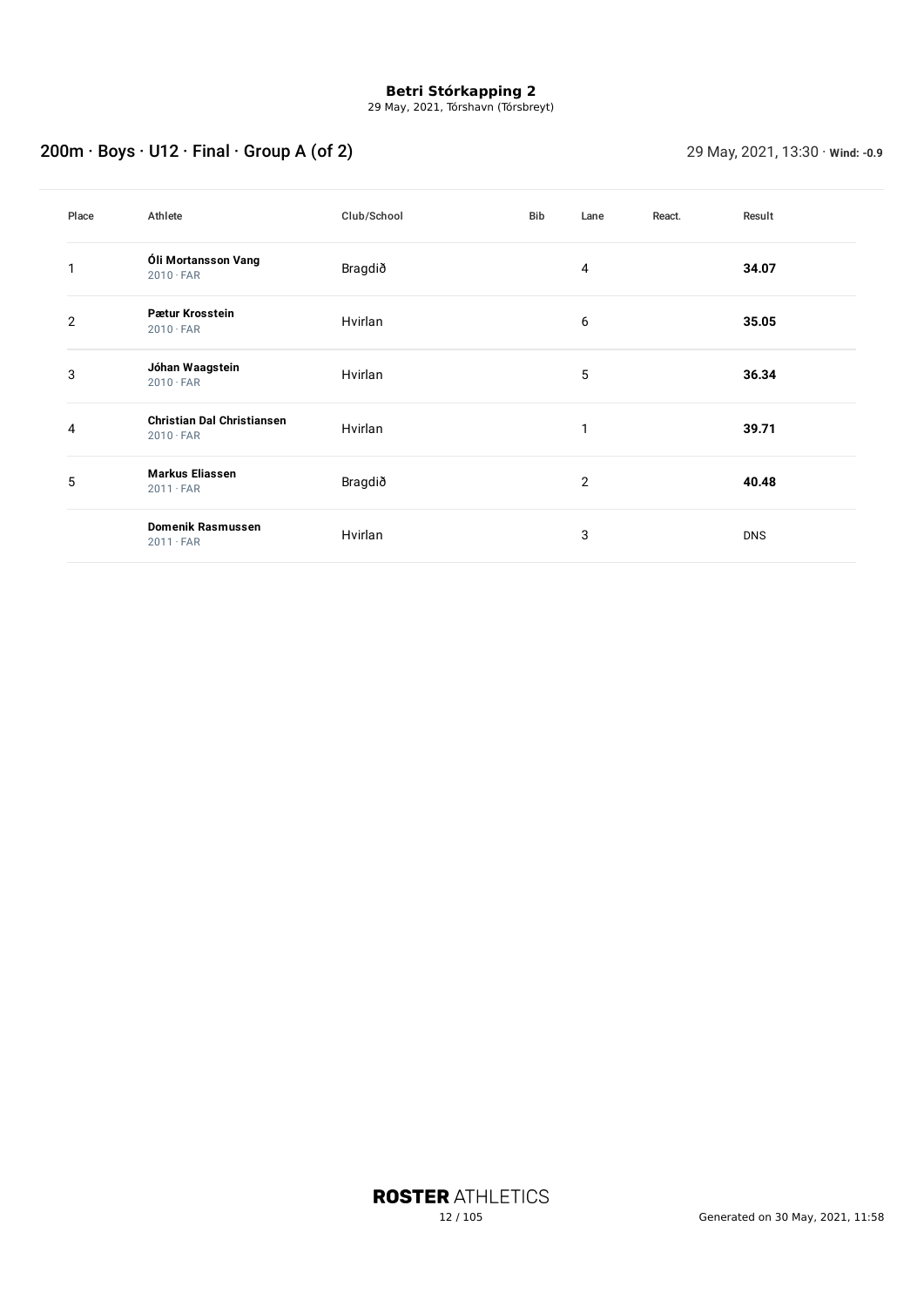# Betri Stórkapping 2

29 May, 2021, Tórshavn (Tórsbreyt)

## 200m · Boys · U12 · Final · Group A (of 2)

29 May, 2021, 13:30 · **Wind: -0.9**

| Place | Athlete | Club/School | Bib | Lane | React. | Result |
|---|---|---|---|---|---|---|
| 1 | **Óli Mortansson Vang** 2010 · FAR | Bragdið | | 4 | | **34.07** |
| 2 | **Pætur Krosstein** 2010 · FAR | Hvirlan | | 6 | | **35.05** |
| 3 | **Jóhan Waagstein** 2010 · FAR | Hvirlan | | 5 | | **36.34** |
| 4 | **Christian Dal Christiansen** 2010 · FAR | Hvirlan | | 1 | | **39.71** |
| 5 | **Markus Eliassen** 2011 · FAR | Bragdið | | 2 | | **40.48** |
| | **Domenik Rasmussen** 2011 · FAR | Hvirlan | | 3 | | DNS |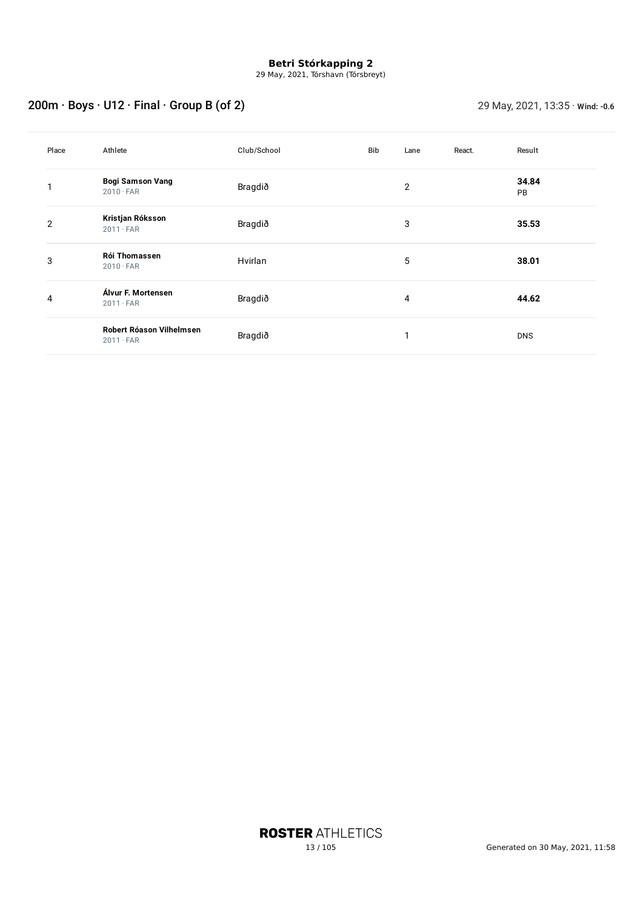**Betri Stórkapping 2**
29 May, 2021, Tórshavn (Tórsbreyt)

## 200m · Boys · U12 · Final · Group B (of 2)

29 May, 2021, 13:35 · **Wind: -0.6**

| Place | Athlete | Club/School | Bib | Lane | React. | Result |
|---|---|---|---|---|---|---|
| 1 | **Bogi Samson Vang** 2010 · FAR | Bragdið | | 2 | | **34.84** PB |
| 2 | **Kristjan Róksson** 2011 · FAR | Bragdið | | 3 | | **35.53** |
| 3 | **Rói Thomassen** 2010 · FAR | Hvirlan | | 5 | | **38.01** |
| 4 | **Álvur F. Mortensen** 2011 · FAR | Bragdið | | 4 | | **44.62** |
| | **Robert Róason Vilhelmsen** 2011 · FAR | Bragdið | | 1 | | DNS |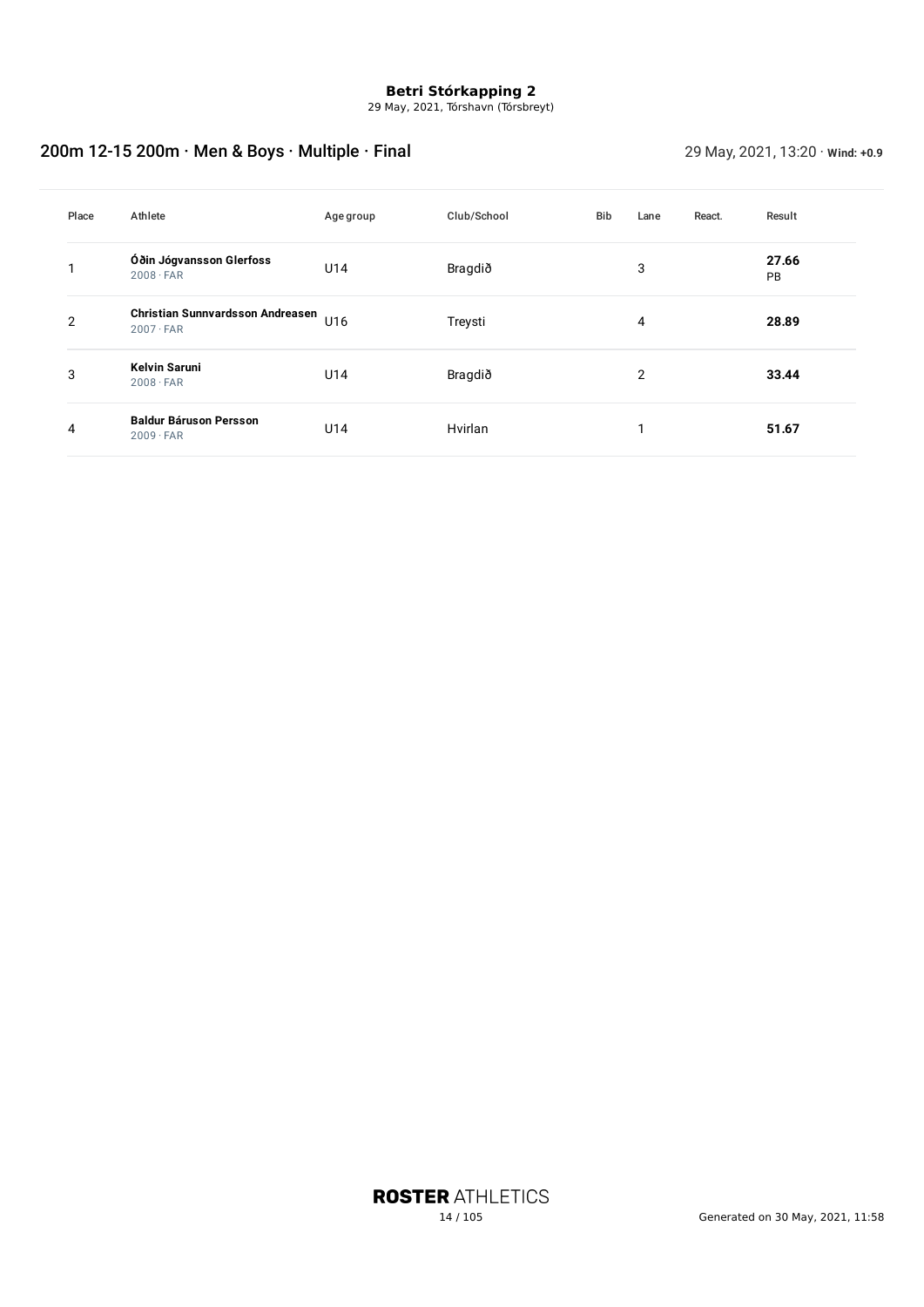**Betri Stórkapping 2**
29 May, 2021, Tórshavn (Tórsbreyt)

## 200m 12-15 200m · Men & Boys · Multiple · Final

29 May, 2021, 13:20 · **Wind: +0.9**

| Place | Athlete | Age group | Club/School | Bib | Lane | React. | Result |
|---|---|---|---|---|---|---|---|
| 1 | **Óðin Jógvansson Glerfoss** 2008 · FAR | U14 | Bragdið | | 3 | | **27.66** PB |
| 2 | **Christian Sunnvardsson Andreasen** 2007 · FAR | U16 | Treysti | | 4 | | **28.89** |
| 3 | **Kelvin Saruni** 2008 · FAR | U14 | Bragdið | | 2 | | **33.44** |
| 4 | **Baldur Báruson Persson** 2009 · FAR | U14 | Hvirlan | | 1 | | **51.67** |

**ROSTER** ATHLETICS

Generated on 30 May, 2021, 11:58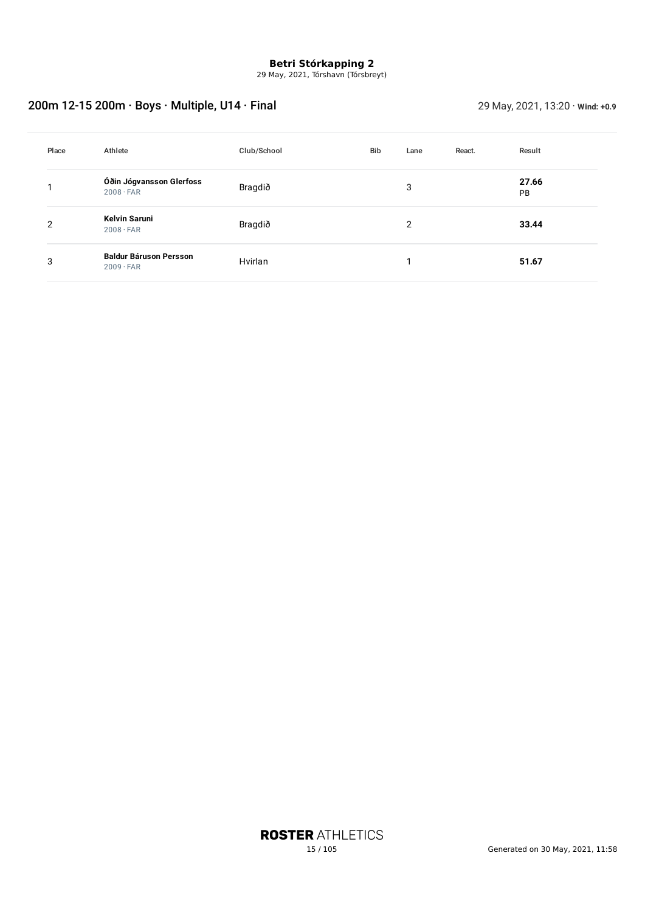**Betri Stórkapping 2**

29 May, 2021, Tórshavn (Tórsbreyt)

## 200m 12-15 200m · Boys · Multiple, U14 · Final

29 May, 2021, 13:20 · **Wind: +0.9**

| Place | Athlete | Club/School | Bib | Lane | React. | Result |
|---|---|---|---|---|---|---|
| 1 | **Óðin Jógvansson Glerfoss**<br>2008 · FAR | Bragdið | | 3 | | **27.66**<br>PB |
| 2 | **Kelvin Saruni**<br>2008 · FAR | Bragdið | | 2 | | **33.44** |
| 3 | **Baldur Báruson Persson**<br>2009 · FAR | Hvirlan | | 1 | | **51.67** |

**ROSTER** ATHLETICS

Generated on 30 May, 2021, 11:58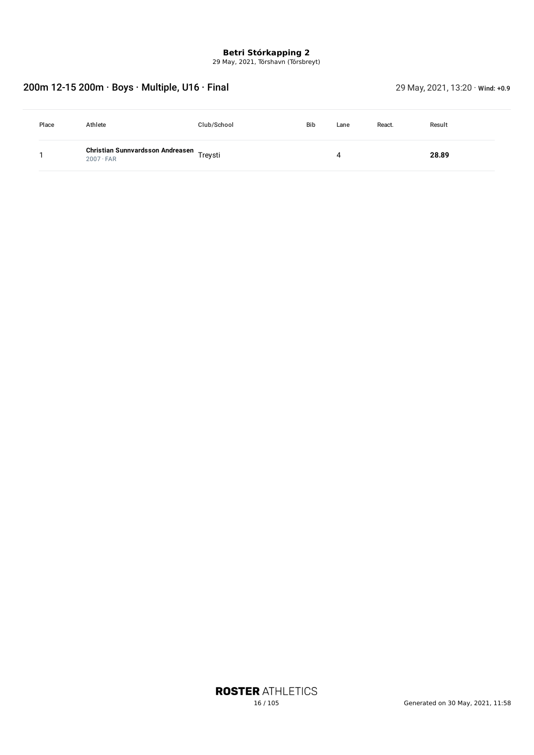**Betri Stórkapping 2**
29 May, 2021, Tórshavn (Tórsbreyt)

## 200m 12-15 200m · Boys · Multiple, U16 · Final

29 May, 2021, 13:20 · **Wind: +0.9**

| Place | Athlete | Club/School | Bib | Lane | React. | Result |
|---|---|---|---|---|---|---|
| 1 | **Christian Sunnvardsson Andreasen** 2007 · FAR | Treysti | | 4 | | **28.89** |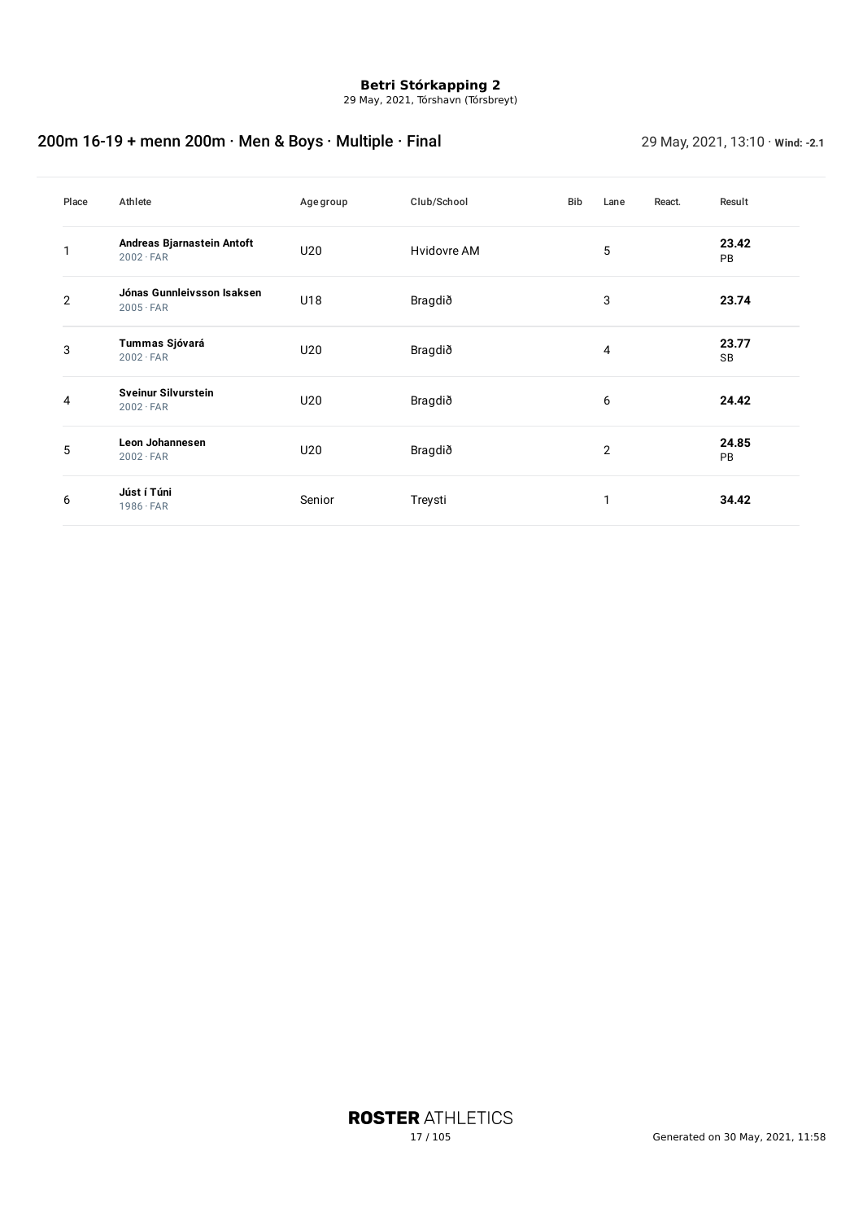**Betri Stórkapping 2**
29 May, 2021, Tórshavn (Tórsbreyt)

## 200m 16-19 + menn 200m · Men & Boys · Multiple · Final

29 May, 2021, 13:10 · **Wind: -2.1**

| Place | Athlete | Age group | Club/School | Bib | Lane | React. | Result |
|---|---|---|---|---|---|---|---|
| 1 | **Andreas Bjarnastein Antoft** 2002 · FAR | U20 | Hvidovre AM | | 5 | | **23.42** PB |
| 2 | **Jónas Gunnleivsson Isaksen** 2005 · FAR | U18 | Bragdið | | 3 | | **23.74** |
| 3 | **Tummas Sjóvará** 2002 · FAR | U20 | Bragdið | | 4 | | **23.77** SB |
| 4 | **Sveinur Silvurstein** 2002 · FAR | U20 | Bragdið | | 6 | | **24.42** |
| 5 | **Leon Johannesen** 2002 · FAR | U20 | Bragdið | | 2 | | **24.85** PB |
| 6 | **Júst í Túni** 1986 · FAR | Senior | Treysti | | 1 | | **34.42** |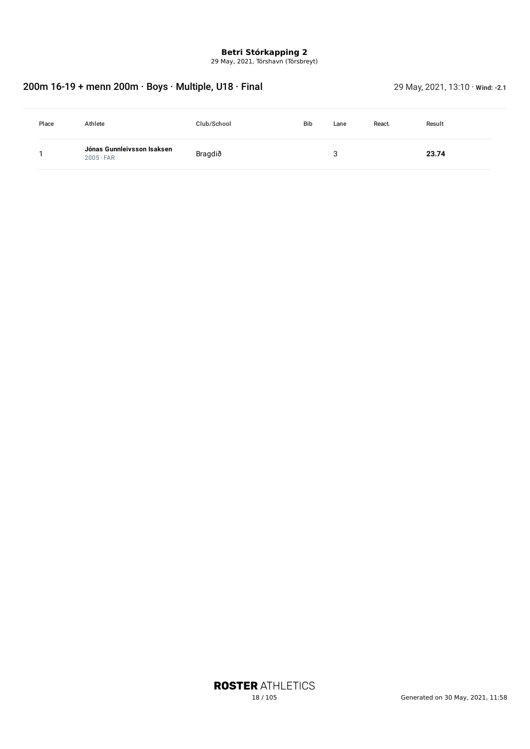# Betri Stórkapping 2

29 May, 2021, Tórshavn (Tórsbreyt)

## 200m 16-19 + menn 200m · Boys · Multiple, U18 · Final

29 May, 2021, 13:10 · **Wind: -2.1**

| Place | Athlete | Club/School | Bib | Lane | React. | Result |
|---|---|---|---|---|---|---|
| 1 | **Jónas Gunnleivsson Isaksen** 2005 · FAR | Bragdið | | 3 | | **23.74** |

ROSTER ATHLETICS

Generated on 30 May, 2021, 11:58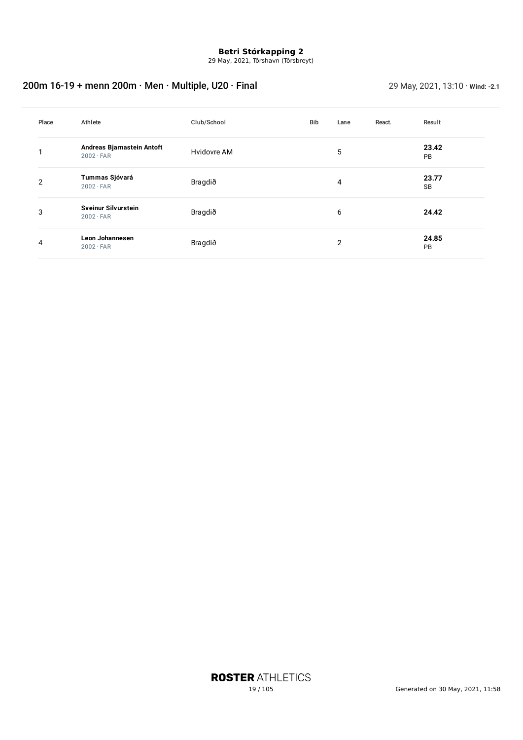**Betri Stórkapping 2**
29 May, 2021, Tórshavn (Tórsbreyt)

## 200m 16-19 + menn 200m · Men · Multiple, U20 · Final

29 May, 2021, 13:10 · **Wind: -2.1**

| Place | Athlete | Club/School | Bib | Lane | React. | Result |
|---|---|---|---|---|---|---|
| 1 | **Andreas Bjarnastein Antoft** 2002 · FAR | Hvidovre AM | | 5 | | **23.42** PB |
| 2 | **Tummas Sjóvará** 2002 · FAR | Bragdið | | 4 | | **23.77** SB |
| 3 | **Sveinur Silvurstein** 2002 · FAR | Bragdið | | 6 | | **24.42** |
| 4 | **Leon Johannesen** 2002 · FAR | Bragdið | | 2 | | **24.85** PB |

Generated on 30 May, 2021, 11:58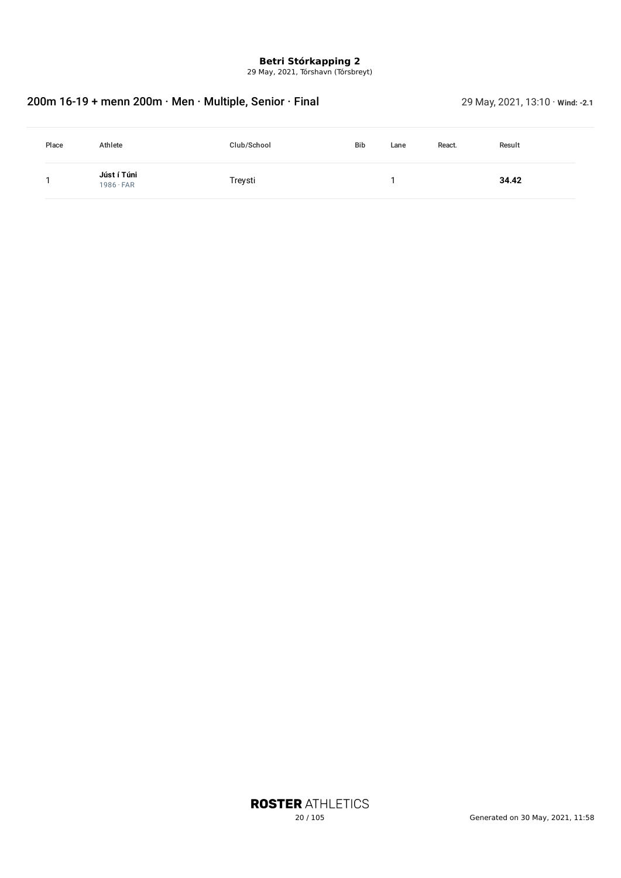**Betri Stórkapping 2**
29 May, 2021, Tórshavn (Tórsbreyt)

## 200m 16-19 + menn 200m · Men · Multiple, Senior · Final

29 May, 2021, 13:10 · **Wind: -2.1**

| Place | Athlete | Club/School | Bib | Lane | React. | Result |
|---|---|---|---|---|---|---|
| 1 | **Júst í Túni** 1986 · FAR | Treysti | | 1 | | **34.42** |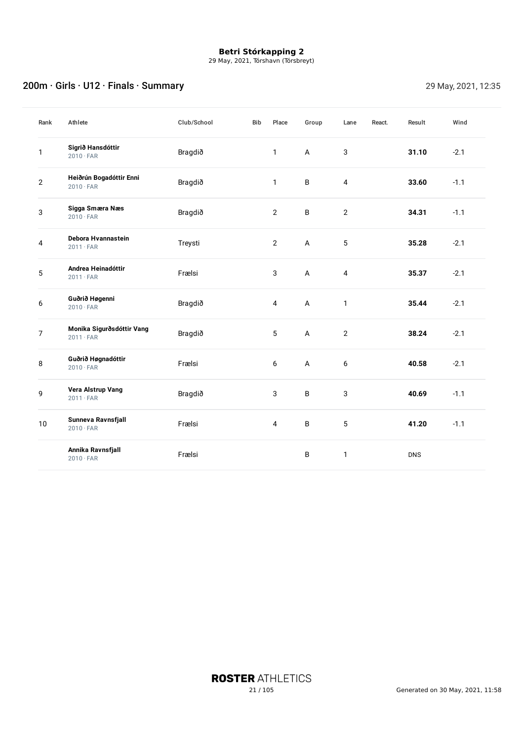**Betri Stórkapping 2**
29 May, 2021, Tórshavn (Tórsbreyt)

## 200m · Girls · U12 · Finals · Summary

29 May, 2021, 12:35

| Rank | Athlete | Club/School | Bib | Place | Group | Lane | React. | Result | Wind |
|---|---|---|---|---|---|---|---|---|---|
| 1 | **Sigrið Hansdóttir** 2010 · FAR | Bragdið | | 1 | A | 3 | | **31.10** | -2.1 |
| 2 | **Heiðrún Bogadóttir Enni** 2010 · FAR | Bragdið | | 1 | B | 4 | | **33.60** | -1.1 |
| 3 | **Sigga Smæra Næs** 2010 · FAR | Bragdið | | 2 | B | 2 | | **34.31** | -1.1 |
| 4 | **Debora Hvannastein** 2011 · FAR | Treysti | | 2 | A | 5 | | **35.28** | -2.1 |
| 5 | **Andrea Heinadóttir** 2011 · FAR | Frælsi | | 3 | A | 4 | | **35.37** | -2.1 |
| 6 | **Guðrið Høgenni** 2010 · FAR | Bragdið | | 4 | A | 1 | | **35.44** | -2.1 |
| 7 | **Monika Sigurðsdóttir Vang** 2011 · FAR | Bragdið | | 5 | A | 2 | | **38.24** | -2.1 |
| 8 | **Guðrið Høgnadóttir** 2010 · FAR | Frælsi | | 6 | A | 6 | | **40.58** | -2.1 |
| 9 | **Vera Alstrup Vang** 2011 · FAR | Bragdið | | 3 | B | 3 | | **40.69** | -1.1 |
| 10 | **Sunneva Ravnsfjall** 2010 · FAR | Frælsi | | 4 | B | 5 | | **41.20** | -1.1 |
| | **Annika Ravnsfjall** 2010 · FAR | Frælsi | | | B | 1 | | DNS | |

**ROSTER** ATHLETICS

Generated on 30 May, 2021, 11:58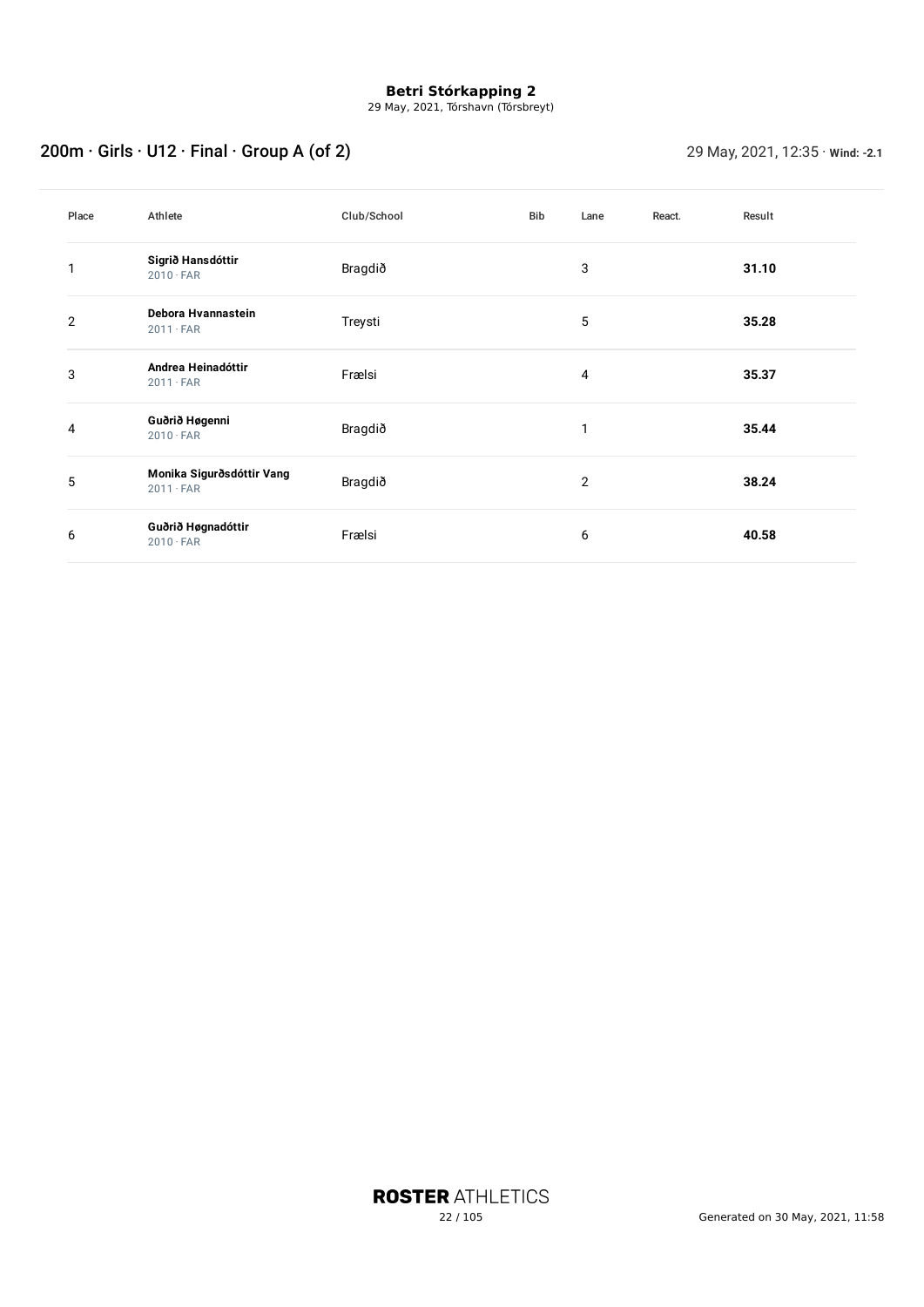**Betri Stórkapping 2**
29 May, 2021, Tórshavn (Tórsbreyt)

## 200m · Girls · U12 · Final · Group A (of 2)

29 May, 2021, 12:35 · **Wind: -2.1**

| Place | Athlete | Club/School | Bib | Lane | React. | Result |
|---|---|---|---|---|---|---|
| 1 | **Sigrið Hansdóttir**<br>2010 · FAR | Bragdið | | 3 | | **31.10** |
| 2 | **Debora Hvannastein**<br>2011 · FAR | Treysti | | 5 | | **35.28** |
| 3 | **Andrea Heinadóttir**<br>2011 · FAR | Frælsi | | 4 | | **35.37** |
| 4 | **Guðrið Høgenni**<br>2010 · FAR | Bragdið | | 1 | | **35.44** |
| 5 | **Monika Sigurðsdóttir Vang**<br>2011 · FAR | Bragdið | | 2 | | **38.24** |
| 6 | **Guðrið Høgnadóttir**<br>2010 · FAR | Frælsi | | 6 | | **40.58** |

**ROSTER** ATHLETICS

Generated on 30 May, 2021, 11:58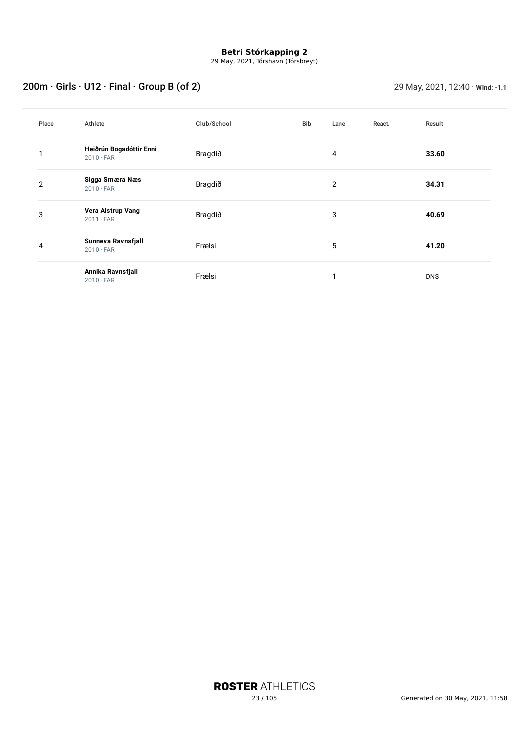**Betri Stórkapping 2**
29 May, 2021, Tórshavn (Tórsbreyt)

## 200m · Girls · U12 · Final · Group B (of 2)

29 May, 2021, 12:40 · **Wind: -1.1**

| Place | Athlete | Club/School | Bib | Lane | React. | Result |
|---|---|---|---|---|---|---|
| 1 | **Heiðrún Bogadóttir Enni** 2010 · FAR | Bragdið | | 4 | | **33.60** |
| 2 | **Sigga Smæra Næs** 2010 · FAR | Bragdið | | 2 | | **34.31** |
| 3 | **Vera Alstrup Vang** 2011 · FAR | Bragdið | | 3 | | **40.69** |
| 4 | **Sunneva Ravnsfjall** 2010 · FAR | Frælsi | | 5 | | **41.20** |
| | **Annika Ravnsfjall** 2010 · FAR | Frælsi | | 1 | | DNS |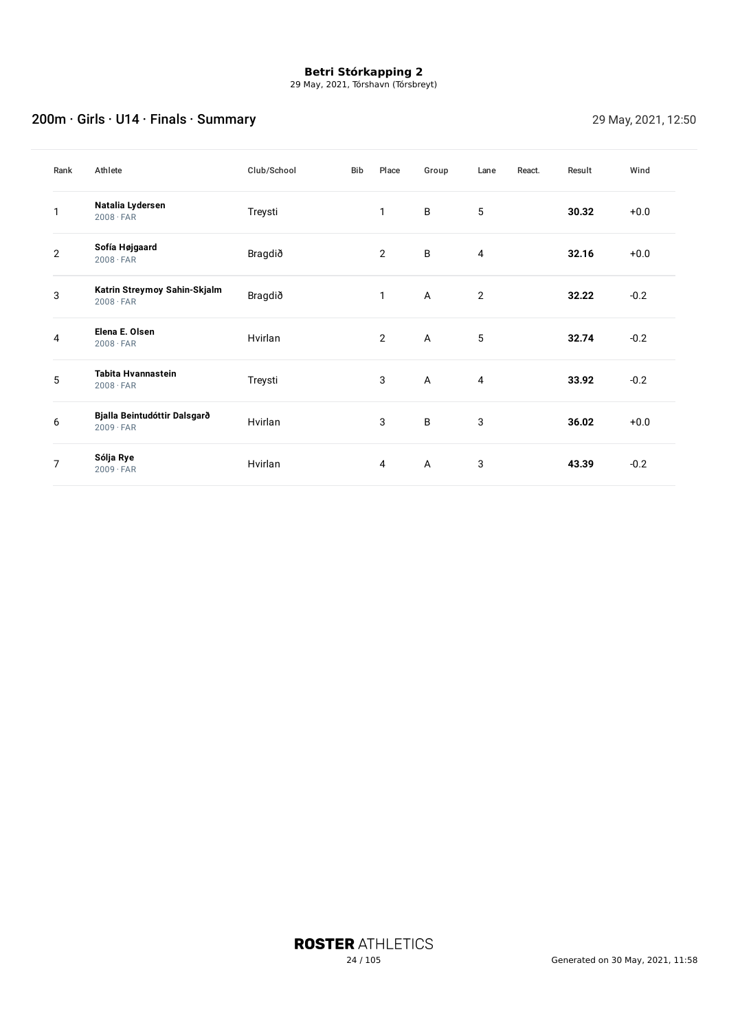**Betri Stórkapping 2**
29 May, 2021, Tórshavn (Tórsbreyt)

## 200m · Girls · U14 · Finals · Summary

29 May, 2021, 12:50

| Rank | Athlete | Club/School | Bib | Place | Group | Lane | React. | Result | Wind |
|---|---|---|---|---|---|---|---|---|---|
| 1 | **Natalia Lydersen** 2008 · FAR | Treysti | | 1 | B | 5 | | **30.32** | +0.0 |
| 2 | **Sofía Højgaard** 2008 · FAR | Bragdið | | 2 | B | 4 | | **32.16** | +0.0 |
| 3 | **Katrin Streymoy Sahin-Skjalm** 2008 · FAR | Bragdið | | 1 | A | 2 | | **32.22** | -0.2 |
| 4 | **Elena E. Olsen** 2008 · FAR | Hvirlan | | 2 | A | 5 | | **32.74** | -0.2 |
| 5 | **Tabita Hvannastein** 2008 · FAR | Treysti | | 3 | A | 4 | | **33.92** | -0.2 |
| 6 | **Bjalla Beintudóttir Dalsgarð** 2009 · FAR | Hvirlan | | 3 | B | 3 | | **36.02** | +0.0 |
| 7 | **Sólja Rye** 2009 · FAR | Hvirlan | | 4 | A | 3 | | **43.39** | -0.2 |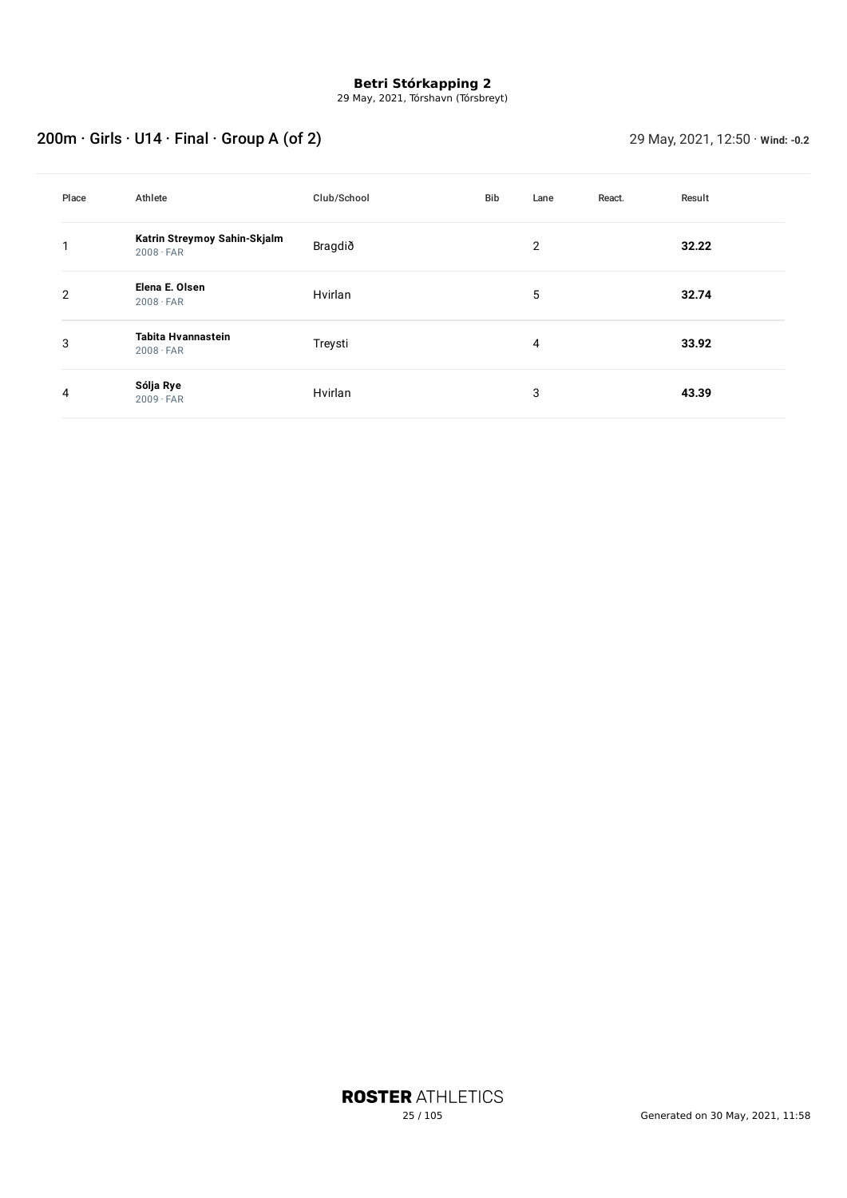**Betri Stórkapping 2**
29 May, 2021, Tórshavn (Tórsbreyt)

## 200m · Girls · U14 · Final · Group A (of 2)

29 May, 2021, 12:50 · **Wind: -0.2**

| Place | Athlete | Club/School | Bib | Lane | React. | Result |
|---|---|---|---|---|---|---|
| 1 | **Katrin Streymoy Sahin-Skjalm** 2008 · FAR | Bragdið | | 2 | | **32.22** |
| 2 | **Elena E. Olsen** 2008 · FAR | Hvirlan | | 5 | | **32.74** |
| 3 | **Tabita Hvannastein** 2008 · FAR | Treysti | | 4 | | **33.92** |
| 4 | **Sólja Rye** 2009 · FAR | Hvirlan | | 3 | | **43.39** |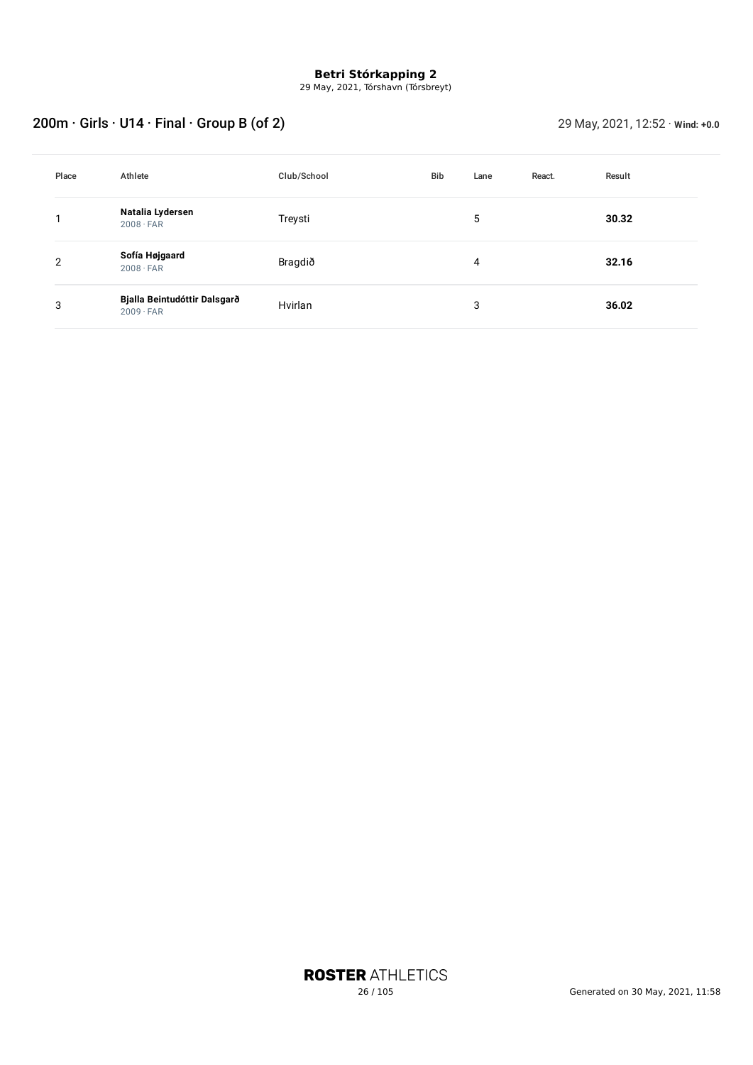**Betri Stórkapping 2**
29 May, 2021, Tórshavn (Tórsbreyt)

## 200m · Girls · U14 · Final · Group B (of 2)

29 May, 2021, 12:52 · **Wind: +0.0**

| Place | Athlete | Club/School | Bib | Lane | React. | Result |
|---|---|---|---|---|---|---|
| 1 | **Natalia Lydersen** 2008 · FAR | Treysti | | 5 | | **30.32** |
| 2 | **Sofía Højgaard** 2008 · FAR | Bragdið | | 4 | | **32.16** |
| 3 | **Bjalla Beintudóttir Dalsgarð** 2009 · FAR | Hvirlan | | 3 | | **36.02** |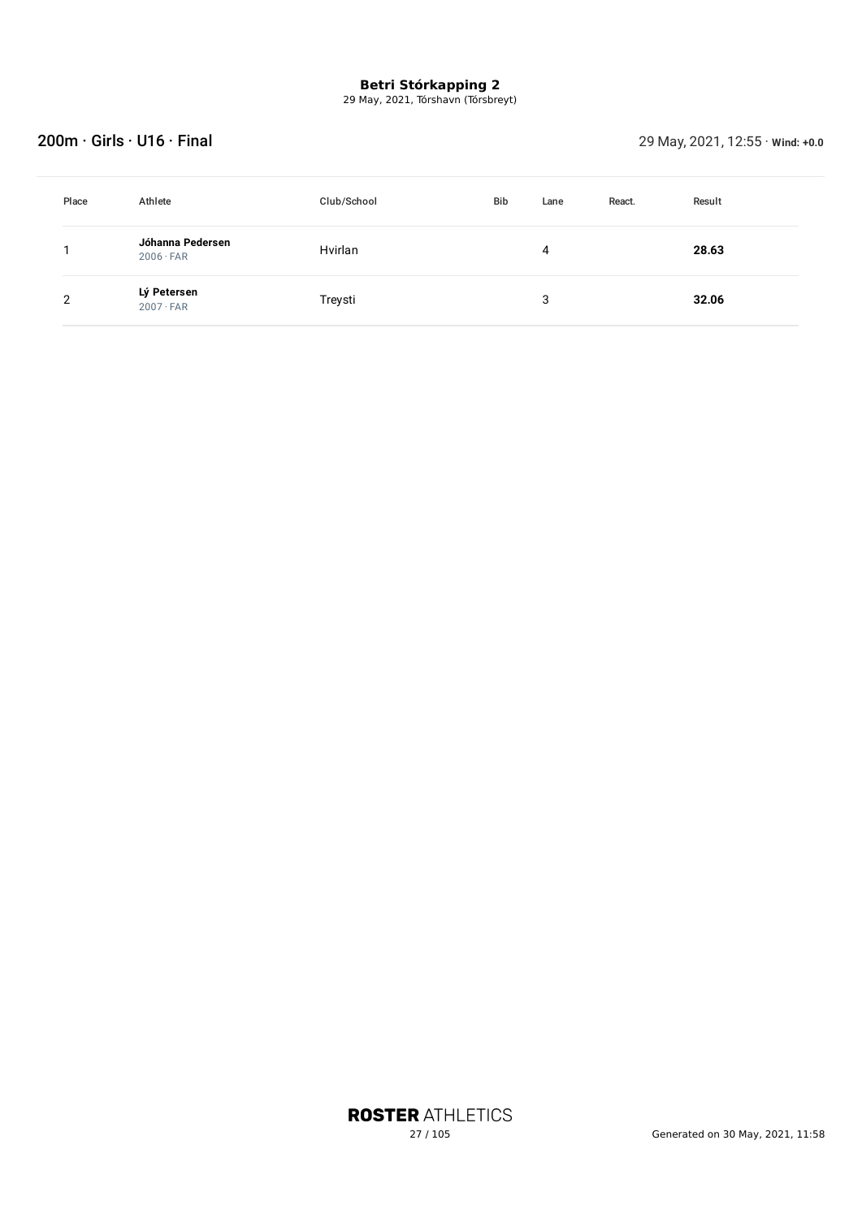# Betri Stórkapping 2

29 May, 2021, Tórshavn (Tórsbreyt)

## 200m · Girls · U16 · Final

29 May, 2021, 12:55 · **Wind: +0.0**

| Place | Athlete | Club/School | Bib | Lane | React. | Result |
|---|---|---|---|---|---|---|
| 1 | **Jóhanna Pedersen** 2006 · FAR | Hvirlan | | 4 | | **28.63** |
| 2 | **Lý Petersen** 2007 · FAR | Treysti | | 3 | | **32.06** |

**ROSTER** ATHLETICS

Generated on 30 May, 2021, 11:58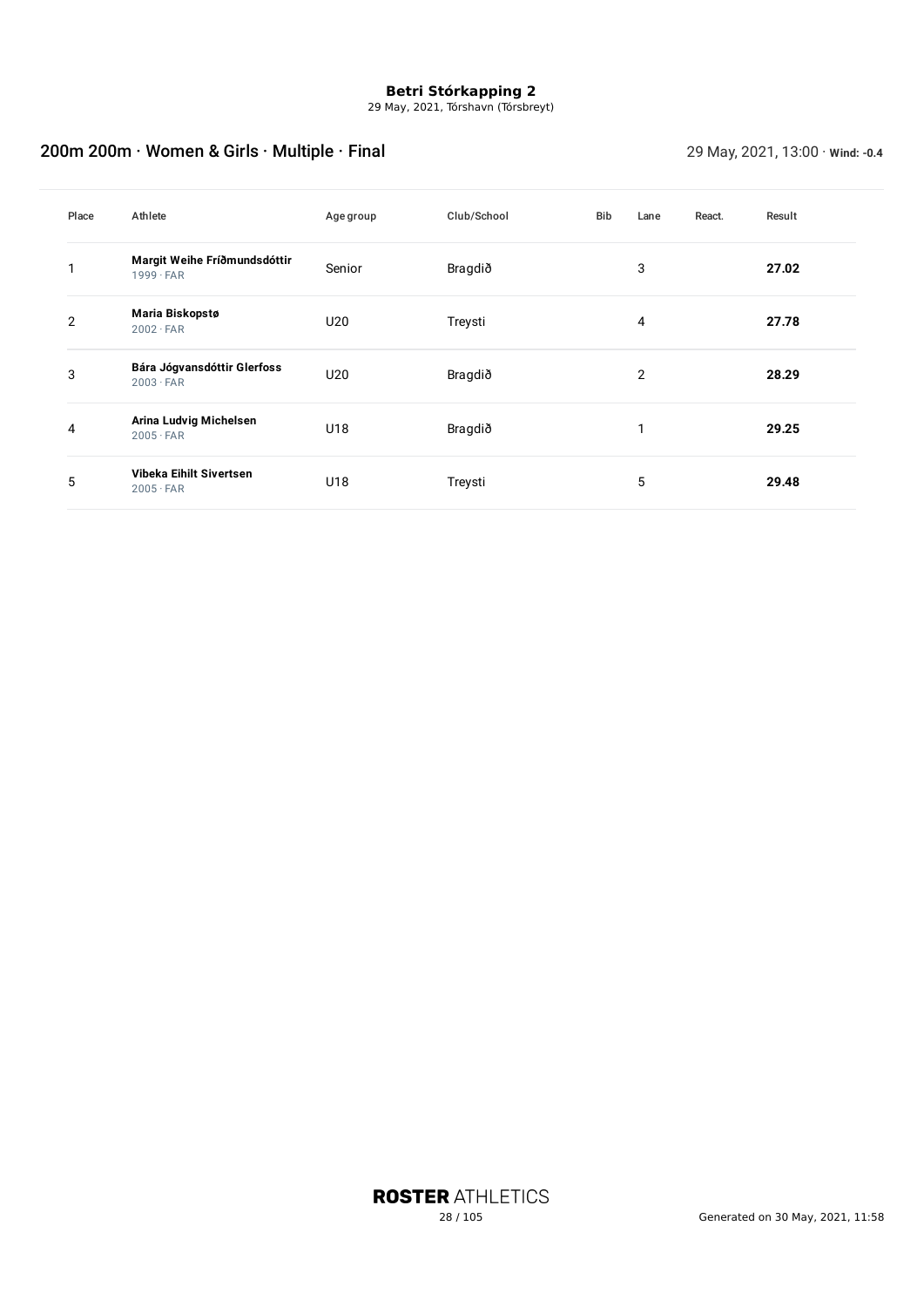**Betri Stórkapping 2**
29 May, 2021, Tórshavn (Tórsbreyt)

## 200m 200m · Women & Girls · Multiple · Final

29 May, 2021, 13:00 · **Wind: -0.4**

| Place | Athlete | Age group | Club/School | Bib | Lane | React. | Result |
|---|---|---|---|---|---|---|---|
| 1 | **Margit Weihe Fríðmundsdóttir** 1999 · FAR | Senior | Bragdið | | 3 | | **27.02** |
| 2 | **Maria Biskopstø** 2002 · FAR | U20 | Treysti | | 4 | | **27.78** |
| 3 | **Bára Jógvansdóttir Glerfoss** 2003 · FAR | U20 | Bragdið | | 2 | | **28.29** |
| 4 | **Arina Ludvig Michelsen** 2005 · FAR | U18 | Bragdið | | 1 | | **29.25** |
| 5 | **Vibeka Eihilt Sivertsen** 2005 · FAR | U18 | Treysti | | 5 | | **29.48** |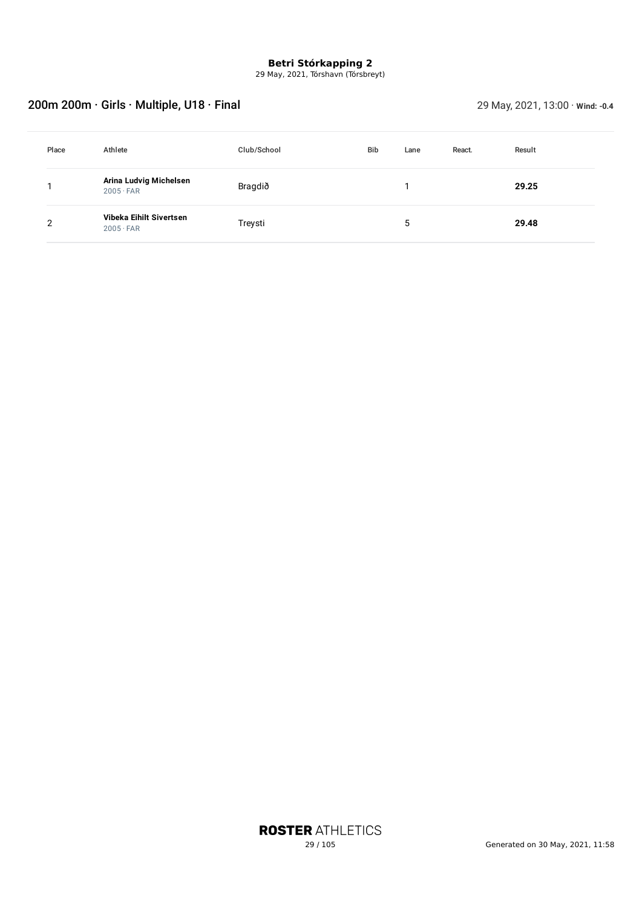**Betri Stórkapping 2**
29 May, 2021, Tórshavn (Tórsbreyt)

## 200m 200m · Girls · Multiple, U18 · Final

29 May, 2021, 13:00 · **Wind: -0.4**

| Place | Athlete | Club/School | Bib | Lane | React. | Result |
|---|---|---|---|---|---|---|
| 1 | **Arina Ludvig Michelsen** 2005 · FAR | Bragdið | | 1 | | **29.25** |
| 2 | **Vibeka Eihilt Sivertsen** 2005 · FAR | Treysti | | 5 | | **29.48** |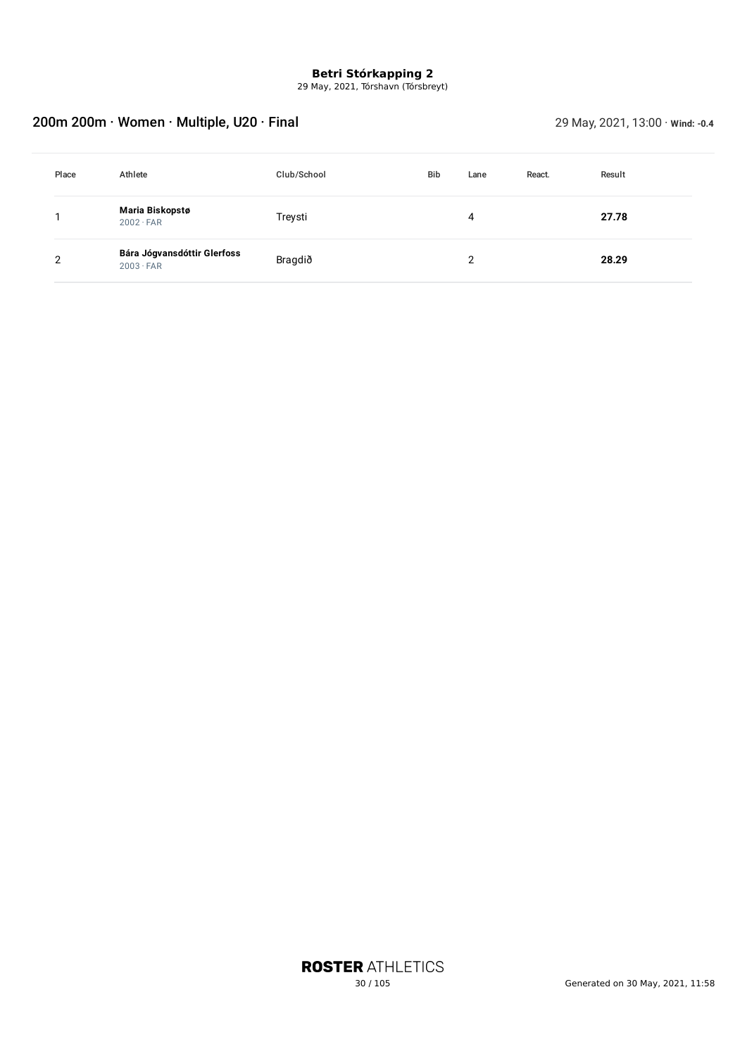**Betri Stórkapping 2**
29 May, 2021, Tórshavn (Tórsbreyt)

## 200m 200m · Women · Multiple, U20 · Final

29 May, 2021, 13:00 · **Wind: -0.4**

| Place | Athlete | Club/School | Bib | Lane | React. | Result |
|---|---|---|---|---|---|---|
| 1 | **Maria Biskopstø** 2002 · FAR | Treysti | | 4 | | **27.78** |
| 2 | **Bára Jógvansdóttir Glerfoss** 2003 · FAR | Bragdið | | 2 | | **28.29** |

Generated on 30 May, 2021, 11:58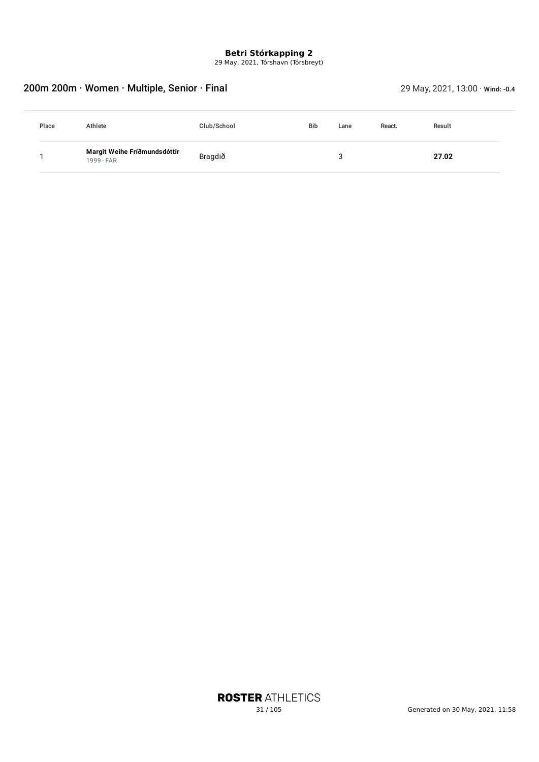**Betri Stórkapping 2**
29 May, 2021, Tórshavn (Tórsbreyt)

## 200m 200m · Women · Multiple, Senior · Final

29 May, 2021, 13:00 · **Wind: -0.4**

| Place | Athlete | Club/School | Bib | Lane | React. | Result |
|---|---|---|---|---|---|---|
| 1 | **Margit Weihe Fríðmundsdóttir** 1999 · FAR | Bragdið | | 3 | | **27.02** |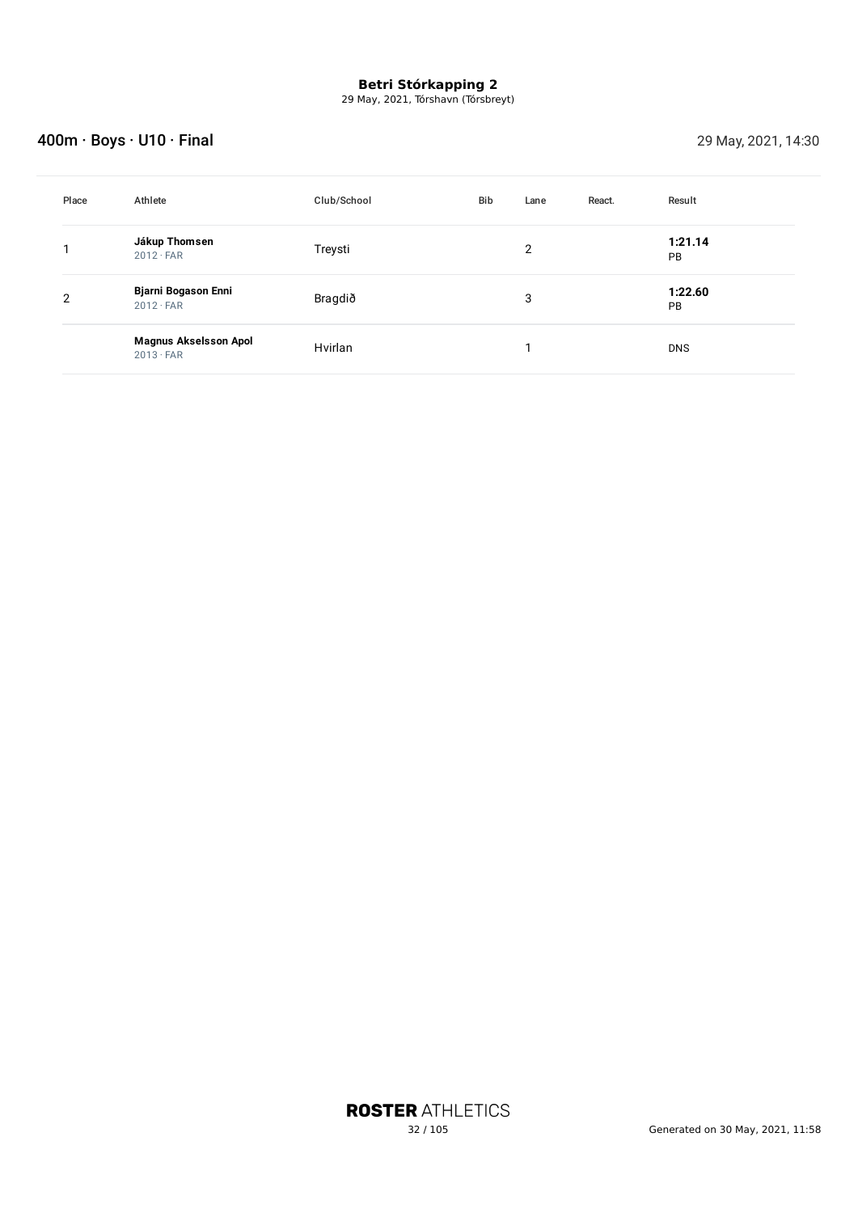**Betri Stórkapping 2**
29 May, 2021, Tórshavn (Tórsbreyt)

## 400m · Boys · U10 · Final

29 May, 2021, 14:30

| Place | Athlete | Club/School | Bib | Lane | React. | Result |
|---|---|---|---|---|---|---|
| 1 | **Jákup Thomsen** 2012 · FAR | Treysti | | 2 | | **1:21.14** PB |
| 2 | **Bjarni Bogason Enni** 2012 · FAR | Bragdið | | 3 | | **1:22.60** PB |
| | **Magnus Akselsson Apol** 2013 · FAR | Hvirlan | | 1 | | DNS |

**ROSTER** ATHLETICS

Generated on 30 May, 2021, 11:58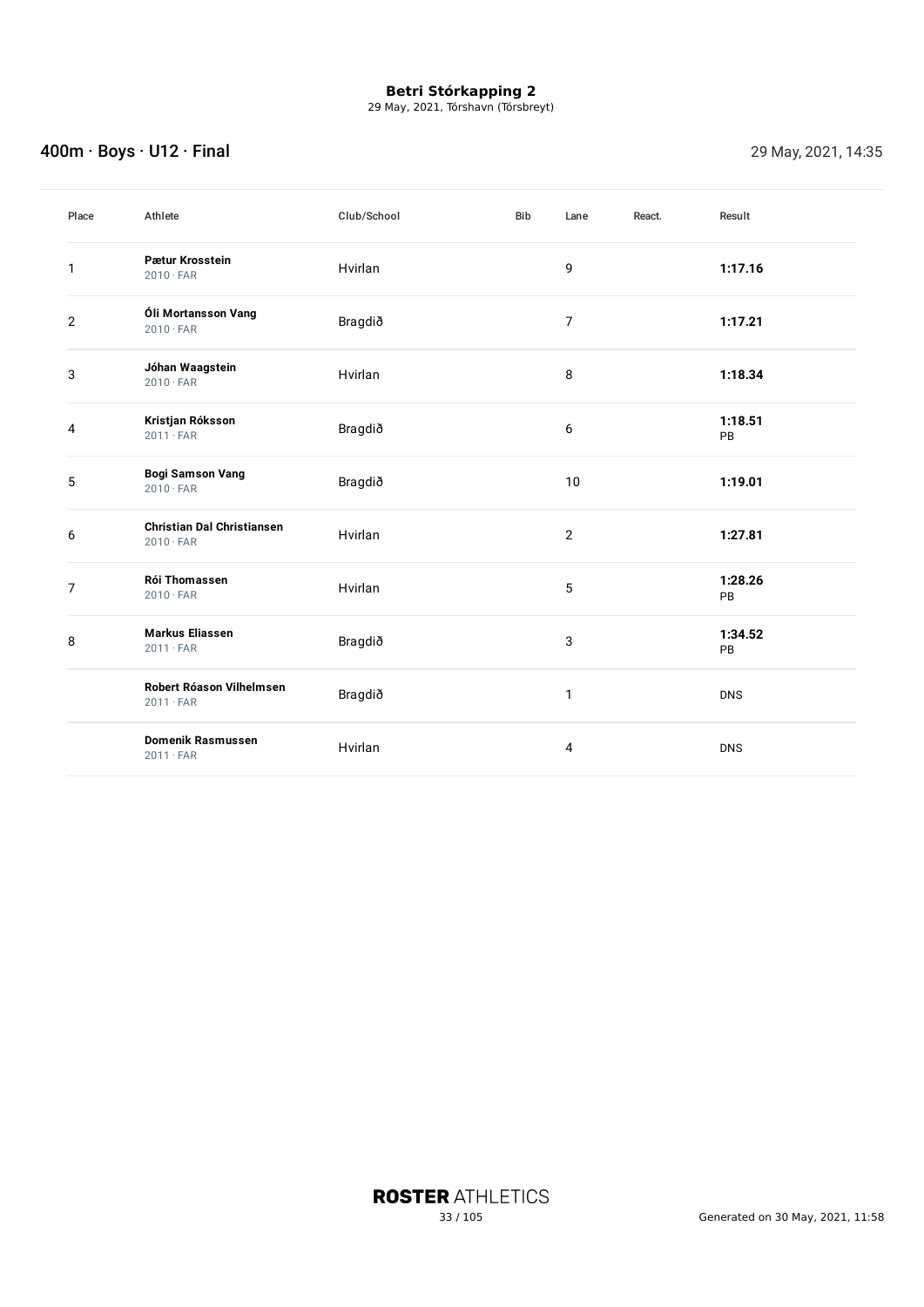**Betri Stórkapping 2**
29 May, 2021, Tórshavn (Tórsbreyt)

## 400m · Boys · U12 · Final

29 May, 2021, 14:35

| Place | Athlete | Club/School | Bib | Lane | React. | Result |
|---|---|---|---|---|---|---|
| 1 | **Pætur Krosstein** 2010 · FAR | Hvirlan | | 9 | | **1:17.16** |
| 2 | **Óli Mortansson Vang** 2010 · FAR | Bragdið | | 7 | | **1:17.21** |
| 3 | **Jóhan Waagstein** 2010 · FAR | Hvirlan | | 8 | | **1:18.34** |
| 4 | **Kristjan Róksson** 2011 · FAR | Bragdið | | 6 | | **1:18.51** PB |
| 5 | **Bogi Samson Vang** 2010 · FAR | Bragdið | | 10 | | **1:19.01** |
| 6 | **Christian Dal Christiansen** 2010 · FAR | Hvirlan | | 2 | | **1:27.81** |
| 7 | **Rói Thomassen** 2010 · FAR | Hvirlan | | 5 | | **1:28.26** PB |
| 8 | **Markus Eliassen** 2011 · FAR | Bragdið | | 3 | | **1:34.52** PB |
| | **Robert Róason Vilhelmsen** 2011 · FAR | Bragdið | | 1 | | DNS |
| | **Domenik Rasmussen** 2011 · FAR | Hvirlan | | 4 | | DNS |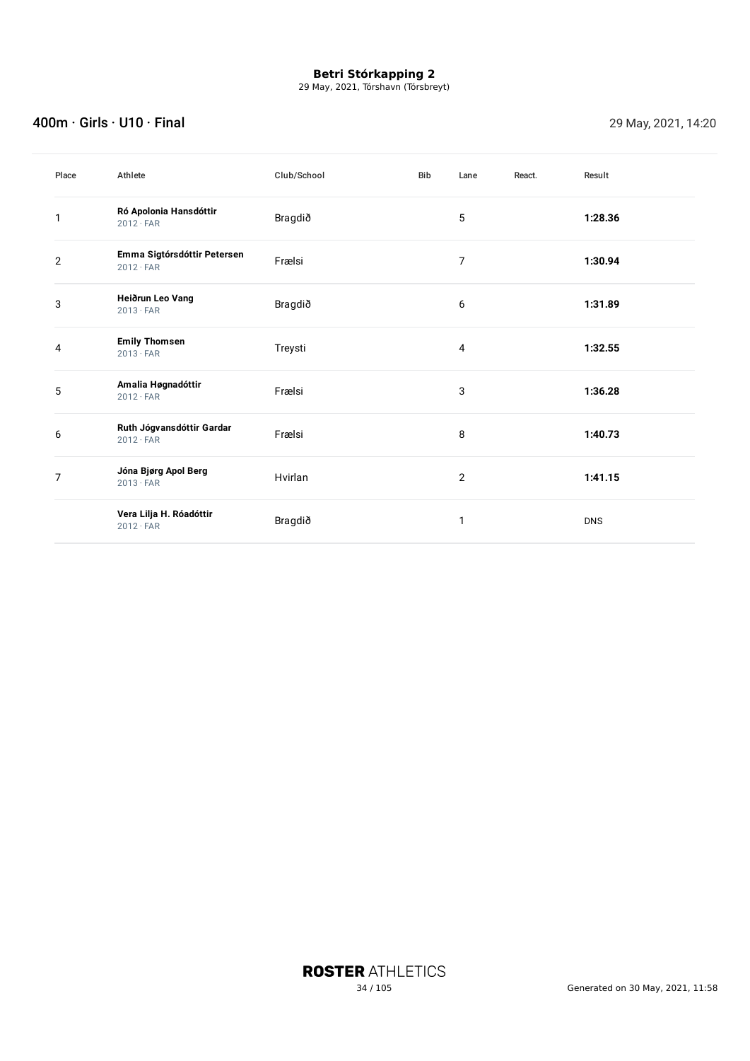**Betri Stórkapping 2**
29 May, 2021, Tórshavn (Tórsbreyt)

## 400m · Girls · U10 · Final

29 May, 2021, 14:20

| Place | Athlete | Club/School | Bib | Lane | React. | Result |
|---|---|---|---|---|---|---|
| 1 | **Ró Apolonia Hansdóttir** 2012 · FAR | Bragdið | | 5 | | **1:28.36** |
| 2 | **Emma Sigtórsdóttir Petersen** 2012 · FAR | Frælsi | | 7 | | **1:30.94** |
| 3 | **Heiðrun Leo Vang** 2013 · FAR | Bragdið | | 6 | | **1:31.89** |
| 4 | **Emily Thomsen** 2013 · FAR | Treysti | | 4 | | **1:32.55** |
| 5 | **Amalia Høgnadóttir** 2012 · FAR | Frælsi | | 3 | | **1:36.28** |
| 6 | **Ruth Jógvansdóttir Gardar** 2012 · FAR | Frælsi | | 8 | | **1:40.73** |
| 7 | **Jóna Bjørg Apol Berg** 2013 · FAR | Hvirlan | | 2 | | **1:41.15** |
| | **Vera Lilja H. Róadóttir** 2012 · FAR | Bragdið | | 1 | | DNS |

ROSTER ATHLETICS

Generated on 30 May, 2021, 11:58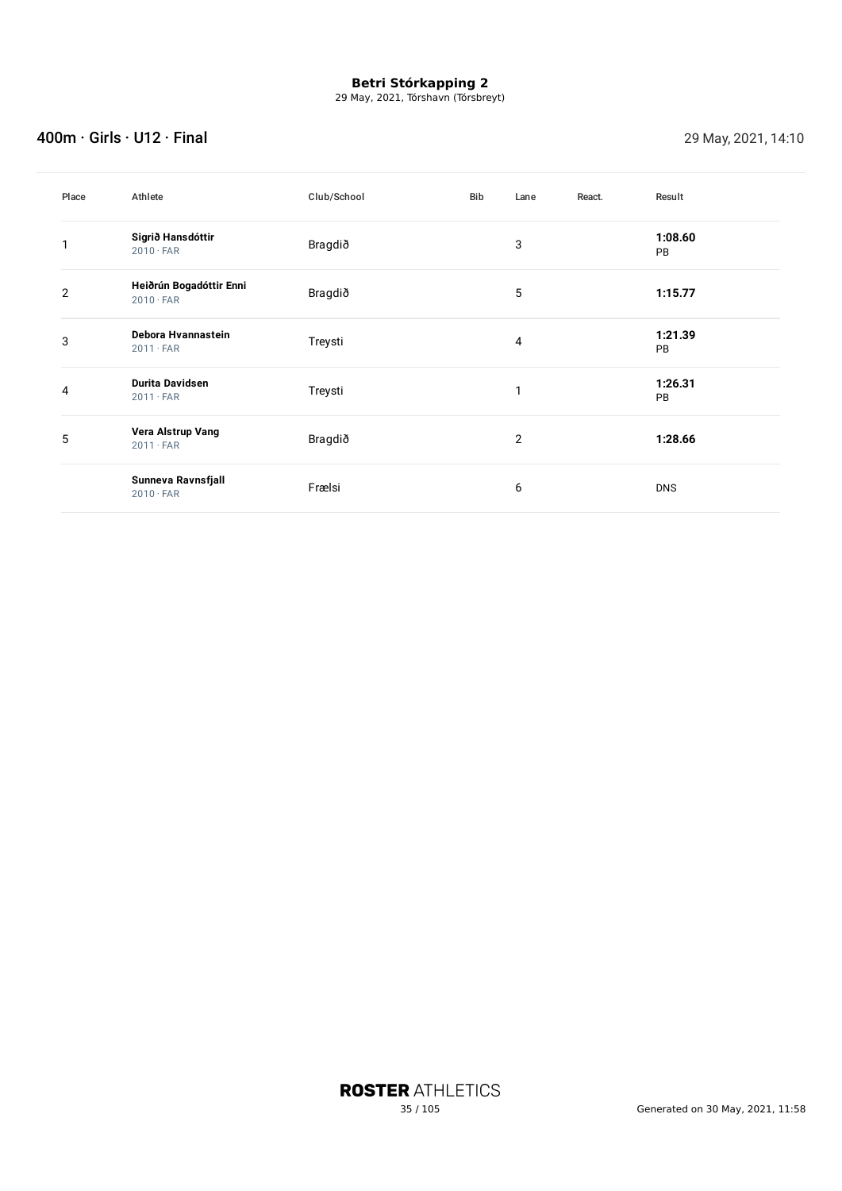**Betri Stórkapping 2**
29 May, 2021, Tórshavn (Tórsbreyt)

## 400m · Girls · U12 · Final

29 May, 2021, 14:10

| Place | Athlete | Club/School | Bib | Lane | React. | Result |
|---|---|---|---|---|---|---|
| 1 | **Sigrið Hansdóttir** 2010 · FAR | Bragdið | | 3 | | **1:08.60** PB |
| 2 | **Heiðrún Bogadóttir Enni** 2010 · FAR | Bragdið | | 5 | | **1:15.77** |
| 3 | **Debora Hvannastein** 2011 · FAR | Treysti | | 4 | | **1:21.39** PB |
| 4 | **Durita Davidsen** 2011 · FAR | Treysti | | 1 | | **1:26.31** PB |
| 5 | **Vera Alstrup Vang** 2011 · FAR | Bragdið | | 2 | | **1:28.66** |
| | **Sunneva Ravnsfjall** 2010 · FAR | Frælsi | | 6 | | DNS |

**ROSTER** ATHLETICS

Generated on 30 May, 2021, 11:58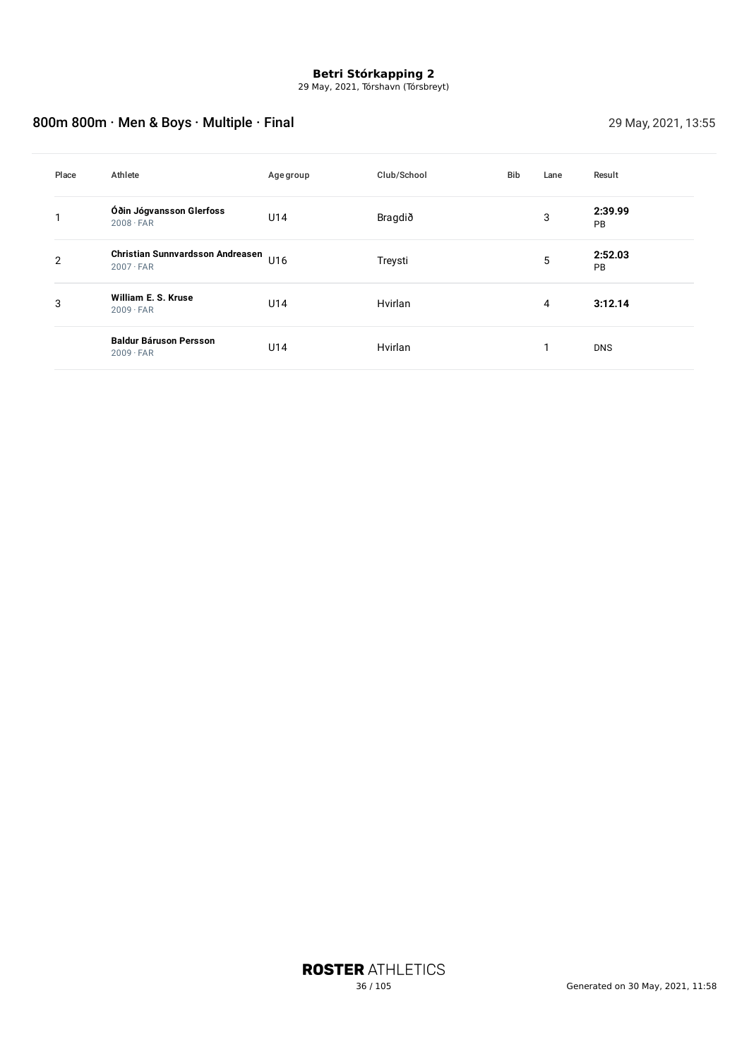**Betri Stórkapping 2**
29 May, 2021, Tórshavn (Tórsbreyt)

## 800m 800m · Men & Boys · Multiple · Final

29 May, 2021, 13:55

| Place | Athlete | Age group | Club/School | Bib | Lane | Result |
|---|---|---|---|---|---|---|
| 1 | **Óðin Jógvansson Glerfoss**<br>2008 · FAR | U14 | Bragdið | | 3 | **2:39.99**<br>PB |
| 2 | **Christian Sunnvardsson Andreasen**<br>2007 · FAR | U16 | Treysti | | 5 | **2:52.03**<br>PB |
| 3 | **William E. S. Kruse**<br>2009 · FAR | U14 | Hvirlan | | 4 | **3:12.14** |
| | **Baldur Báruson Persson**<br>2009 · FAR | U14 | Hvirlan | | 1 | DNS |

Generated on 30 May, 2021, 11:58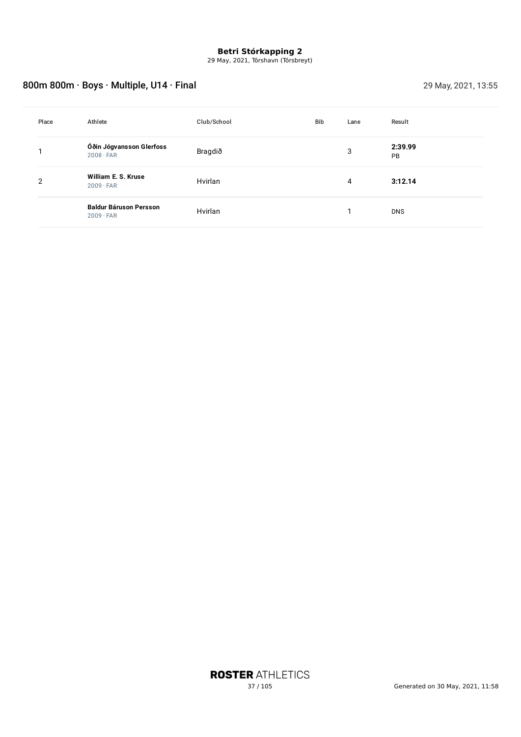**Betri Stórkapping 2**
29 May, 2021, Tórshavn (Tórsbreyt)

## 800m 800m · Boys · Multiple, U14 · Final

29 May, 2021, 13:55

| Place | Athlete | Club/School | Bib | Lane | Result |
|---|---|---|---|---|---|
| 1 | **Óðin Jógvansson Glerfoss**<br>2008 · FAR | Bragdið | | 3 | **2:39.99**<br>PB |
| 2 | **William E. S. Kruse**<br>2009 · FAR | Hvirlan | | 4 | **3:12.14** |
| | **Baldur Báruson Persson**<br>2009 · FAR | Hvirlan | | 1 | DNS |

**ROSTER** ATHLETICS

Generated on 30 May, 2021, 11:58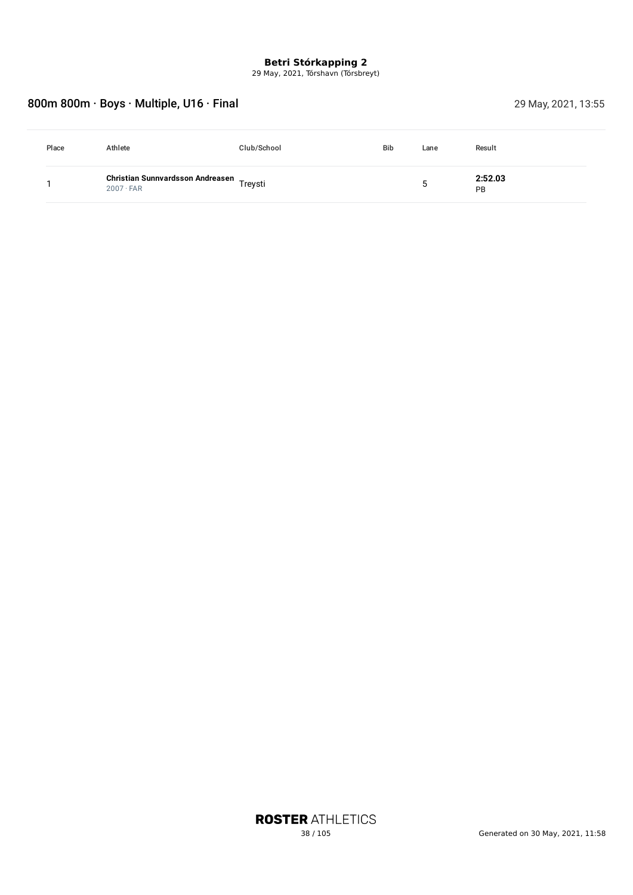**Betri Stórkapping 2**
29 May, 2021, Tórshavn (Tórsbreyt)

## 800m 800m · Boys · Multiple, U16 · Final

29 May, 2021, 13:55

| Place | Athlete | Club/School | Bib | Lane | Result |
|---|---|---|---|---|---|
| 1 | **Christian Sunnvardsson Andreasen** 2007 · FAR | Treysti | | 5 | **2:52.03** PB |

**ROSTER** ATHLETICS

Generated on 30 May, 2021, 11:58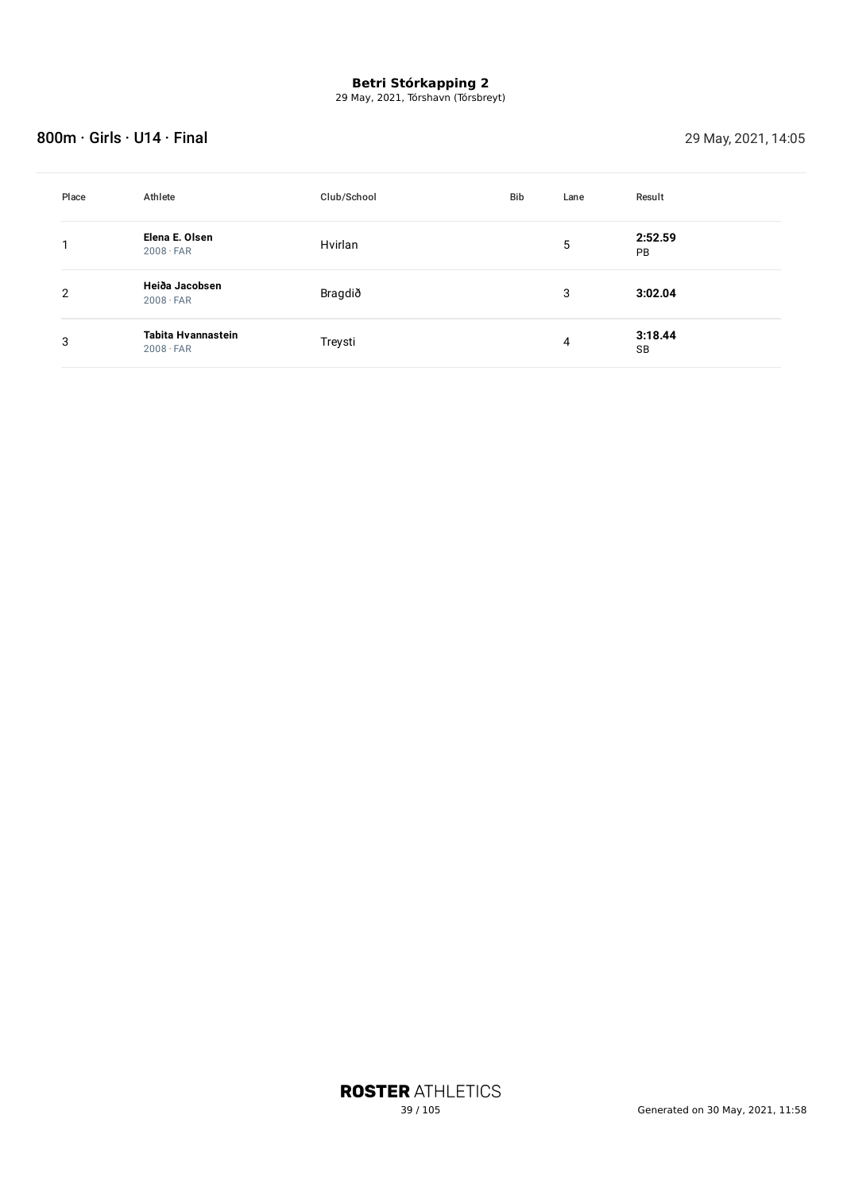# Betri Stórkapping 2

29 May, 2021, Tórshavn (Tórsbreyt)

## 800m · Girls · U14 · Final

29 May, 2021, 14:05

| Place | Athlete | Club/School | Bib | Lane | Result |
|---|---|---|---|---|---|
| 1 | **Elena E. Olsen** 2008 · FAR | Hvirlan | | 5 | **2:52.59** PB |
| 2 | **Heiða Jacobsen** 2008 · FAR | Bragdið | | 3 | **3:02.04** |
| 3 | **Tabita Hvannastein** 2008 · FAR | Treysti | | 4 | **3:18.44** SB |

**ROSTER** ATHLETICS

Generated on 30 May, 2021, 11:58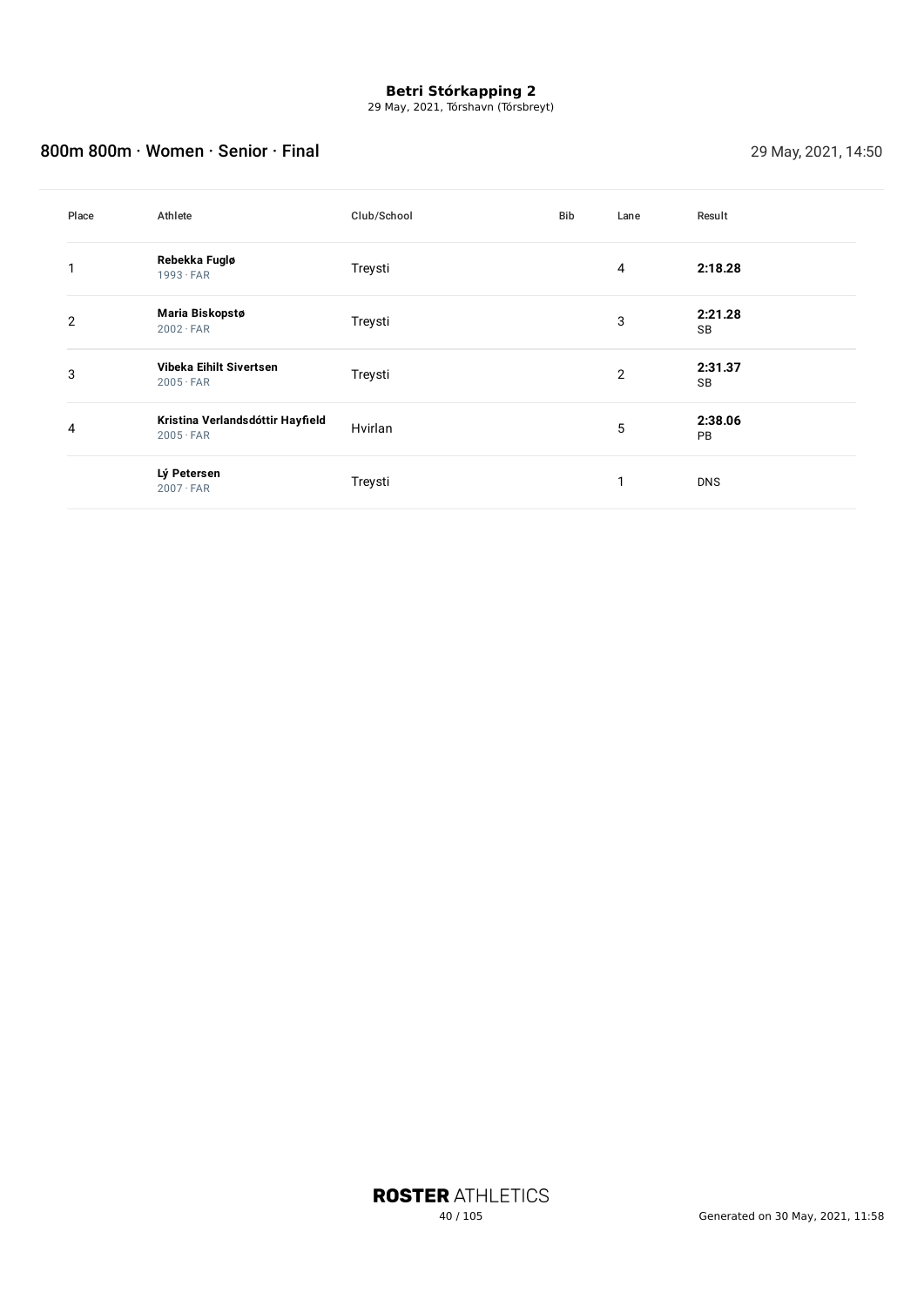**Betri Stórkapping 2**
29 May, 2021, Tórshavn (Tórsbreyt)

## 800m 800m · Women · Senior · Final

29 May, 2021, 14:50

| Place | Athlete | Club/School | Bib | Lane | Result |
|---|---|---|---|---|---|
| 1 | **Rebekka Fuglø** 1993 · FAR | Treysti | | 4 | **2:18.28** |
| 2 | **Maria Biskopstø** 2002 · FAR | Treysti | | 3 | **2:21.28** SB |
| 3 | **Vibeka Eihilt Sivertsen** 2005 · FAR | Treysti | | 2 | **2:31.37** SB |
| 4 | **Kristina Verlandsdóttir Hayfield** 2005 · FAR | Hvirlan | | 5 | **2:38.06** PB |
| | **Lý Petersen** 2007 · FAR | Treysti | | 1 | DNS |

**ROSTER** ATHLETICS

Generated on 30 May, 2021, 11:58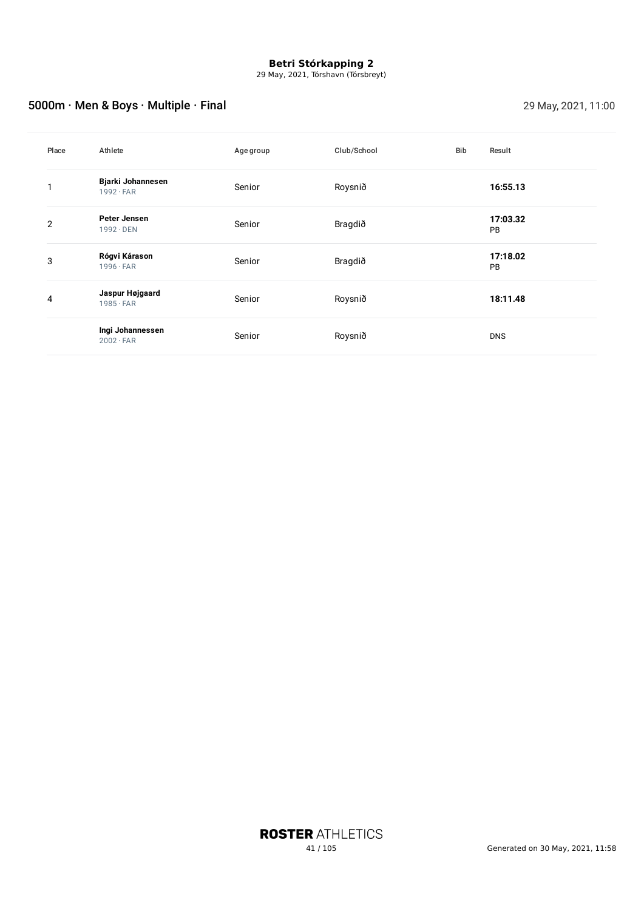**Betri Stórkapping 2**
29 May, 2021, Tórshavn (Tórsbreyt)

## 5000m · Men & Boys · Multiple · Final

29 May, 2021, 11:00

| Place | Athlete | Age group | Club/School | Bib | Result |
|---|---|---|---|---|---|
| 1 | **Bjarki Johannesen** 1992 · FAR | Senior | Roysnið | | **16:55.13** |
| 2 | **Peter Jensen** 1992 · DEN | Senior | Bragdið | | **17:03.32** PB |
| 3 | **Rógvi Kárason** 1996 · FAR | Senior | Bragdið | | **17:18.02** PB |
| 4 | **Jaspur Højgaard** 1985 · FAR | Senior | Roysnið | | **18:11.48** |
| | **Ingi Johannessen** 2002 · FAR | Senior | Roysnið | | DNS |

**ROSTER** ATHLETICS

Generated on 30 May, 2021, 11:58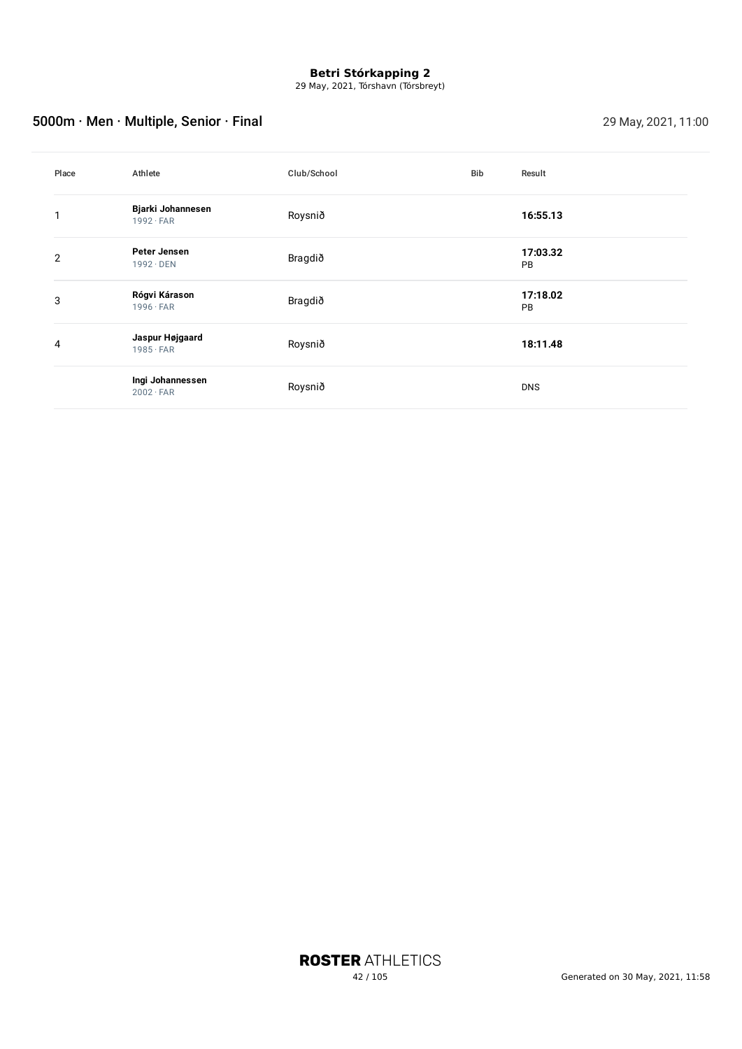**Betri Stórkapping 2**
29 May, 2021, Tórshavn (Tórsbreyt)

## 5000m · Men · Multiple, Senior · Final

29 May, 2021, 11:00

| Place | Athlete | Club/School | Bib | Result |
| --- | --- | --- | --- | --- |
| 1 | **Bjarki Johannesen** 1992 · FAR | Roysnið | | **16:55.13** |
| 2 | **Peter Jensen** 1992 · DEN | Bragdið | | **17:03.32** PB |
| 3 | **Rógvi Kárason** 1996 · FAR | Bragdið | | **17:18.02** PB |
| 4 | **Jaspur Højgaard** 1985 · FAR | Roysnið | | **18:11.48** |
| | **Ingi Johannessen** 2002 · FAR | Roysnið | | DNS |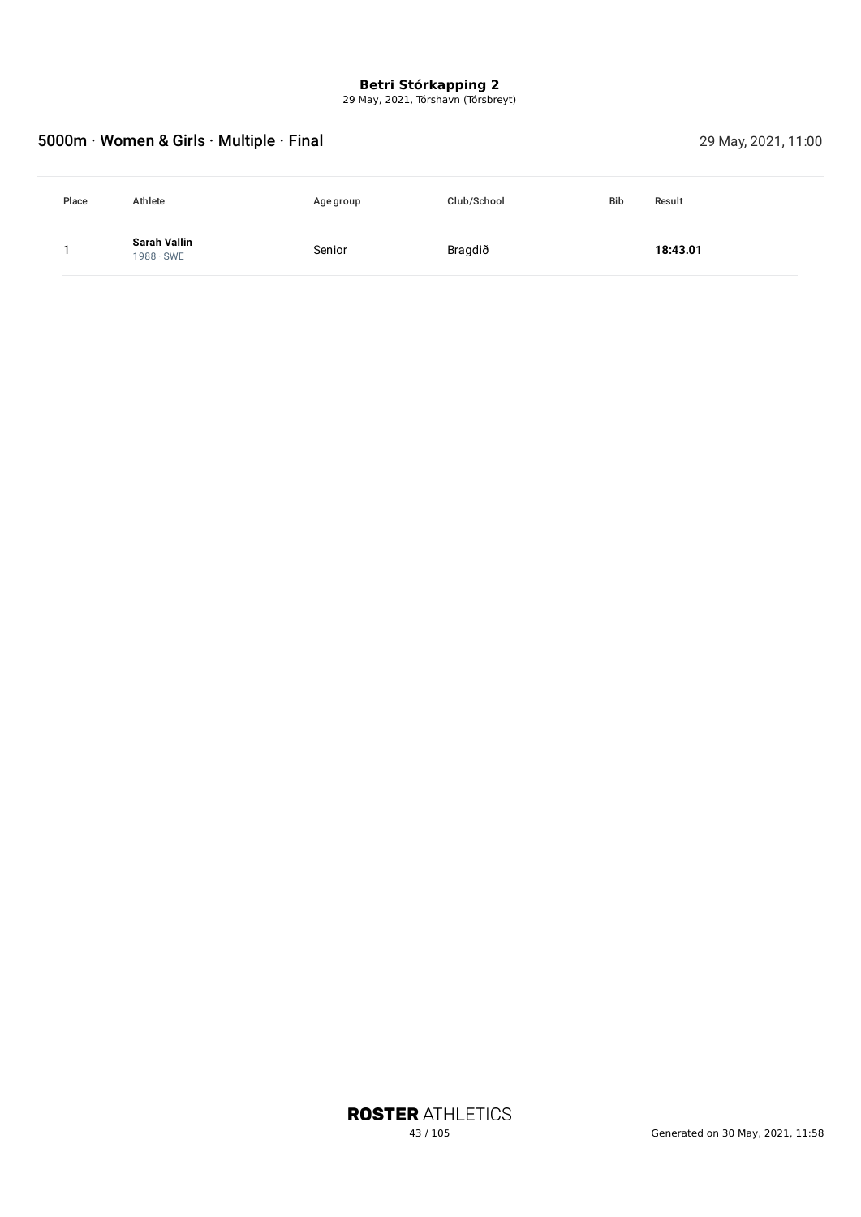**Betri Stórkapping 2**
29 May, 2021, Tórshavn (Tórsbreyt)

## 5000m · Women & Girls · Multiple · Final

29 May, 2021, 11:00

| Place | Athlete | Age group | Club/School | Bib | Result |
|---|---|---|---|---|---|
| 1 | **Sarah Vallin** 1988 · SWE | Senior | Bragdið | | **18:43.01** |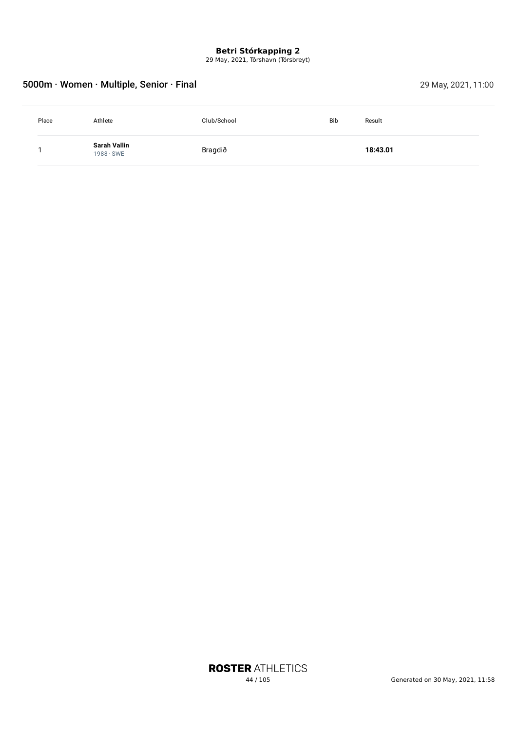**Betri Stórkapping 2**
29 May, 2021, Tórshavn (Tórsbreyt)

## 5000m · Women · Multiple, Senior · Final

29 May, 2021, 11:00

| Place | Athlete | Club/School | Bib | Result |
|---|---|---|---|---|
| 1 | **Sarah Vallin** 1988 · SWE | Bragdið | | **18:43.01** |

Generated on 30 May, 2021, 11:58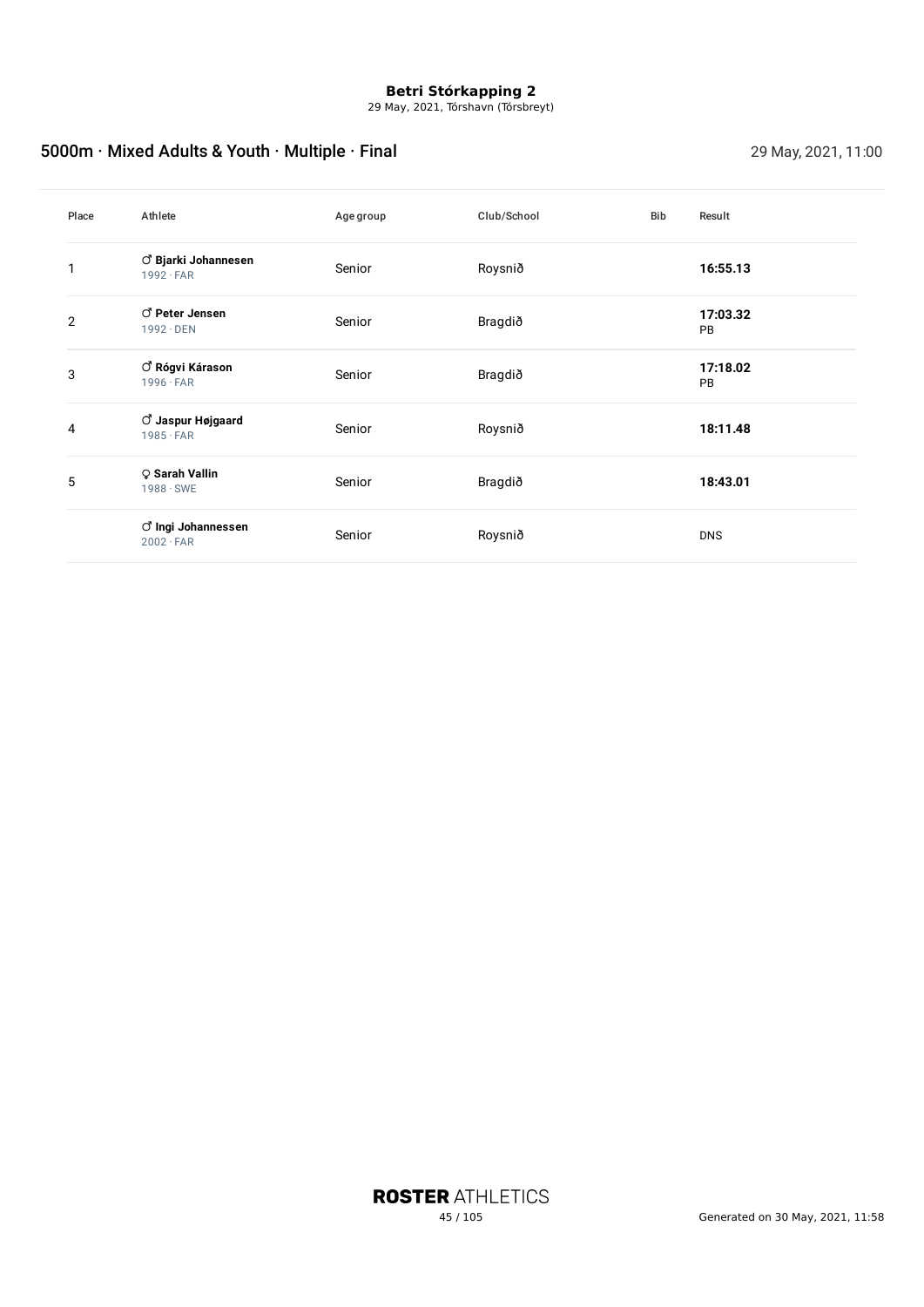**Betri Stórkapping 2**
29 May, 2021, Tórshavn (Tórsbreyt)

## 5000m · Mixed Adults & Youth · Multiple · Final

29 May, 2021, 11:00

| Place | Athlete | Age group | Club/School | Bib | Result |
|---|---|---|---|---|---|
| 1 | ♂ **Bjarki Johannesen** 1992 · FAR | Senior | Roysnið | | **16:55.13** |
| 2 | ♂ **Peter Jensen** 1992 · DEN | Senior | Bragdið | | **17:03.32** PB |
| 3 | ♂ **Rógvi Kárason** 1996 · FAR | Senior | Bragdið | | **17:18.02** PB |
| 4 | ♂ **Jaspur Højgaard** 1985 · FAR | Senior | Roysnið | | **18:11.48** |
| 5 | ♀ **Sarah Vallin** 1988 · SWE | Senior | Bragdið | | **18:43.01** |
| | ♂ **Ingi Johannessen** 2002 · FAR | Senior | Roysnið | | DNS |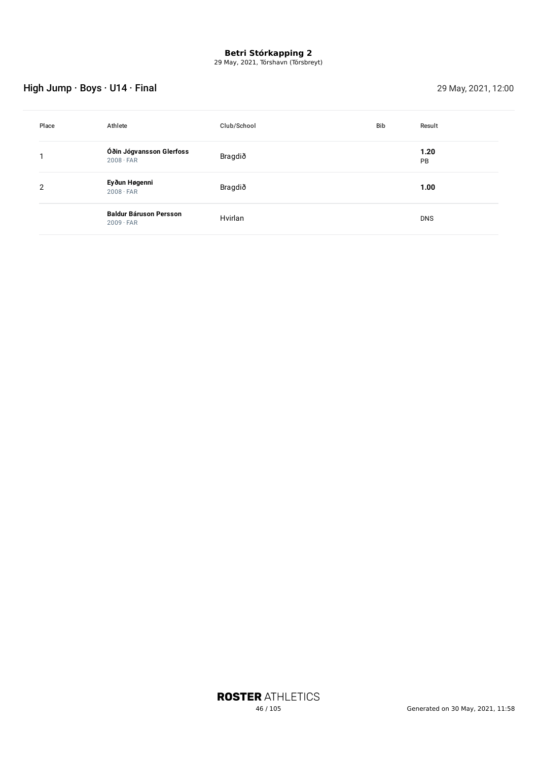**Betri Stórkapping 2**
29 May, 2021, Tórshavn (Tórsbreyt)

## High Jump · Boys · U14 · Final

29 May, 2021, 12:00

| Place | Athlete | Club/School | Bib | Result |
|---|---|---|---|---|
| 1 | **Óðin Jógvansson Glerfoss**<br>2008 · FAR | Bragdið | | **1.20**<br>PB |
| 2 | **Eyðun Høgenni**<br>2008 · FAR | Bragdið | | **1.00** |
| | **Baldur Báruson Persson**<br>2009 · FAR | Hvirlan | | DNS |

**ROSTER** ATHLETICS

Generated on 30 May, 2021, 11:58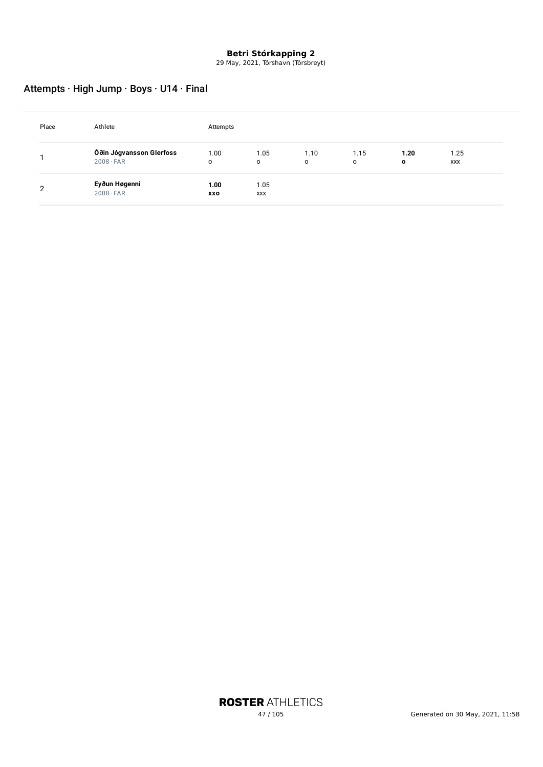**Betri Stórkapping 2**
29 May, 2021, Tórshavn (Tórsbreyt)

## Attempts · High Jump · Boys · U14 · Final

| Place | Athlete | Attempts | | | | | |
|---|---|---|---|---|---|---|---|
| 1 | **Óðin Jógvansson Glerfoss** 2008 · FAR | 1.00 o | 1.05 o | 1.10 o | 1.15 o | **1.20 o** | 1.25 xxx |
| 2 | **Eyðun Høgenni** 2008 · FAR | **1.00 xxo** | 1.05 xxx | | | | |

ROSTER ATHLETICS

Generated on 30 May, 2021, 11:58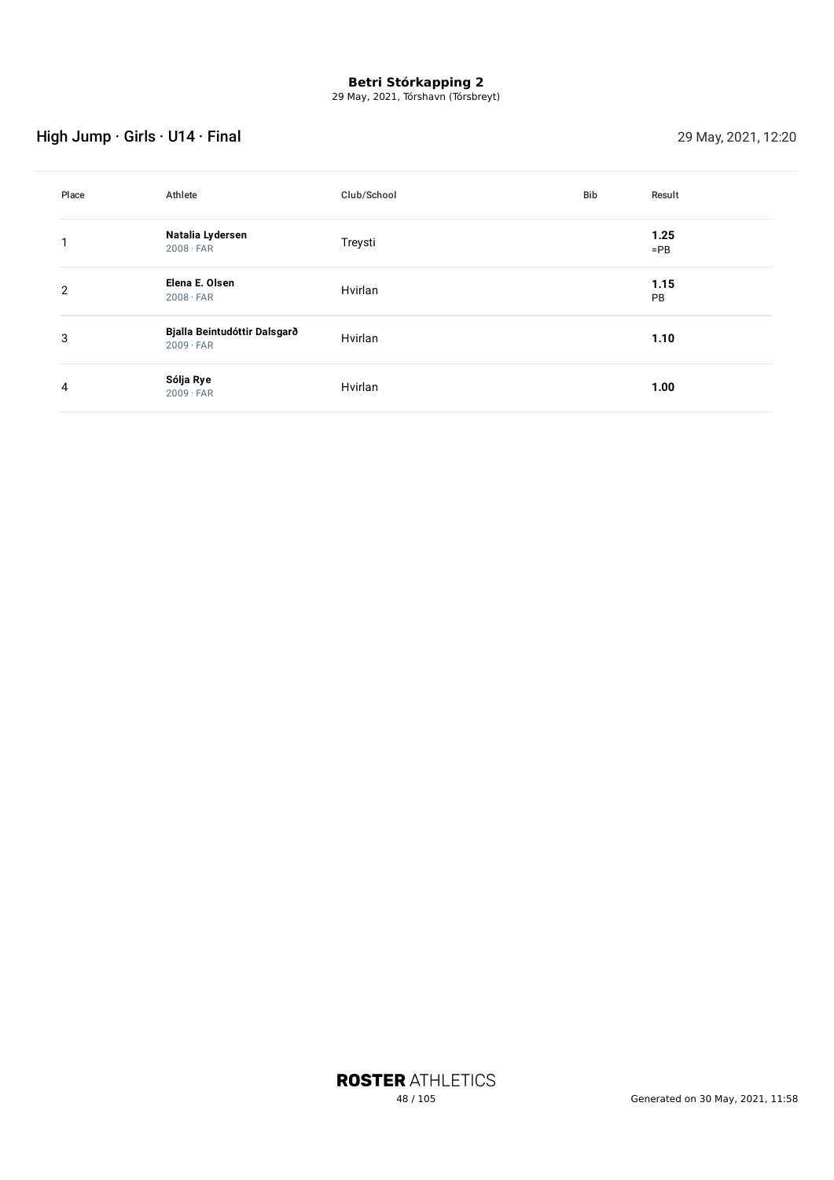**Betri Stórkapping 2**
29 May, 2021, Tórshavn (Tórsbreyt)

## High Jump · Girls · U14 · Final

29 May, 2021, 12:20

| Place | Athlete | Club/School | Bib | Result |
|---|---|---|---|---|
| 1 | **Natalia Lydersen**<br>2008 · FAR | Treysti | | **1.25**<br>=PB |
| 2 | **Elena E. Olsen**<br>2008 · FAR | Hvirlan | | **1.15**<br>PB |
| 3 | **Bjalla Beintudóttir Dalsgarð**<br>2009 · FAR | Hvirlan | | **1.10** |
| 4 | **Sólja Rye**<br>2009 · FAR | Hvirlan | | **1.00** |

**ROSTER** ATHLETICS

Generated on 30 May, 2021, 11:58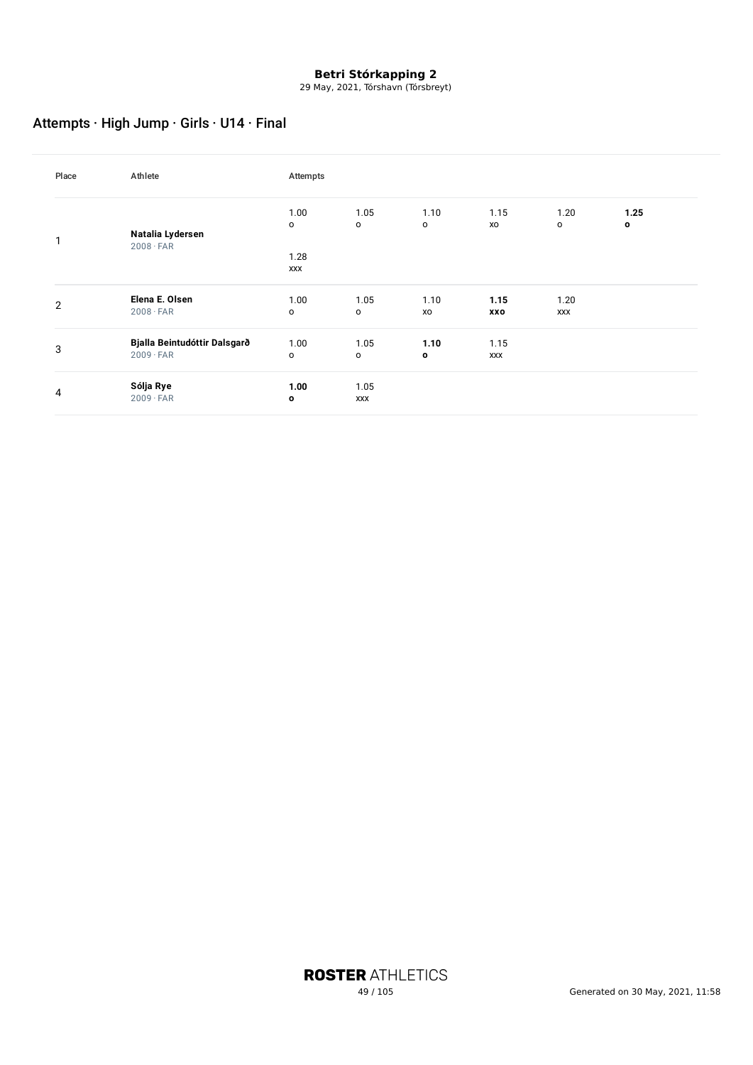# Betri Stórkapping 2

29 May, 2021, Tórshavn (Tórsbreyt)

## Attempts · High Jump · Girls · U14 · Final

| Place | Athlete | Attempts | | | | | |
|---|---|---|---|---|---|---|---|
| 1 | **Natalia Lydersen**<br>2008 · FAR | 1.00<br>o | 1.05<br>o | 1.10<br>o | 1.15<br>xo | 1.20<br>o | **1.25**<br>**o** |
| | | 1.28<br>xxx | | | | | |
| 2 | **Elena E. Olsen**<br>2008 · FAR | 1.00<br>o | 1.05<br>o | 1.10<br>xo | **1.15**<br>**xxo** | 1.20<br>xxx | |
| 3 | **Bjalla Beintudóttir Dalsgarð**<br>2009 · FAR | 1.00<br>o | 1.05<br>o | **1.10**<br>**o** | 1.15<br>xxx | | |
| 4 | **Sólja Rye**<br>2009 · FAR | **1.00**<br>**o** | 1.05<br>xxx | | | | |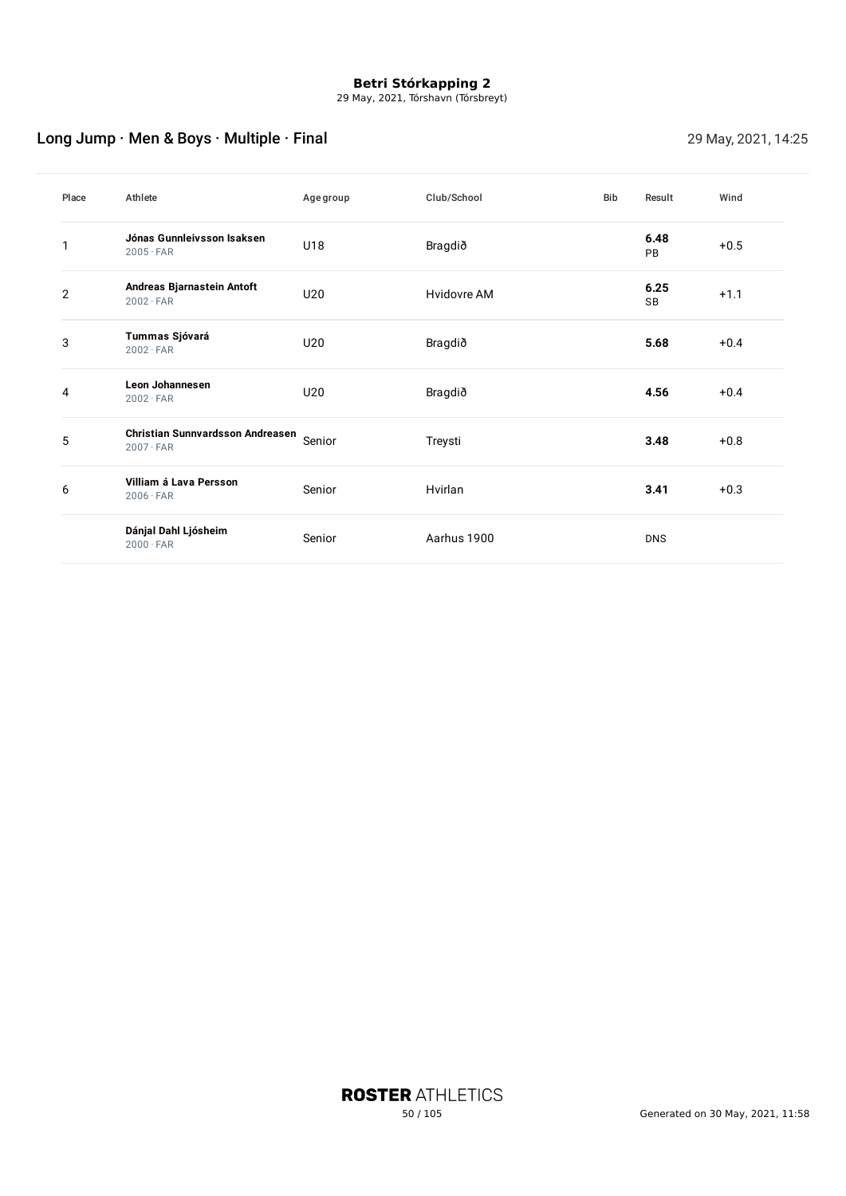**Betri Stórkapping 2**
29 May, 2021, Tórshavn (Tórsbreyt)

## Long Jump · Men & Boys · Multiple · Final

29 May, 2021, 14:25

| Place | Athlete | Age group | Club/School | Bib | Result | Wind |
|---|---|---|---|---|---|---|
| 1 | **Jónas Gunnleivsson Isaksen** 2005 · FAR | U18 | Bragdið | | **6.48** PB | +0.5 |
| 2 | **Andreas Bjarnastein Antoft** 2002 · FAR | U20 | Hvidovre AM | | **6.25** SB | +1.1 |
| 3 | **Tummas Sjóvará** 2002 · FAR | U20 | Bragdið | | **5.68** | +0.4 |
| 4 | **Leon Johannesen** 2002 · FAR | U20 | Bragdið | | **4.56** | +0.4 |
| 5 | **Christian Sunnvardsson Andreasen** 2007 · FAR | Senior | Treysti | | **3.48** | +0.8 |
| 6 | **Villiam á Lava Persson** 2006 · FAR | Senior | Hvirlan | | **3.41** | +0.3 |
| | **Dánjal Dahl Ljósheim** 2000 · FAR | Senior | Aarhus 1900 | | DNS | |

Generated on 30 May, 2021, 11:58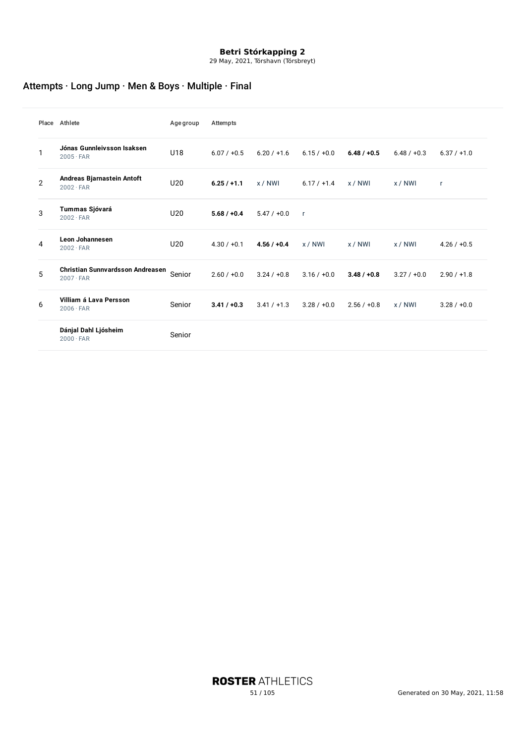# Betri Stórkapping 2

29 May, 2021, Tórshavn (Tórsbreyt)

## Attempts · Long Jump · Men & Boys · Multiple · Final

| Place | Athlete | Age group | Attempts | | | | | |
|---|---|---|---|---|---|---|---|---|
| 1 | **Jónas Gunnleivsson Isaksen** 2005 · FAR | U18 | 6.07 / +0.5 | 6.20 / +1.6 | 6.15 / +0.0 | **6.48 / +0.5** | 6.48 / +0.3 | 6.37 / +1.0 |
| 2 | **Andreas Bjarnastein Antoft** 2002 · FAR | U20 | **6.25 / +1.1** | x / NWI | 6.17 / +1.4 | x / NWI | x / NWI | r |
| 3 | **Tummas Sjóvará** 2002 · FAR | U20 | **5.68 / +0.4** | 5.47 / +0.0 | r | | | |
| 4 | **Leon Johannesen** 2002 · FAR | U20 | 4.30 / +0.1 | **4.56 / +0.4** | x / NWI | x / NWI | x / NWI | 4.26 / +0.5 |
| 5 | **Christian Sunnvardsson Andreasen** 2007 · FAR | Senior | 2.60 / +0.0 | 3.24 / +0.8 | 3.16 / +0.0 | **3.48 / +0.8** | 3.27 / +0.0 | 2.90 / +1.8 |
| 6 | **Villiam á Lava Persson** 2006 · FAR | Senior | **3.41 / +0.3** | 3.41 / +1.3 | 3.28 / +0.0 | 2.56 / +0.8 | x / NWI | 3.28 / +0.0 |
| | **Dánjal Dahl Ljósheim** 2000 · FAR | Senior | | | | | | |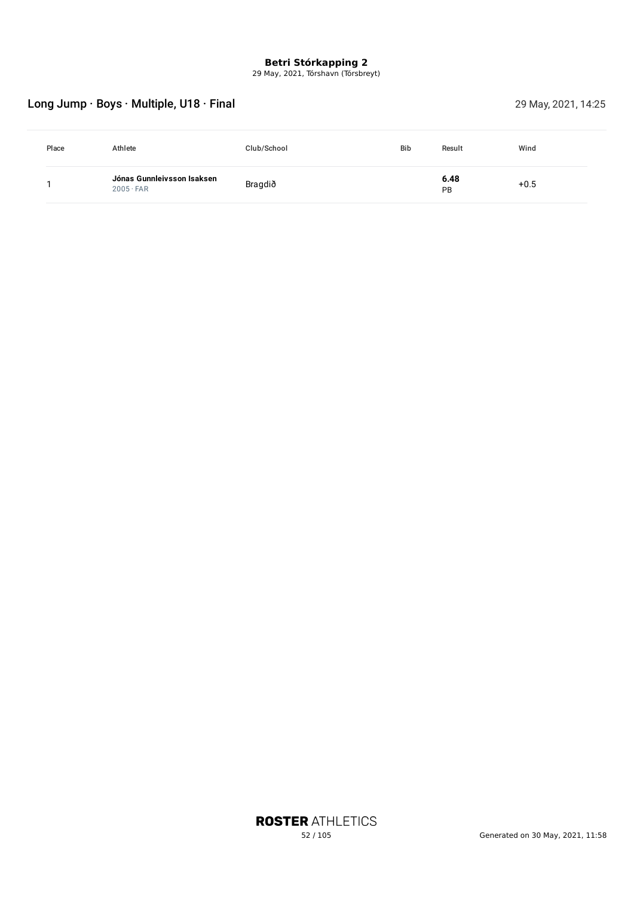**Betri Stórkapping 2**
29 May, 2021, Tórshavn (Tórsbreyt)

## Long Jump · Boys · Multiple, U18 · Final

29 May, 2021, 14:25

| Place | Athlete | Club/School | Bib | Result | Wind |
|---|---|---|---|---|---|
| 1 | **Jónas Gunnleivsson Isaksen** 2005 · FAR | Bragdið | | **6.48** PB | +0.5 |

Generated on 30 May, 2021, 11:58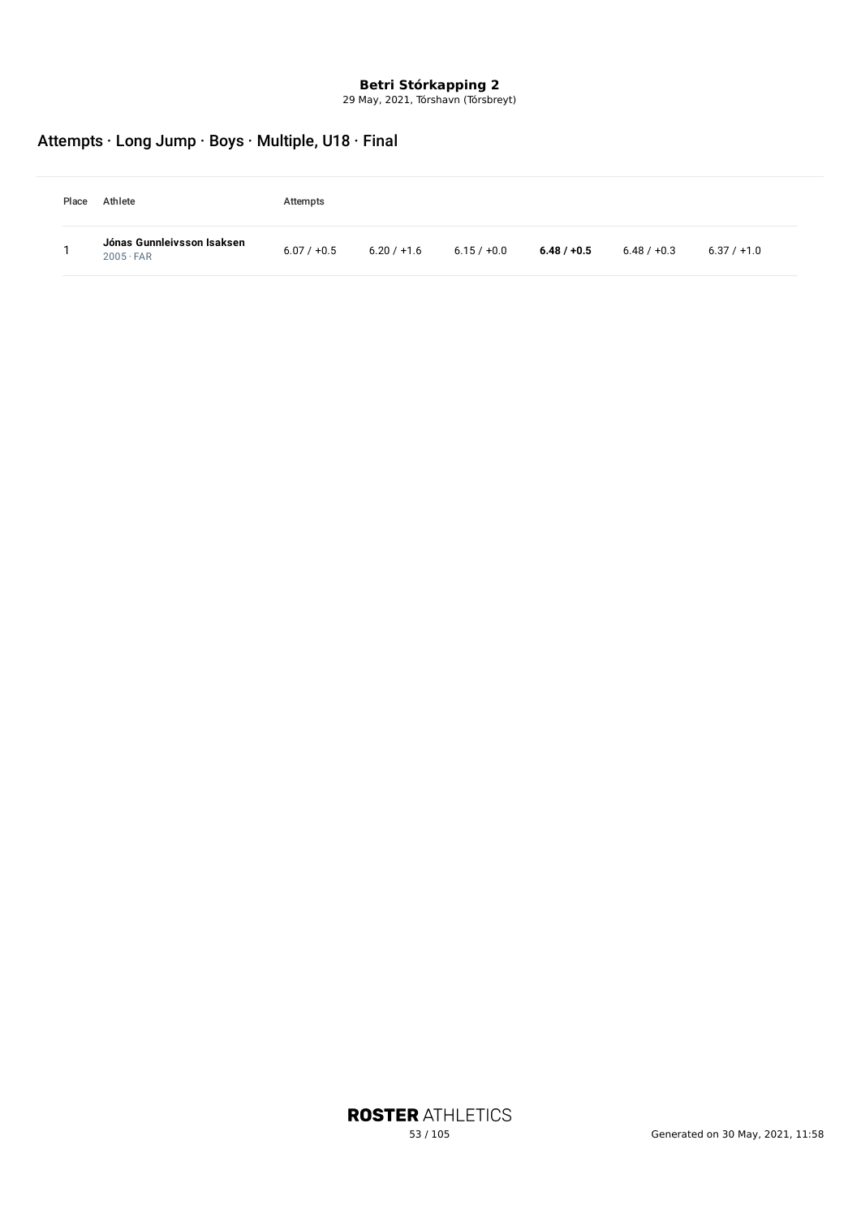**Betri Stórkapping 2**
29 May, 2021, Tórshavn (Tórsbreyt)

## Attempts · Long Jump · Boys · Multiple, U18 · Final

| Place | Athlete | Attempts | | | | | |
|---|---|---|---|---|---|---|---|
| 1 | **Jónas Gunnleivsson Isaksen** 2005 · FAR | 6.07 / +0.5 | 6.20 / +1.6 | 6.15 / +0.0 | **6.48 / +0.5** | 6.48 / +0.3 | 6.37 / +1.0 |

**ROSTER** ATHLETICS

Generated on 30 May, 2021, 11:58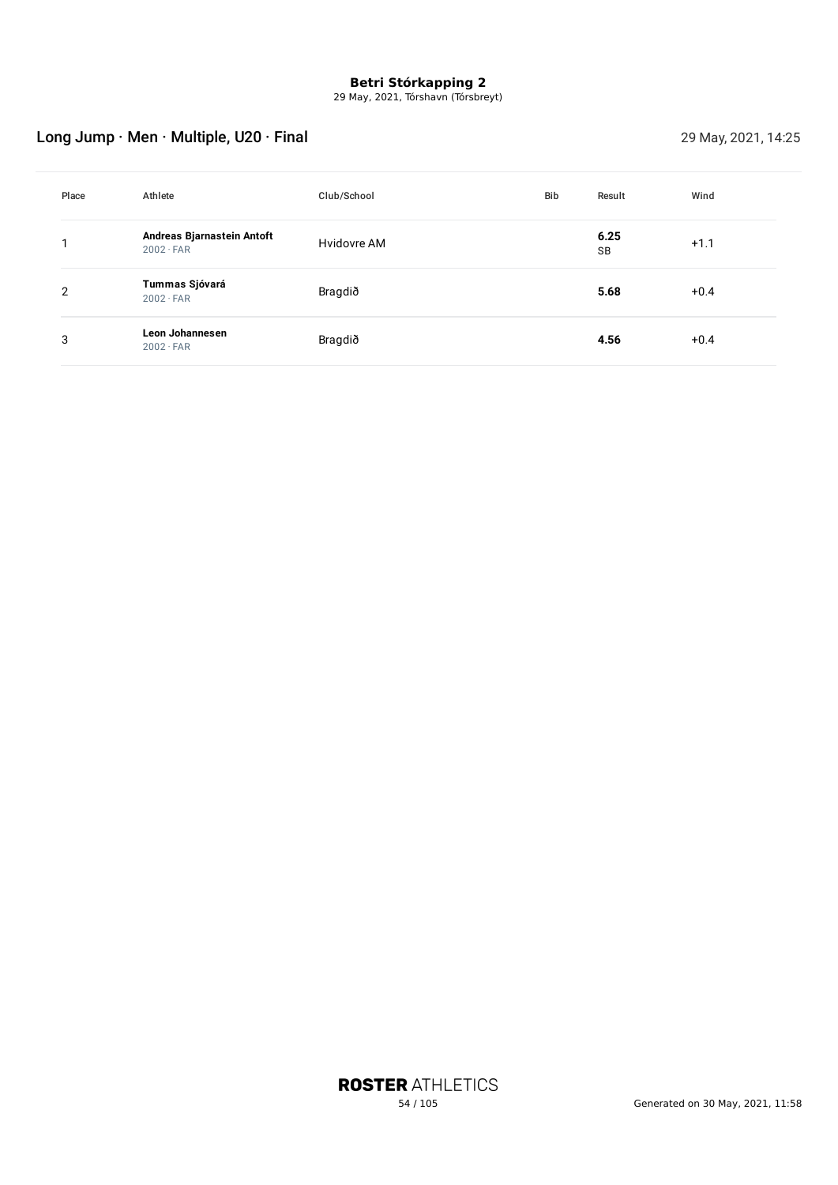**Betri Stórkapping 2**
29 May, 2021, Tórshavn (Tórsbreyt)

## Long Jump · Men · Multiple, U20 · Final

29 May, 2021, 14:25

| Place | Athlete | Club/School | Bib | Result | Wind |
|---|---|---|---|---|---|
| 1 | **Andreas Bjarnastein Antoft** 2002 · FAR | Hvidovre AM | | **6.25** SB | +1.1 |
| 2 | **Tummas Sjóvará** 2002 · FAR | Bragdið | | **5.68** | +0.4 |
| 3 | **Leon Johannesen** 2002 · FAR | Bragdið | | **4.56** | +0.4 |

Generated on 30 May, 2021, 11:58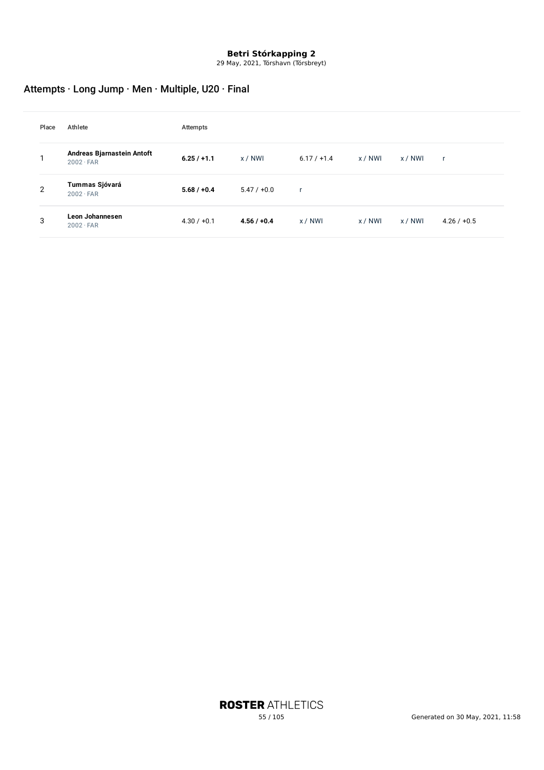**Betri Stórkapping 2**
29 May, 2021, Tórshavn (Tórsbreyt)

## Attempts · Long Jump · Men · Multiple, U20 · Final

| Place | Athlete | Attempts | | | | | |
|---|---|---|---|---|---|---|---|
| 1 | **Andreas Bjarnastein Antoft**<br>2002 · FAR | **6.25 / +1.1** | x / NWI | 6.17 / +1.4 | x / NWI | x / NWI | r |
| 2 | **Tummas Sjóvará**<br>2002 · FAR | **5.68 / +0.4** | 5.47 / +0.0 | r | | | |
| 3 | **Leon Johannesen**<br>2002 · FAR | 4.30 / +0.1 | **4.56 / +0.4** | x / NWI | x / NWI | x / NWI | 4.26 / +0.5 |

**ROSTER** ATHLETICS

Generated on 30 May, 2021, 11:58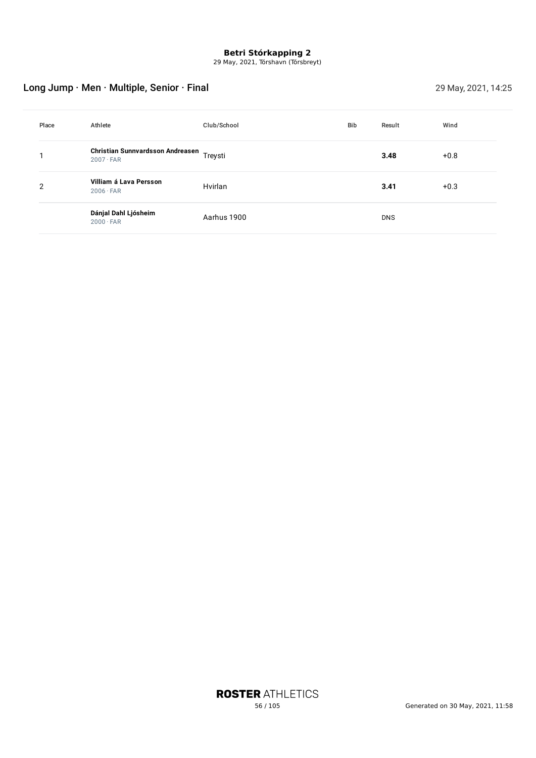**Betri Stórkapping 2**
29 May, 2021, Tórshavn (Tórsbreyt)

## Long Jump · Men · Multiple, Senior · Final

29 May, 2021, 14:25

| Place | Athlete | Club/School | Bib | Result | Wind |
|---|---|---|---|---|---|
| 1 | **Christian Sunnvardsson Andreasen** 2007 · FAR | Treysti | | **3.48** | +0.8 |
| 2 | **Villiam á Lava Persson** 2006 · FAR | Hvirlan | | **3.41** | +0.3 |
| | **Dánjal Dahl Ljósheim** 2000 · FAR | Aarhus 1900 | | DNS | |

**ROSTER** ATHLETICS

Generated on 30 May, 2021, 11:58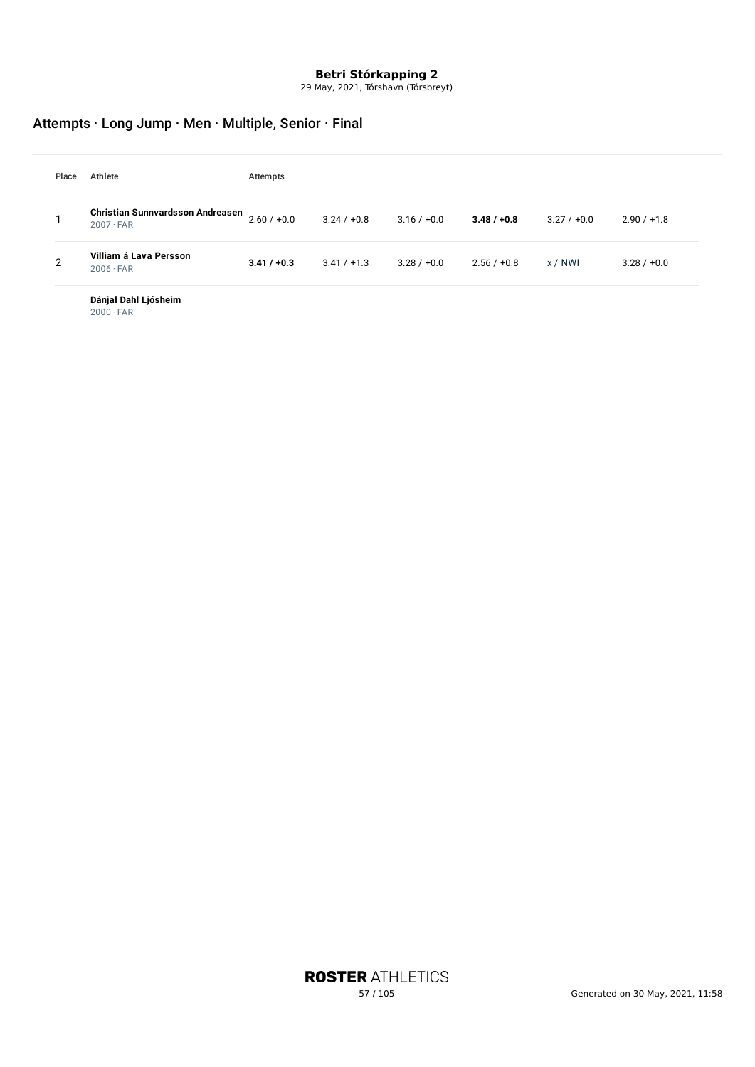**Betri Stórkapping 2**
29 May, 2021, Tórshavn (Tórsbreyt)

## Attempts · Long Jump · Men · Multiple, Senior · Final

| Place | Athlete | Attempts | | | | | |
|---|---|---|---|---|---|---|---|
| 1 | **Christian Sunnvardsson Andreasen** 2007 · FAR | 2.60 / +0.0 | 3.24 / +0.8 | 3.16 / +0.0 | **3.48 / +0.8** | 3.27 / +0.0 | 2.90 / +1.8 |
| 2 | **Villiam á Lava Persson** 2006 · FAR | **3.41 / +0.3** | 3.41 / +1.3 | 3.28 / +0.0 | 2.56 / +0.8 | x / NWI | 3.28 / +0.0 |
| | **Dánjal Dahl Ljósheim** 2000 · FAR | | | | | | |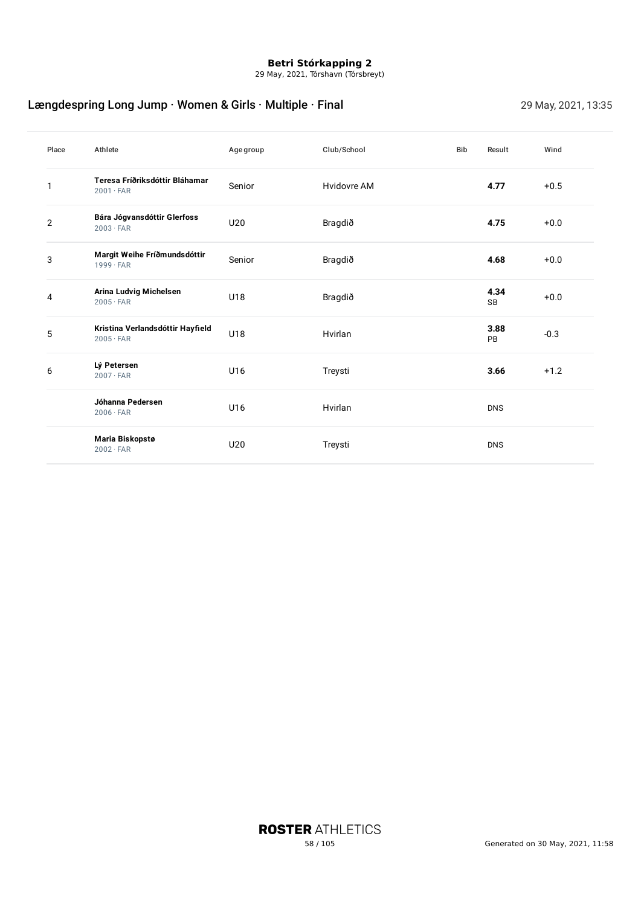**Betri Stórkapping 2**
29 May, 2021, Tórshavn (Tórsbreyt)

## Længdespring Long Jump · Women & Girls · Multiple · Final

29 May, 2021, 13:35

| Place | Athlete | Age group | Club/School | Bib | Result | Wind |
|---|---|---|---|---|---|---|
| 1 | **Teresa Fríðriksdóttir Bláhamar** 2001 · FAR | Senior | Hvidovre AM | | **4.77** | +0.5 |
| 2 | **Bára Jógvansdóttir Glerfoss** 2003 · FAR | U20 | Bragdið | | **4.75** | +0.0 |
| 3 | **Margit Weihe Fríðmundsdóttir** 1999 · FAR | Senior | Bragdið | | **4.68** | +0.0 |
| 4 | **Arina Ludvig Michelsen** 2005 · FAR | U18 | Bragdið | | **4.34** SB | +0.0 |
| 5 | **Kristina Verlandsdóttir Hayfield** 2005 · FAR | U18 | Hvirlan | | **3.88** PB | -0.3 |
| 6 | **Lý Petersen** 2007 · FAR | U16 | Treysti | | **3.66** | +1.2 |
| | **Jóhanna Pedersen** 2006 · FAR | U16 | Hvirlan | | DNS | |
| | **Maria Biskopstø** 2002 · FAR | U20 | Treysti | | DNS | |

**ROSTER** ATHLETICS

Generated on 30 May, 2021, 11:58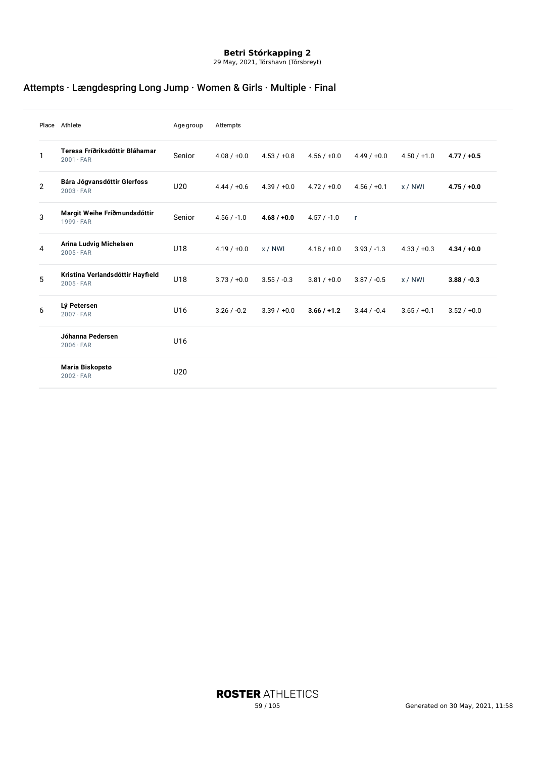**Betri Stórkapping 2**
29 May, 2021, Tórshavn (Tórsbreyt)

## Attempts · Længdespring Long Jump · Women & Girls · Multiple · Final

| Place | Athlete | Age group | Attempts | | | | | |
|---|---|---|---|---|---|---|---|---|
| 1 | **Teresa Fríðriksdóttir Bláhamar**<br>2001 · FAR | Senior | 4.08 / +0.0 | 4.53 / +0.8 | 4.56 / +0.0 | 4.49 / +0.0 | 4.50 / +1.0 | **4.77 / +0.5** |
| 2 | **Bára Jógvansdóttir Glerfoss**<br>2003 · FAR | U20 | 4.44 / +0.6 | 4.39 / +0.0 | 4.72 / +0.0 | 4.56 / +0.1 | x / NWI | **4.75 / +0.0** |
| 3 | **Margit Weihe Fríðmundsdóttir**<br>1999 · FAR | Senior | 4.56 / -1.0 | **4.68 / +0.0** | 4.57 / -1.0 | r | | |
| 4 | **Arina Ludvig Michelsen**<br>2005 · FAR | U18 | 4.19 / +0.0 | x / NWI | 4.18 / +0.0 | 3.93 / -1.3 | 4.33 / +0.3 | **4.34 / +0.0** |
| 5 | **Kristina Verlandsdóttir Hayfield**<br>2005 · FAR | U18 | 3.73 / +0.0 | 3.55 / -0.3 | 3.81 / +0.0 | 3.87 / -0.5 | x / NWI | **3.88 / -0.3** |
| 6 | **Lý Petersen**<br>2007 · FAR | U16 | 3.26 / -0.2 | 3.39 / +0.0 | **3.66 / +1.2** | 3.44 / -0.4 | 3.65 / +0.1 | 3.52 / +0.0 |
| | **Jóhanna Pedersen**<br>2006 · FAR | U16 | | | | | | |
| | **Maria Biskopstø**<br>2002 · FAR | U20 | | | | | | |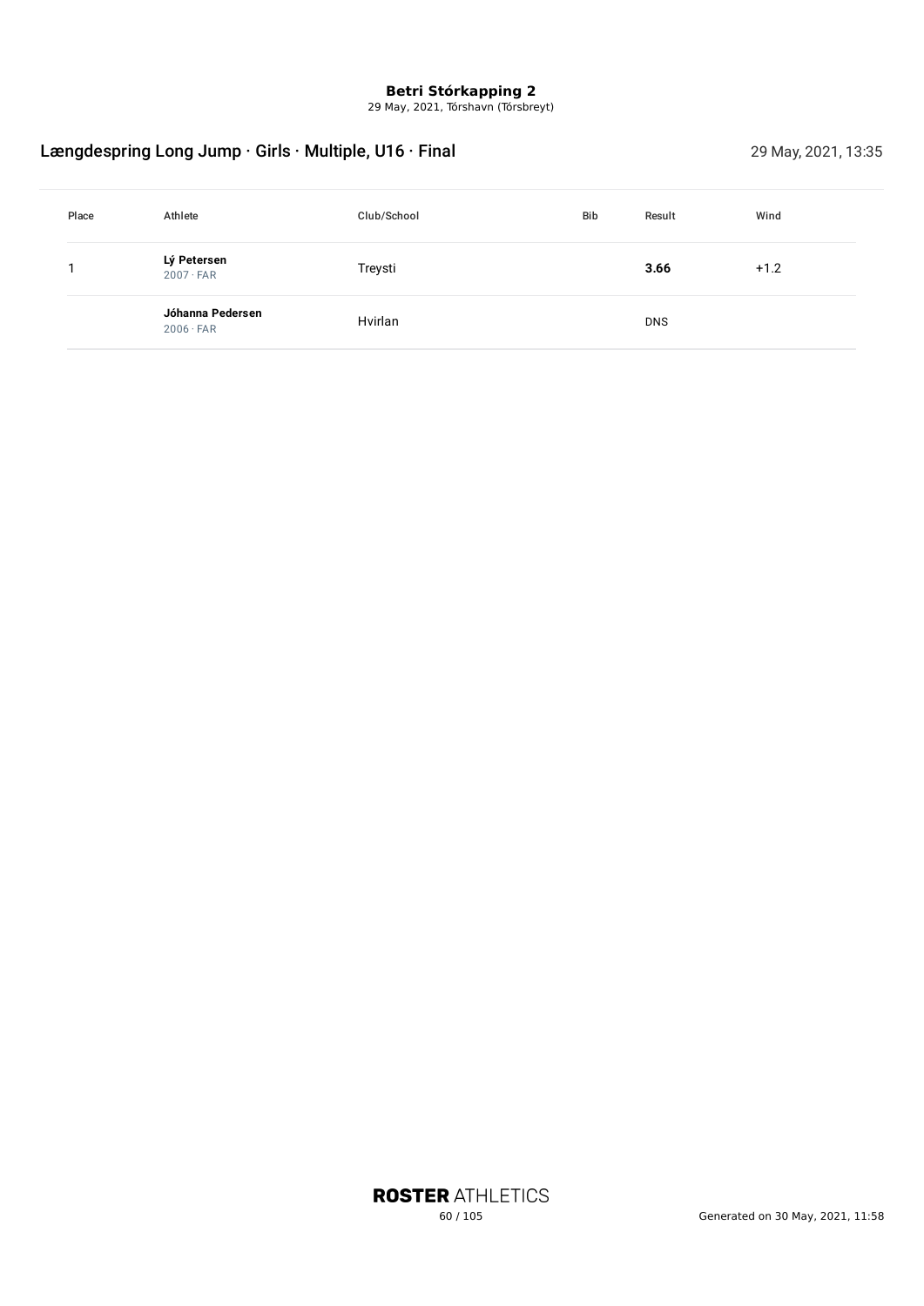**Betri Stórkapping 2**
29 May, 2021, Tórshavn (Tórsbreyt)

## Længdespring Long Jump · Girls · Multiple, U16 · Final

29 May, 2021, 13:35

| Place | Athlete | Club/School | Bib | Result | Wind |
|---|---|---|---|---|---|
| 1 | **Lý Petersen**<br>2007 · FAR | Treysti | | **3.66** | +1.2 |
| | **Jóhanna Pedersen**<br>2006 · FAR | Hvirlan | | DNS | |

**ROSTER** ATHLETICS

Generated on 30 May, 2021, 11:58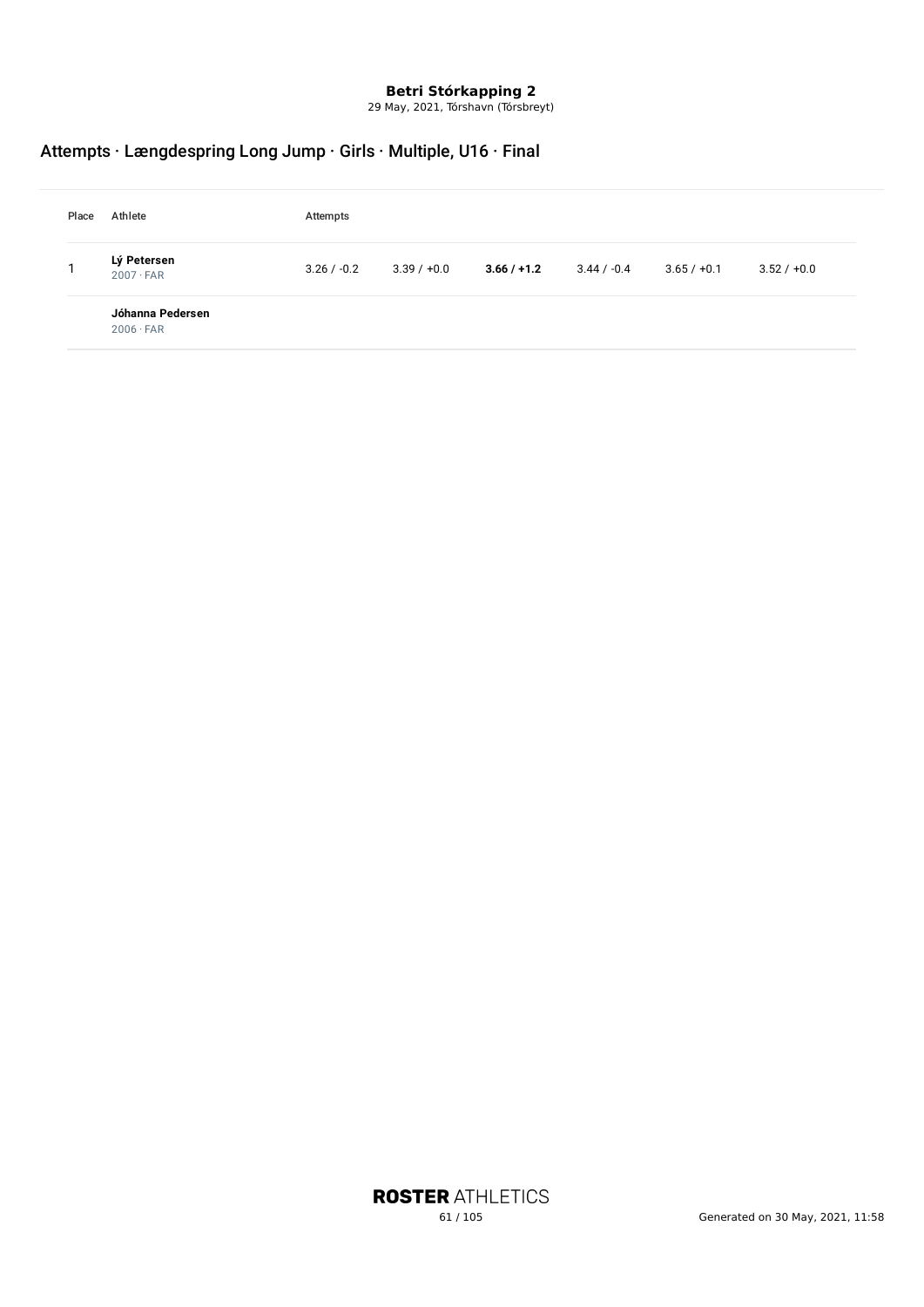**Betri Stórkapping 2**
29 May, 2021, Tórshavn (Tórsbreyt)

## Attempts · Længdespring Long Jump · Girls · Multiple, U16 · Final

| Place | Athlete | Attempts | | | | | |
|---|---|---|---|---|---|---|---|
| 1 | **Lý Petersen** 2007 · FAR | 3.26 / -0.2 | 3.39 / +0.0 | **3.66 / +1.2** | 3.44 / -0.4 | 3.65 / +0.1 | 3.52 / +0.0 |
| | **Jóhanna Pedersen** 2006 · FAR | | | | | | |

**ROSTER** ATHLETICS

Generated on 30 May, 2021, 11:58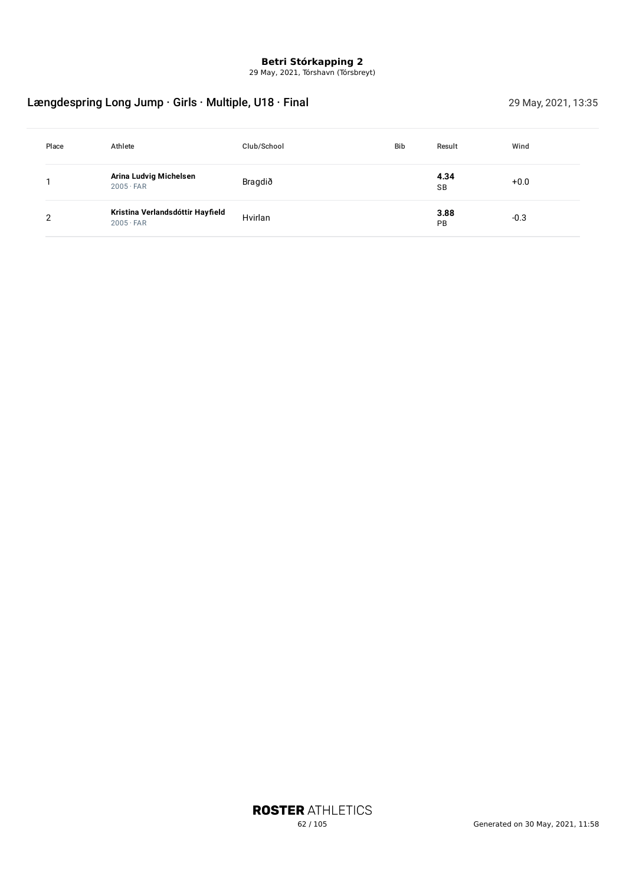**Betri Stórkapping 2**
29 May, 2021, Tórshavn (Tórsbreyt)

## Længdespring Long Jump · Girls · Multiple, U18 · Final

29 May, 2021, 13:35

| Place | Athlete | Club/School | Bib | Result | Wind |
|---|---|---|---|---|---|
| 1 | **Arina Ludvig Michelsen** 2005 · FAR | Bragdið | | **4.34** SB | +0.0 |
| 2 | **Kristina Verlandsdóttir Hayfield** 2005 · FAR | Hvirlan | | **3.88** PB | -0.3 |

**ROSTER** ATHLETICS

Generated on 30 May, 2021, 11:58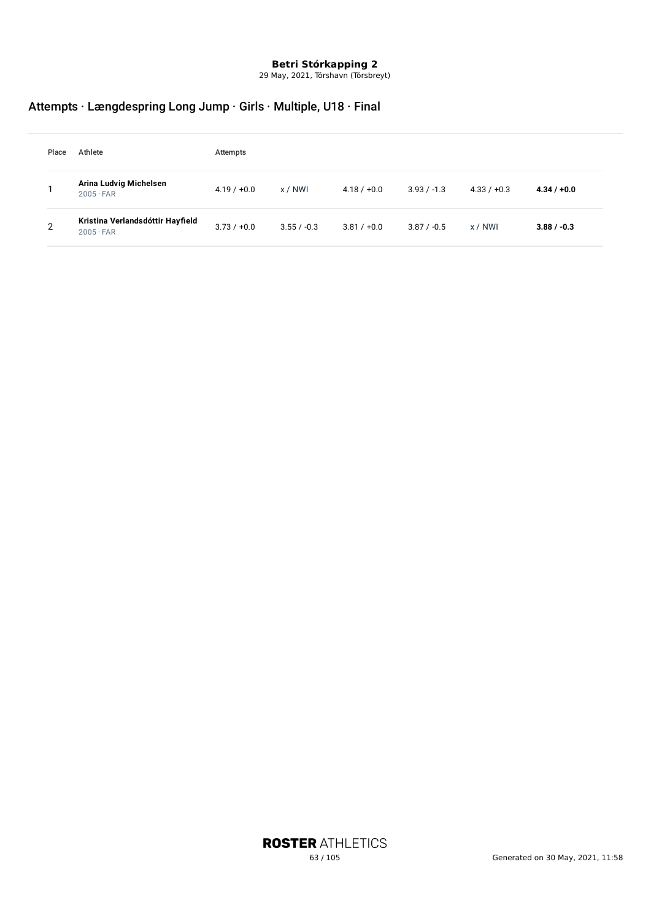**Betri Stórkapping 2**
29 May, 2021, Tórshavn (Tórsbreyt)

## Attempts · Længdespring Long Jump · Girls · Multiple, U18 · Final

| Place | Athlete | Attempts | | | | | |
|---|---|---|---|---|---|---|---|
| 1 | **Arina Ludvig Michelsen** 2005 · FAR | 4.19 / +0.0 | x / NWI | 4.18 / +0.0 | 3.93 / -1.3 | 4.33 / +0.3 | **4.34 / +0.0** |
| 2 | **Kristina Verlandsdóttir Hayfield** 2005 · FAR | 3.73 / +0.0 | 3.55 / -0.3 | 3.81 / +0.0 | 3.87 / -0.5 | x / NWI | **3.88 / -0.3** |

**ROSTER** ATHLETICS

Generated on 30 May, 2021, 11:58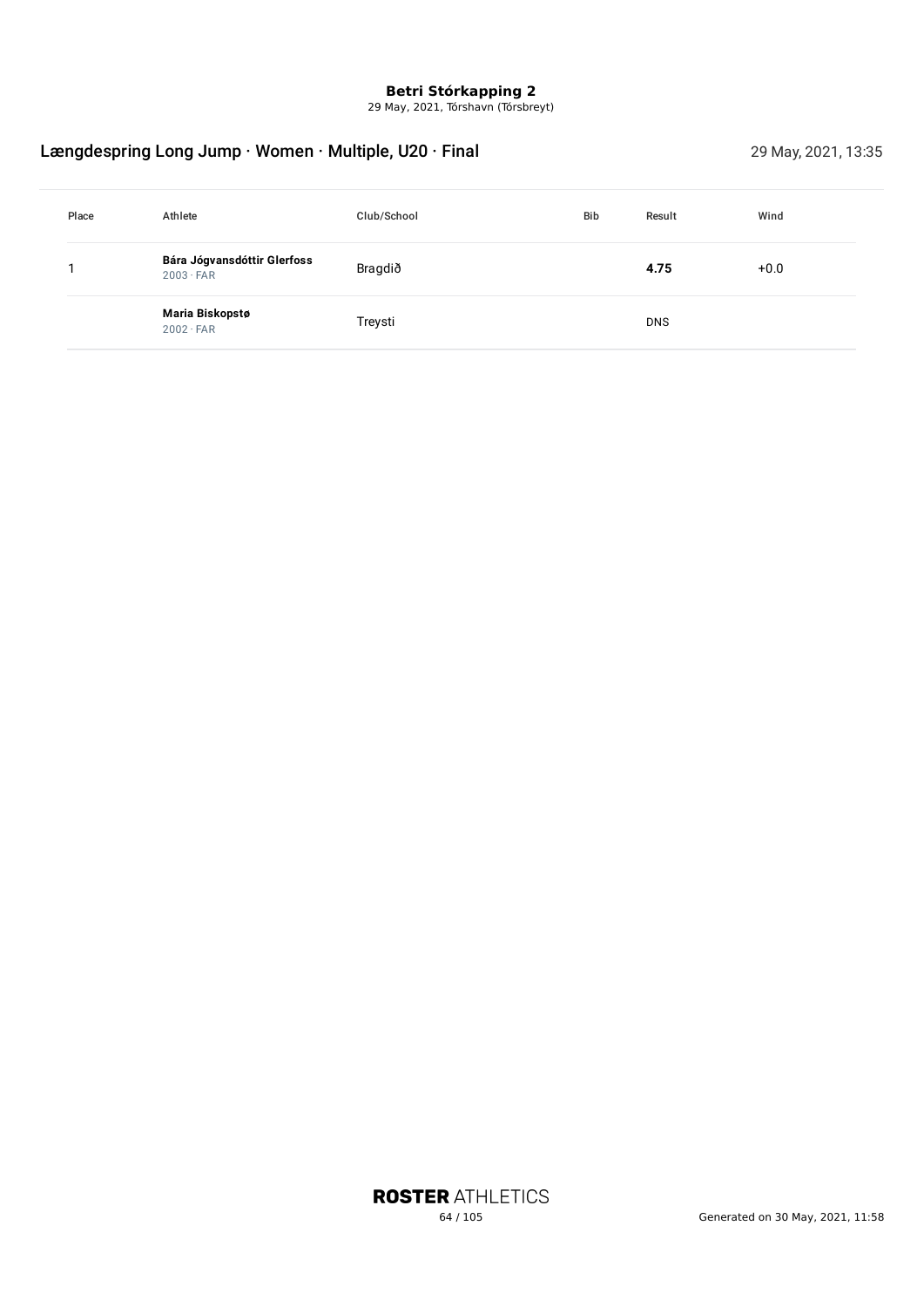**Betri Stórkapping 2**
29 May, 2021, Tórshavn (Tórsbreyt)

## Længdespring Long Jump · Women · Multiple, U20 · Final

29 May, 2021, 13:35

| Place | Athlete | Club/School | Bib | Result | Wind |
|---|---|---|---|---|---|
| 1 | **Bára Jógvansdóttir Glerfoss**<br>2003 · FAR | Bragdið | | **4.75** | +0.0 |
| | **Maria Biskopstø**<br>2002 · FAR | Treysti | | DNS | |

**ROSTER** ATHLETICS

Generated on 30 May, 2021, 11:58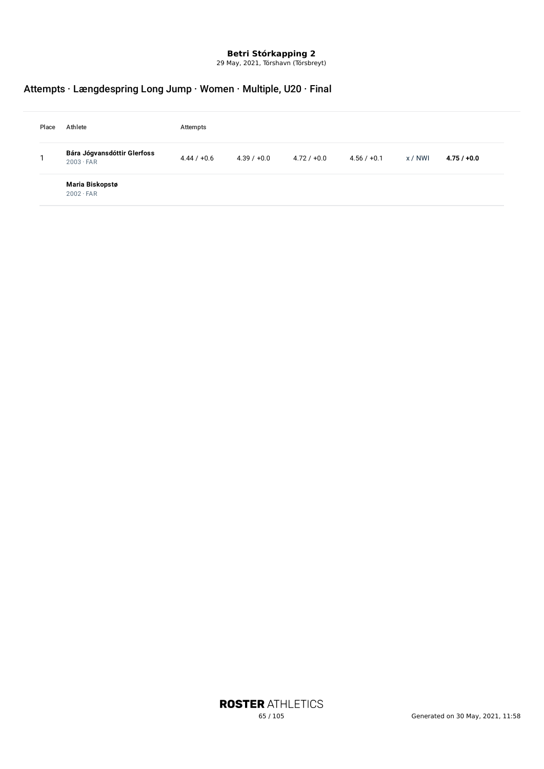**Betri Stórkapping 2**
29 May, 2021, Tórshavn (Tórsbreyt)

## Attempts · Længdespring Long Jump · Women · Multiple, U20 · Final

| Place | Athlete | Attempts | | | | | |
|---|---|---|---|---|---|---|---|
| 1 | **Bára Jógvansdóttir Glerfoss** 2003 · FAR | 4.44 / +0.6 | 4.39 / +0.0 | 4.72 / +0.0 | 4.56 / +0.1 | x / NWI | **4.75 / +0.0** |
| | **Maria Biskopstø** 2002 · FAR | | | | | | |

ROSTER ATHLETICS

Generated on 30 May, 2021, 11:58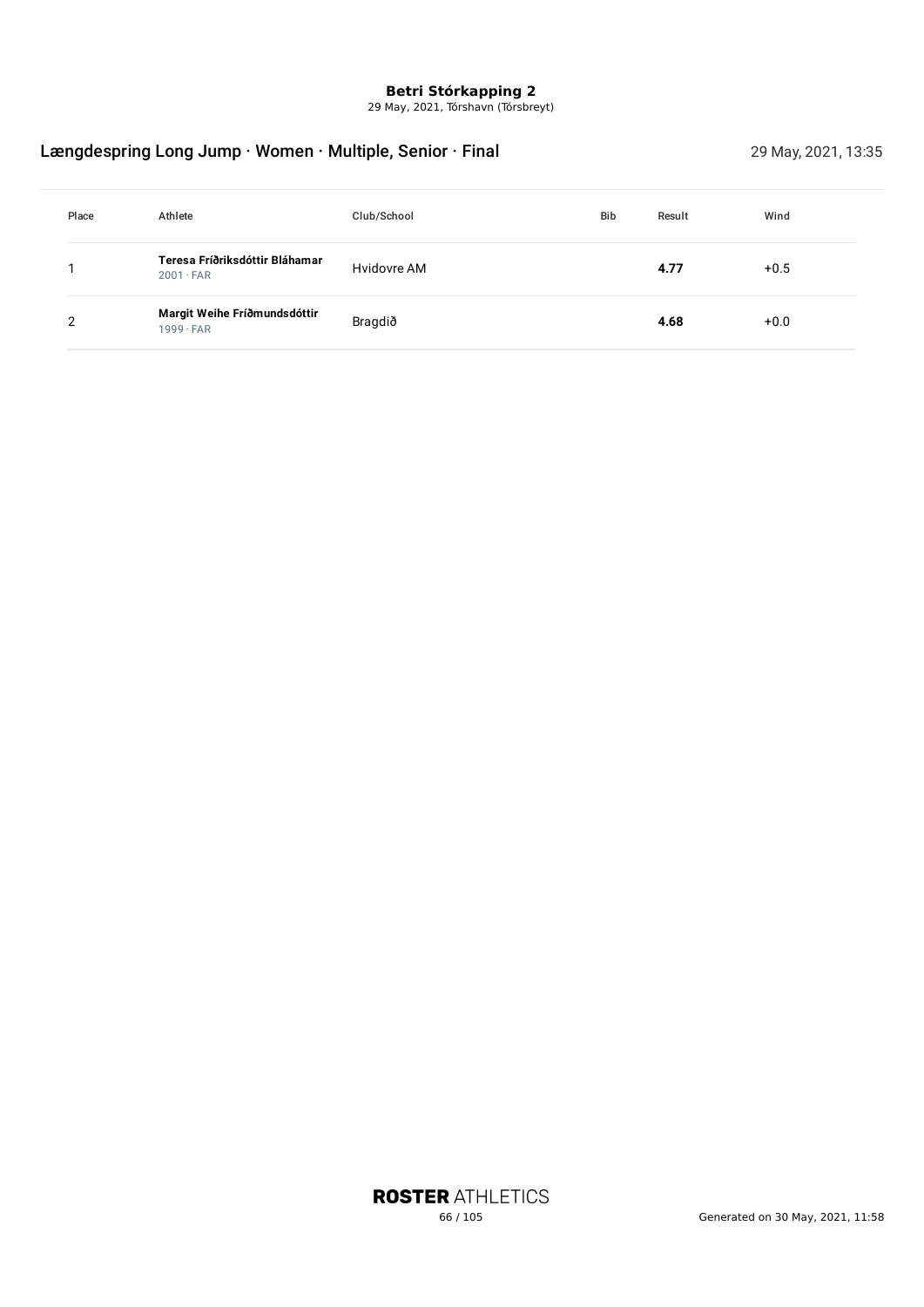**Betri Stórkapping 2**
29 May, 2021, Tórshavn (Tórsbreyt)

## Længdespring Long Jump · Women · Multiple, Senior · Final

29 May, 2021, 13:35

| Place | Athlete | Club/School | Bib | Result | Wind |
|---|---|---|---|---|---|
| 1 | **Teresa Fríðriksdóttir Bláhamar** 2001 · FAR | Hvidovre AM | | **4.77** | +0.5 |
| 2 | **Margit Weihe Fríðmundsdóttir** 1999 · FAR | Bragdið | | **4.68** | +0.0 |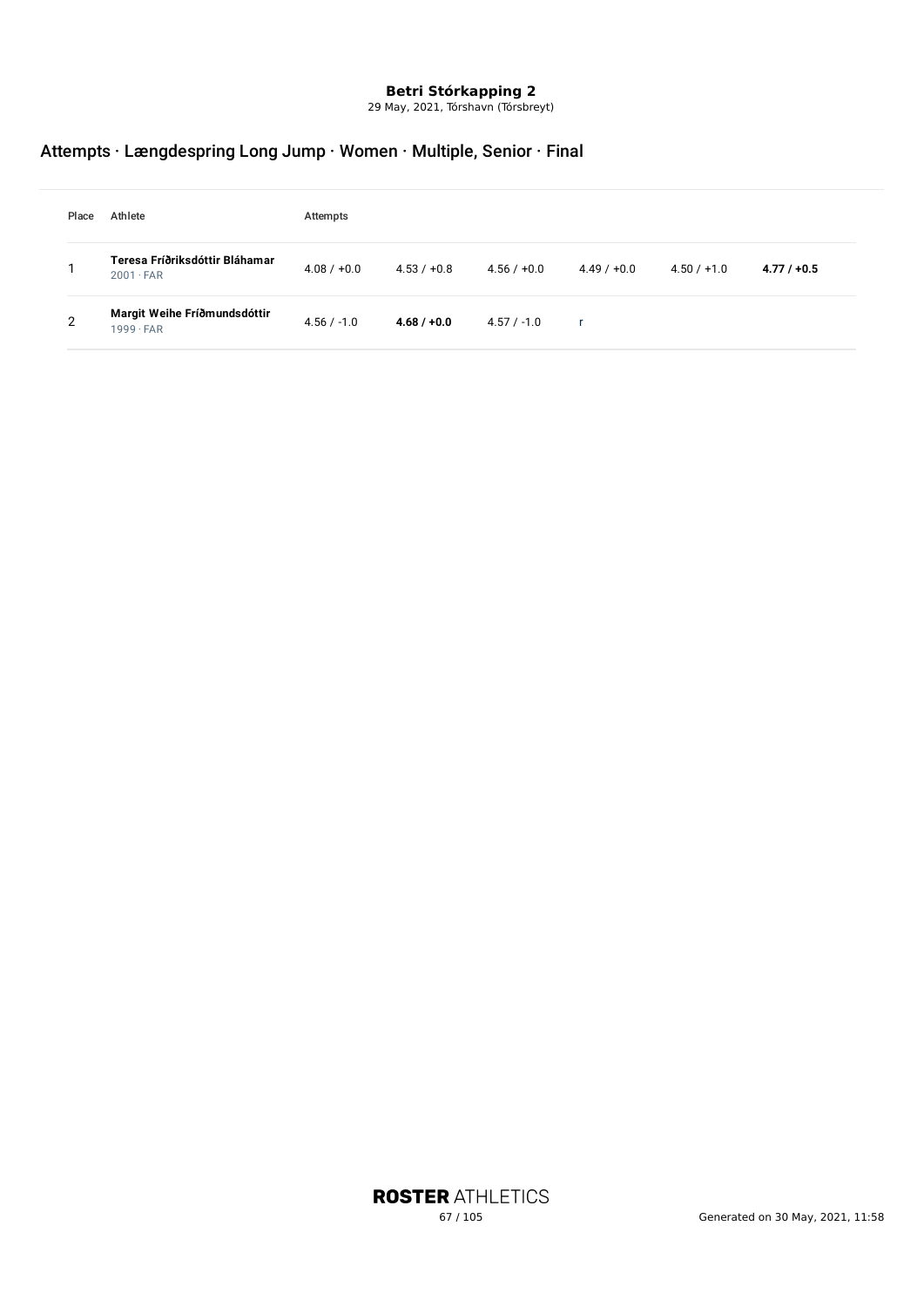**Betri Stórkapping 2**

29 May, 2021, Tórshavn (Tórsbreyt)

## Attempts · Længdespring Long Jump · Women · Multiple, Senior · Final

| Place | Athlete | Attempts | | | | | |
|---|---|---|---|---|---|---|---|
| 1 | **Teresa Fríðriksdóttir Bláhamar** 2001 · FAR | 4.08 / +0.0 | 4.53 / +0.8 | 4.56 / +0.0 | 4.49 / +0.0 | 4.50 / +1.0 | **4.77 / +0.5** |
| 2 | **Margit Weihe Fríðmundsdóttir** 1999 · FAR | 4.56 / -1.0 | **4.68 / +0.0** | 4.57 / -1.0 | r | | |

**ROSTER** ATHLETICS

Generated on 30 May, 2021, 11:58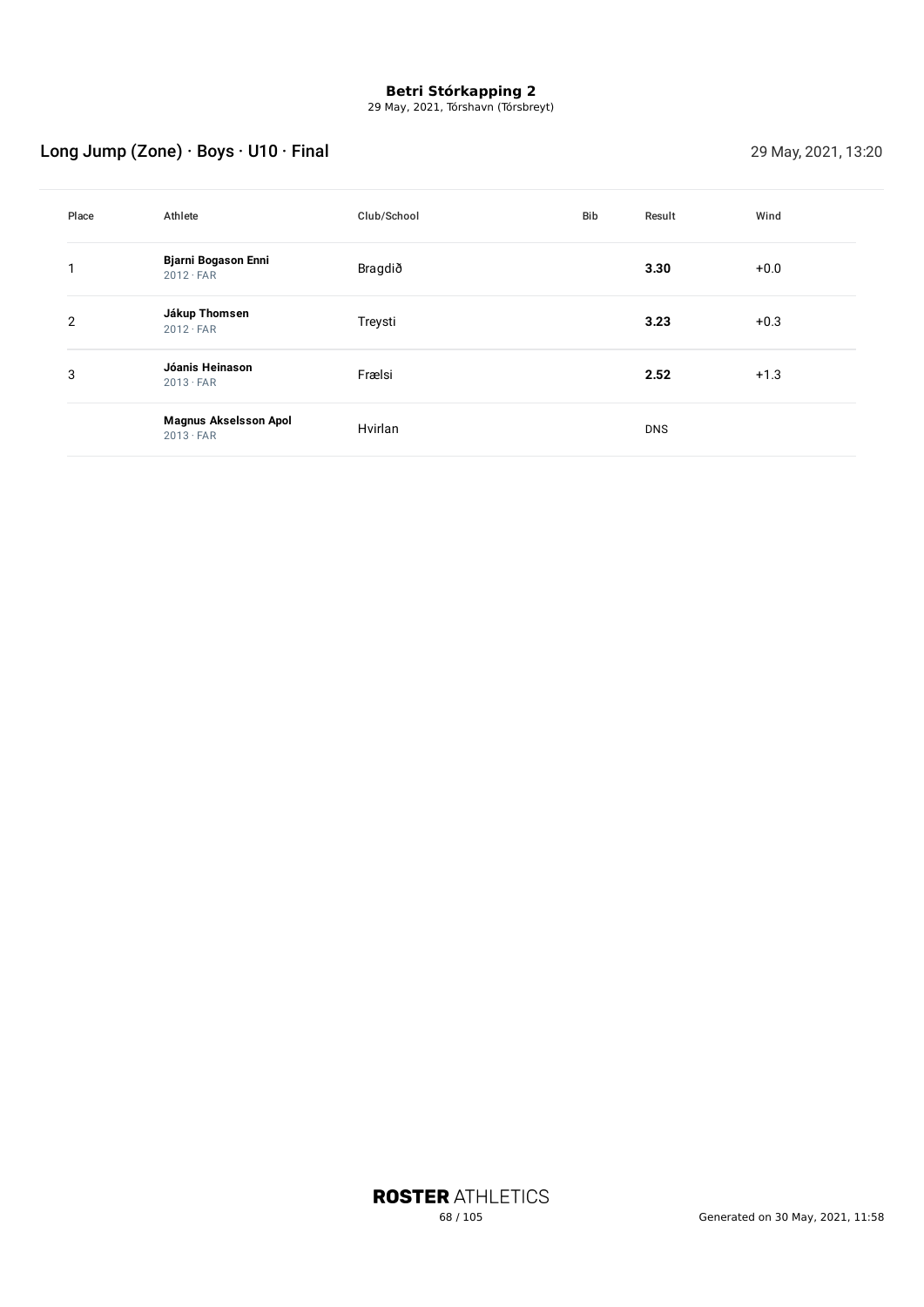**Betri Stórkapping 2**
29 May, 2021, Tórshavn (Tórsbreyt)

## Long Jump (Zone) · Boys · U10 · Final

29 May, 2021, 13:20

| Place | Athlete | Club/School | Bib | Result | Wind |
|---|---|---|---|---|---|
| 1 | **Bjarni Bogason Enni**<br>2012 · FAR | Bragdið | | **3.30** | +0.0 |
| 2 | **Jákup Thomsen**<br>2012 · FAR | Treysti | | **3.23** | +0.3 |
| 3 | **Jóanis Heinason**<br>2013 · FAR | Frælsi | | **2.52** | +1.3 |
| | **Magnus Akselsson Apol**<br>2013 · FAR | Hvirlan | | DNS | |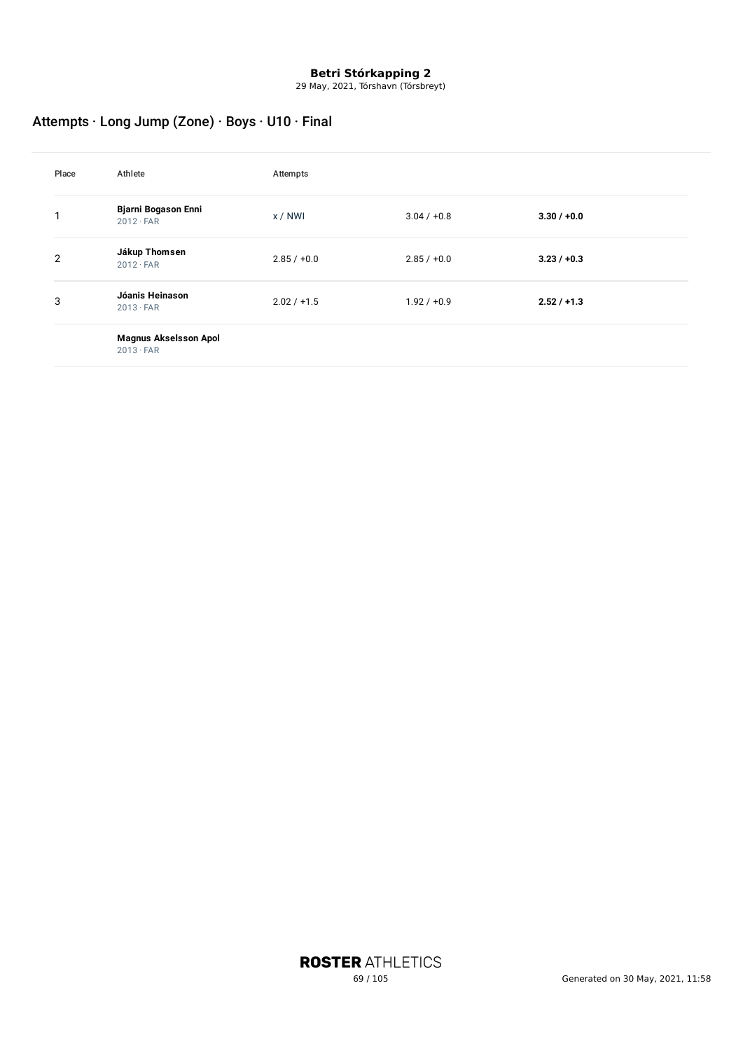**Betri Stórkapping 2**
29 May, 2021, Tórshavn (Tórsbreyt)

## Attempts · Long Jump (Zone) · Boys · U10 · Final

| Place | Athlete | Attempts | | |
|---|---|---|---|---|
| 1 | **Bjarni Bogason Enni** 2012 · FAR | x / NWI | 3.04 / +0.8 | **3.30 / +0.0** |
| 2 | **Jákup Thomsen** 2012 · FAR | 2.85 / +0.0 | 2.85 / +0.0 | **3.23 / +0.3** |
| 3 | **Jóanis Heinason** 2013 · FAR | 2.02 / +1.5 | 1.92 / +0.9 | **2.52 / +1.3** |
| | **Magnus Akselsson Apol** 2013 · FAR | | | |

Generated on 30 May, 2021, 11:58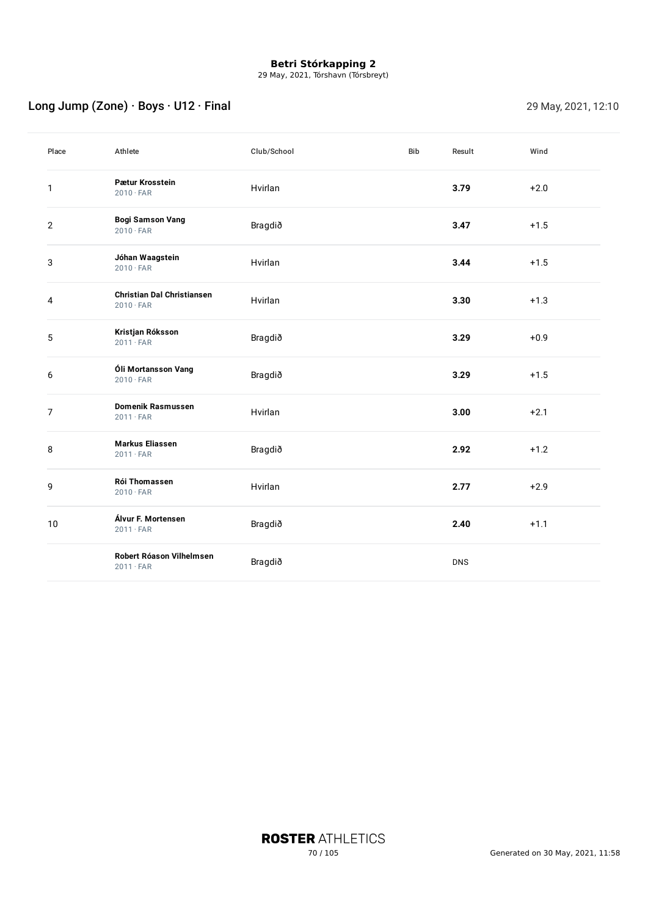**Betri Stórkapping 2**
29 May, 2021, Tórshavn (Tórsbreyt)

## Long Jump (Zone) · Boys · U12 · Final

29 May, 2021, 12:10

| Place | Athlete | Club/School | Bib | Result | Wind |
|---|---|---|---|---|---|
| 1 | **Pætur Krosstein**<br>2010 · FAR | Hvirlan | | **3.79** | +2.0 |
| 2 | **Bogi Samson Vang**<br>2010 · FAR | Bragdið | | **3.47** | +1.5 |
| 3 | **Jóhan Waagstein**<br>2010 · FAR | Hvirlan | | **3.44** | +1.5 |
| 4 | **Christian Dal Christiansen**<br>2010 · FAR | Hvirlan | | **3.30** | +1.3 |
| 5 | **Kristjan Róksson**<br>2011 · FAR | Bragdið | | **3.29** | +0.9 |
| 6 | **Óli Mortansson Vang**<br>2010 · FAR | Bragdið | | **3.29** | +1.5 |
| 7 | **Domenik Rasmussen**<br>2011 · FAR | Hvirlan | | **3.00** | +2.1 |
| 8 | **Markus Eliassen**<br>2011 · FAR | Bragdið | | **2.92** | +1.2 |
| 9 | **Rói Thomassen**<br>2010 · FAR | Hvirlan | | **2.77** | +2.9 |
| 10 | **Álvur F. Mortensen**<br>2011 · FAR | Bragdið | | **2.40** | +1.1 |
| | **Robert Róason Vilhelmsen**<br>2011 · FAR | Bragdið | | DNS | |

**ROSTER** ATHLETICS

Generated on 30 May, 2021, 11:58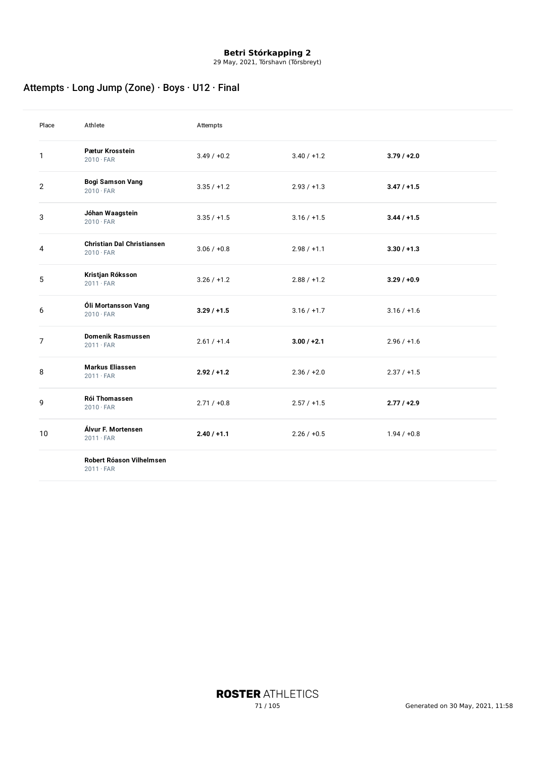**Betri Stórkapping 2**

29 May, 2021, Tórshavn (Tórsbreyt)

## Attempts · Long Jump (Zone) · Boys · U12 · Final

| Place | Athlete | Attempts | | |
|---|---|---|---|---|
| 1 | **Pætur Krosstein** 2010 · FAR | 3.49 / +0.2 | 3.40 / +1.2 | **3.79 / +2.0** |
| 2 | **Bogi Samson Vang** 2010 · FAR | 3.35 / +1.2 | 2.93 / +1.3 | **3.47 / +1.5** |
| 3 | **Jóhan Waagstein** 2010 · FAR | 3.35 / +1.5 | 3.16 / +1.5 | **3.44 / +1.5** |
| 4 | **Christian Dal Christiansen** 2010 · FAR | 3.06 / +0.8 | 2.98 / +1.1 | **3.30 / +1.3** |
| 5 | **Kristjan Róksson** 2011 · FAR | 3.26 / +1.2 | 2.88 / +1.2 | **3.29 / +0.9** |
| 6 | **Óli Mortansson Vang** 2010 · FAR | **3.29 / +1.5** | 3.16 / +1.7 | 3.16 / +1.6 |
| 7 | **Domenik Rasmussen** 2011 · FAR | 2.61 / +1.4 | **3.00 / +2.1** | 2.96 / +1.6 |
| 8 | **Markus Eliassen** 2011 · FAR | **2.92 / +1.2** | 2.36 / +2.0 | 2.37 / +1.5 |
| 9 | **Rói Thomassen** 2010 · FAR | 2.71 / +0.8 | 2.57 / +1.5 | **2.77 / +2.9** |
| 10 | **Álvur F. Mortensen** 2011 · FAR | **2.40 / +1.1** | 2.26 / +0.5 | 1.94 / +0.8 |
| | **Robert Róason Vilhelmsen** 2011 · FAR | | | |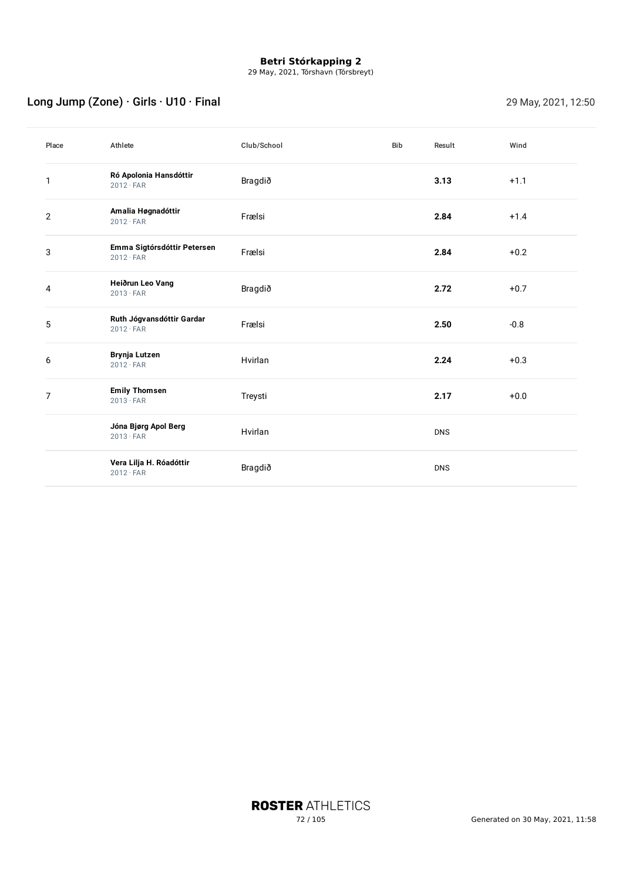**Betri Stórkapping 2**
29 May, 2021, Tórshavn (Tórsbreyt)

## Long Jump (Zone) · Girls · U10 · Final

29 May, 2021, 12:50

| Place | Athlete | Club/School | Bib | Result | Wind |
|---|---|---|---|---|---|
| 1 | **Ró Apolonia Hansdóttir** 2012 · FAR | Bragdið | | **3.13** | +1.1 |
| 2 | **Amalia Høgnadóttir** 2012 · FAR | Frælsi | | **2.84** | +1.4 |
| 3 | **Emma Sigtórsdóttir Petersen** 2012 · FAR | Frælsi | | **2.84** | +0.2 |
| 4 | **Heiðrun Leo Vang** 2013 · FAR | Bragdið | | **2.72** | +0.7 |
| 5 | **Ruth Jógvansdóttir Gardar** 2012 · FAR | Frælsi | | **2.50** | -0.8 |
| 6 | **Brynja Lutzen** 2012 · FAR | Hvirlan | | **2.24** | +0.3 |
| 7 | **Emily Thomsen** 2013 · FAR | Treysti | | **2.17** | +0.0 |
| | **Jóna Bjørg Apol Berg** 2013 · FAR | Hvirlan | | DNS | |
| | **Vera Lilja H. Róadóttir** 2012 · FAR | Bragdið | | DNS | |

Generated on 30 May, 2021, 11:58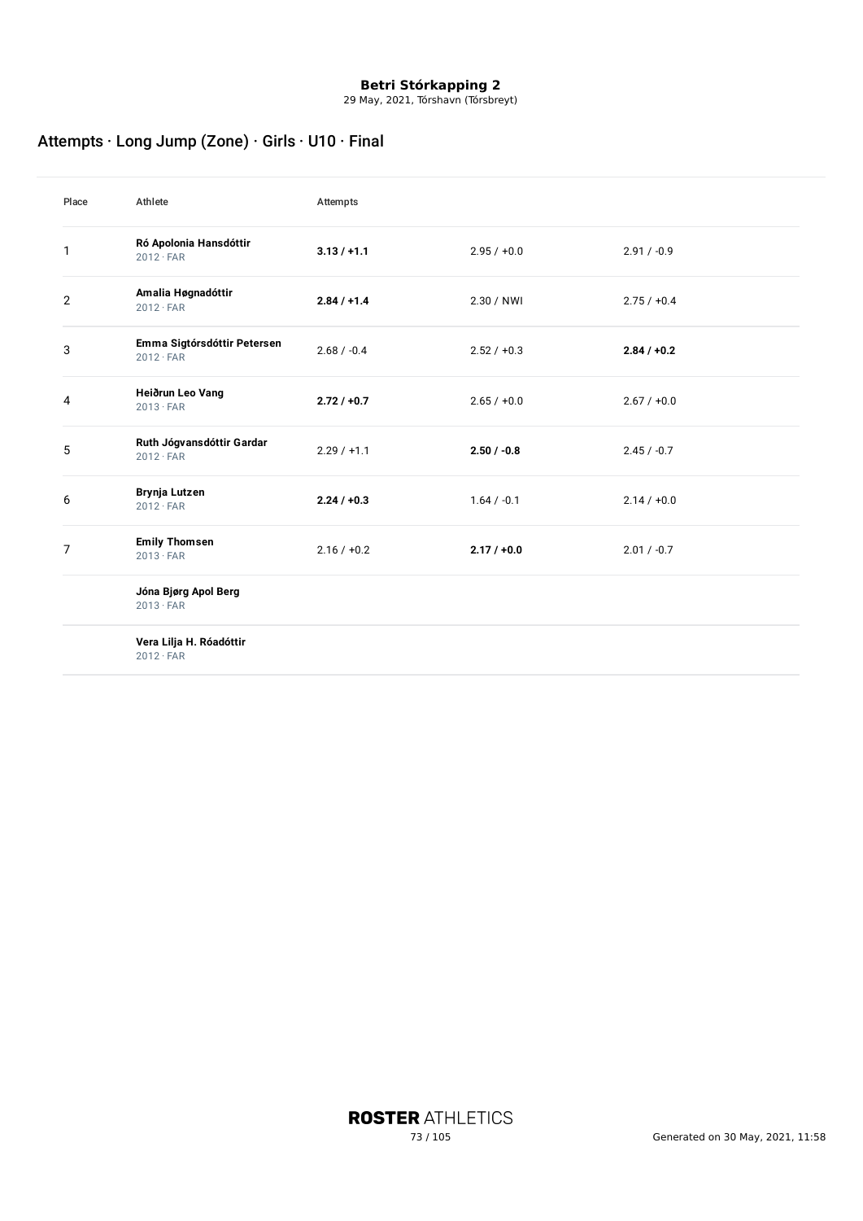**Betri Stórkapping 2**

29 May, 2021, Tórshavn (Tórsbreyt)

## Attempts · Long Jump (Zone) · Girls · U10 · Final

| Place | Athlete | Attempts | | |
|---|---|---|---|---|
| 1 | **Ró Apolonia Hansdóttir** 2012 · FAR | **3.13 / +1.1** | 2.95 / +0.0 | 2.91 / -0.9 |
| 2 | **Amalia Høgnadóttir** 2012 · FAR | **2.84 / +1.4** | 2.30 / NWI | 2.75 / +0.4 |
| 3 | **Emma Sigtórsdóttir Petersen** 2012 · FAR | 2.68 / -0.4 | 2.52 / +0.3 | **2.84 / +0.2** |
| 4 | **Heiðrun Leo Vang** 2013 · FAR | **2.72 / +0.7** | 2.65 / +0.0 | 2.67 / +0.0 |
| 5 | **Ruth Jógvansdóttir Gardar** 2012 · FAR | 2.29 / +1.1 | **2.50 / -0.8** | 2.45 / -0.7 |
| 6 | **Brynja Lutzen** 2012 · FAR | **2.24 / +0.3** | 1.64 / -0.1 | 2.14 / +0.0 |
| 7 | **Emily Thomsen** 2013 · FAR | 2.16 / +0.2 | **2.17 / +0.0** | 2.01 / -0.7 |
| | **Jóna Bjørg Apol Berg** 2013 · FAR | | | |
| | **Vera Lilja H. Róadóttir** 2012 · FAR | | | |

Generated on 30 May, 2021, 11:58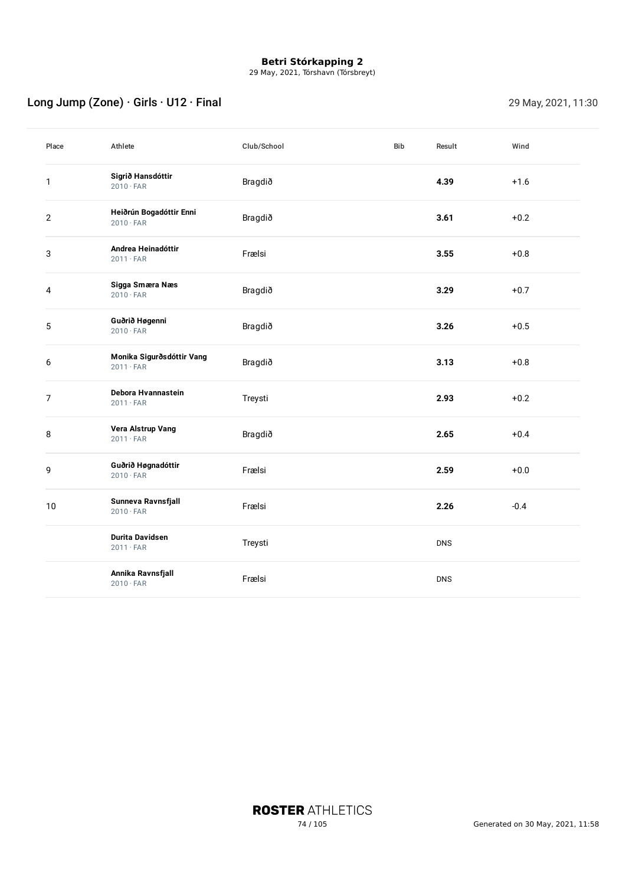**Betri Stórkapping 2**
29 May, 2021, Tórshavn (Tórsbreyt)

## Long Jump (Zone) · Girls · U12 · Final

29 May, 2021, 11:30

| Place | Athlete | Club/School | Bib | Result | Wind |
|---|---|---|---|---|---|
| 1 | **Sigrið Hansdóttir**<br>2010 · FAR | Bragdið | | **4.39** | +1.6 |
| 2 | **Heiðrún Bogadóttir Enni**<br>2010 · FAR | Bragdið | | **3.61** | +0.2 |
| 3 | **Andrea Heinadóttir**<br>2011 · FAR | Frælsi | | **3.55** | +0.8 |
| 4 | **Sigga Smæra Næs**<br>2010 · FAR | Bragdið | | **3.29** | +0.7 |
| 5 | **Guðrið Høgenni**<br>2010 · FAR | Bragdið | | **3.26** | +0.5 |
| 6 | **Monika Sigurðsdóttir Vang**<br>2011 · FAR | Bragdið | | **3.13** | +0.8 |
| 7 | **Debora Hvannastein**<br>2011 · FAR | Treysti | | **2.93** | +0.2 |
| 8 | **Vera Alstrup Vang**<br>2011 · FAR | Bragdið | | **2.65** | +0.4 |
| 9 | **Guðrið Høgnadóttir**<br>2010 · FAR | Frælsi | | **2.59** | +0.0 |
| 10 | **Sunneva Ravnsfjall**<br>2010 · FAR | Frælsi | | **2.26** | -0.4 |
| | **Durita Davidsen**<br>2011 · FAR | Treysti | | DNS | |
| | **Annika Ravnsfjall**<br>2010 · FAR | Frælsi | | DNS | |

Generated on 30 May, 2021, 11:58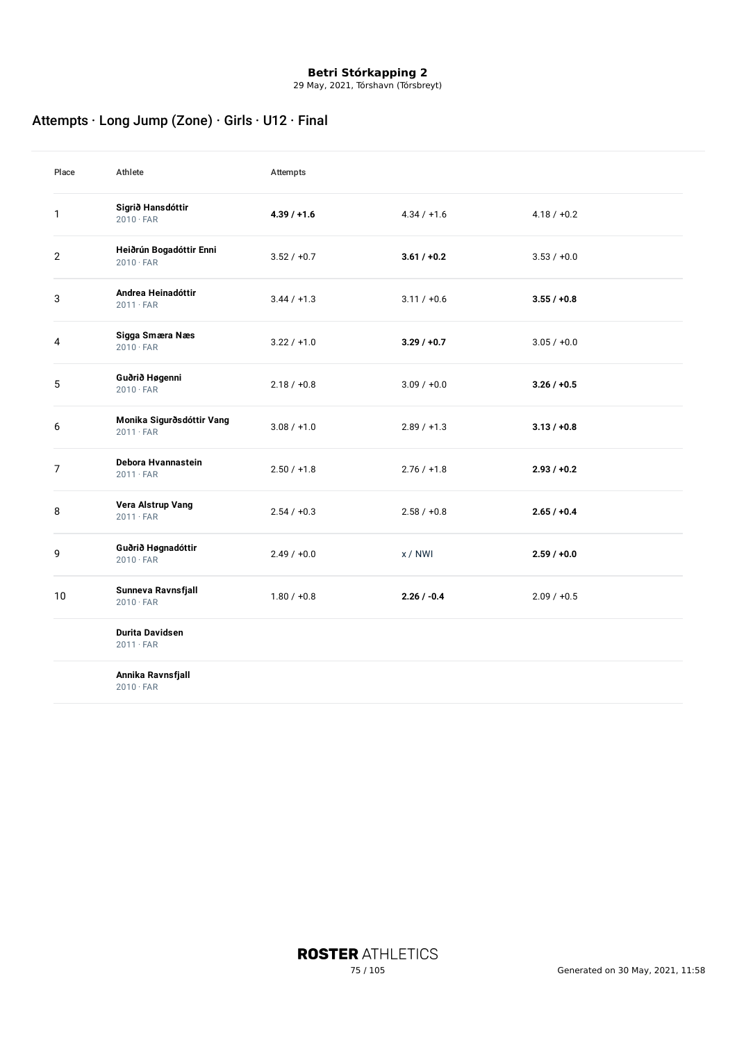**Betri Stórkapping 2**
29 May, 2021, Tórshavn (Tórsbreyt)

## Attempts · Long Jump (Zone) · Girls · U12 · Final

| Place | Athlete | Attempts | | |
|---|---|---|---|---|
| 1 | **Sigrið Hansdóttir** 2010 · FAR | **4.39 / +1.6** | 4.34 / +1.6 | 4.18 / +0.2 |
| 2 | **Heiðrún Bogadóttir Enni** 2010 · FAR | 3.52 / +0.7 | **3.61 / +0.2** | 3.53 / +0.0 |
| 3 | **Andrea Heinadóttir** 2011 · FAR | 3.44 / +1.3 | 3.11 / +0.6 | **3.55 / +0.8** |
| 4 | **Sigga Smæra Næs** 2010 · FAR | 3.22 / +1.0 | **3.29 / +0.7** | 3.05 / +0.0 |
| 5 | **Guðrið Høgenni** 2010 · FAR | 2.18 / +0.8 | 3.09 / +0.0 | **3.26 / +0.5** |
| 6 | **Monika Sigurðsdóttir Vang** 2011 · FAR | 3.08 / +1.0 | 2.89 / +1.3 | **3.13 / +0.8** |
| 7 | **Debora Hvannastein** 2011 · FAR | 2.50 / +1.8 | 2.76 / +1.8 | **2.93 / +0.2** |
| 8 | **Vera Alstrup Vang** 2011 · FAR | 2.54 / +0.3 | 2.58 / +0.8 | **2.65 / +0.4** |
| 9 | **Guðrið Høgnadóttir** 2010 · FAR | 2.49 / +0.0 | x / NWI | **2.59 / +0.0** |
| 10 | **Sunneva Ravnsfjall** 2010 · FAR | 1.80 / +0.8 | **2.26 / -0.4** | 2.09 / +0.5 |
| | **Durita Davidsen** 2011 · FAR | | | |
| | **Annika Ravnsfjall** 2010 · FAR | | | |

Generated on 30 May, 2021, 11:58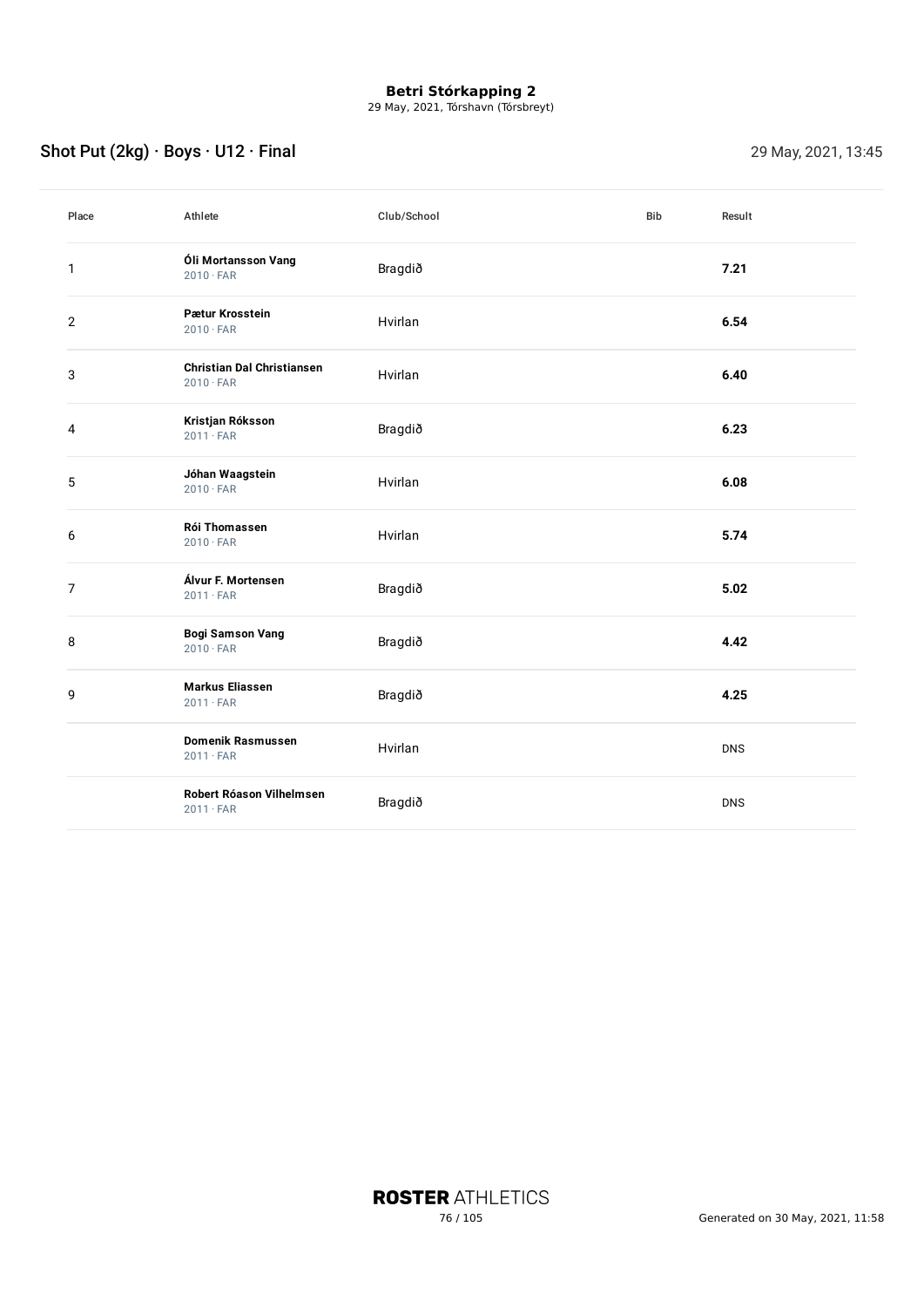**Betri Stórkapping 2**
29 May, 2021, Tórshavn (Tórsbreyt)

## Shot Put (2kg) · Boys · U12 · Final

29 May, 2021, 13:45

| Place | Athlete | Club/School | Bib | Result |
|---|---|---|---|---|
| 1 | **Óli Mortansson Vang** 2010 · FAR | Bragdið | | **7.21** |
| 2 | **Pætur Krosstein** 2010 · FAR | Hvirlan | | **6.54** |
| 3 | **Christian Dal Christiansen** 2010 · FAR | Hvirlan | | **6.40** |
| 4 | **Kristjan Róksson** 2011 · FAR | Bragdið | | **6.23** |
| 5 | **Jóhan Waagstein** 2010 · FAR | Hvirlan | | **6.08** |
| 6 | **Rói Thomassen** 2010 · FAR | Hvirlan | | **5.74** |
| 7 | **Álvur F. Mortensen** 2011 · FAR | Bragdið | | **5.02** |
| 8 | **Bogi Samson Vang** 2010 · FAR | Bragdið | | **4.42** |
| 9 | **Markus Eliassen** 2011 · FAR | Bragdið | | **4.25** |
| | **Domenik Rasmussen** 2011 · FAR | Hvirlan | | DNS |
| | **Robert Róason Vilhelmsen** 2011 · FAR | Bragdið | | DNS |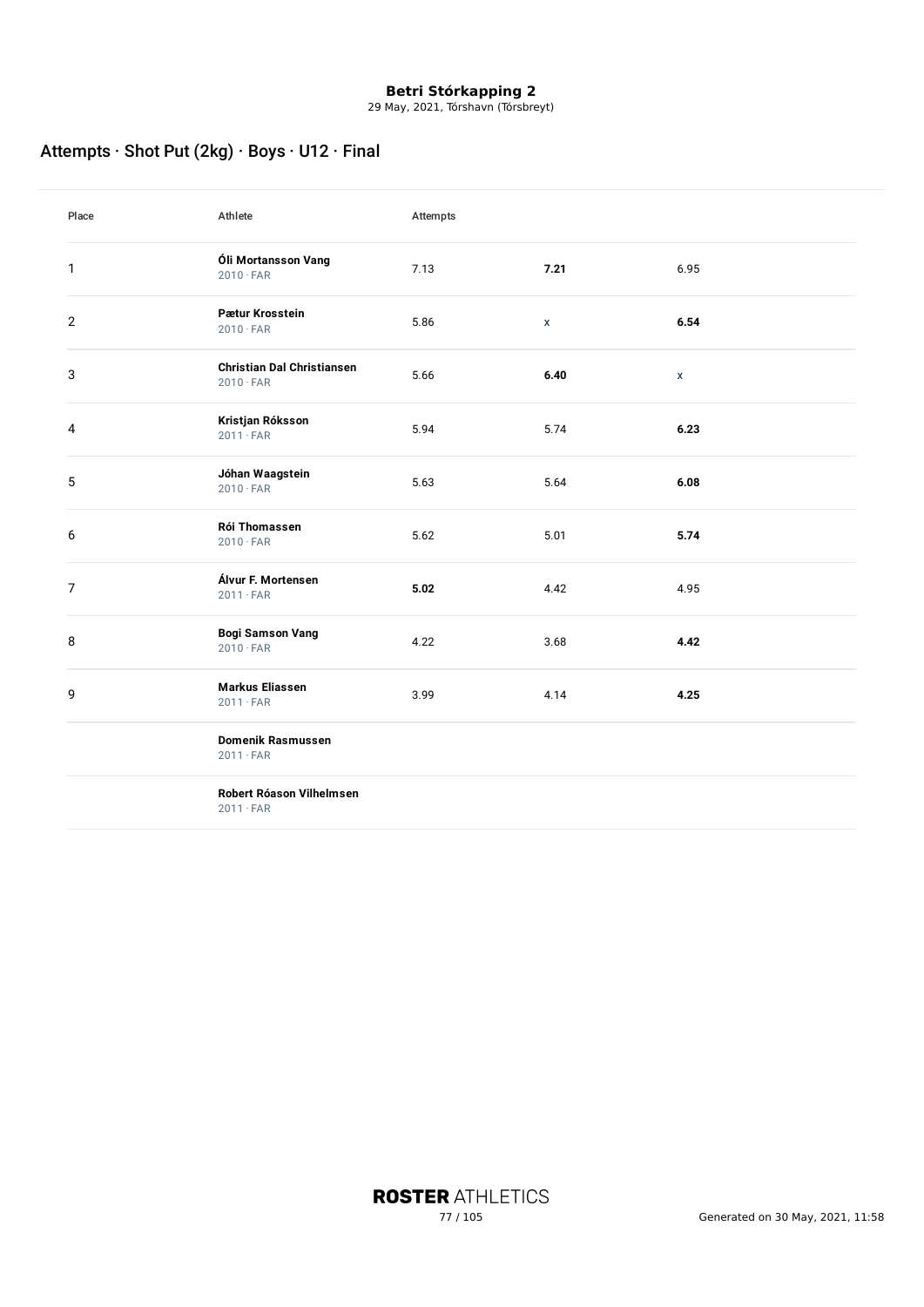**Betri Stórkapping 2**
29 May, 2021, Tórshavn (Tórsbreyt)

## Attempts · Shot Put (2kg) · Boys · U12 · Final

| Place | Athlete | Attempts | | |
|---|---|---|---|---|
| 1 | **Óli Mortansson Vang** 2010 · FAR | 7.13 | **7.21** | 6.95 |
| 2 | **Pætur Krosstein** 2010 · FAR | 5.86 | x | **6.54** |
| 3 | **Christian Dal Christiansen** 2010 · FAR | 5.66 | **6.40** | x |
| 4 | **Kristjan Róksson** 2011 · FAR | 5.94 | 5.74 | **6.23** |
| 5 | **Jóhan Waagstein** 2010 · FAR | 5.63 | 5.64 | **6.08** |
| 6 | **Rói Thomassen** 2010 · FAR | 5.62 | 5.01 | **5.74** |
| 7 | **Álvur F. Mortensen** 2011 · FAR | **5.02** | 4.42 | 4.95 |
| 8 | **Bogi Samson Vang** 2010 · FAR | 4.22 | 3.68 | **4.42** |
| 9 | **Markus Eliassen** 2011 · FAR | 3.99 | 4.14 | **4.25** |
| | **Domenik Rasmussen** 2011 · FAR | | | |
| | **Robert Róason Vilhelmsen** 2011 · FAR | | | |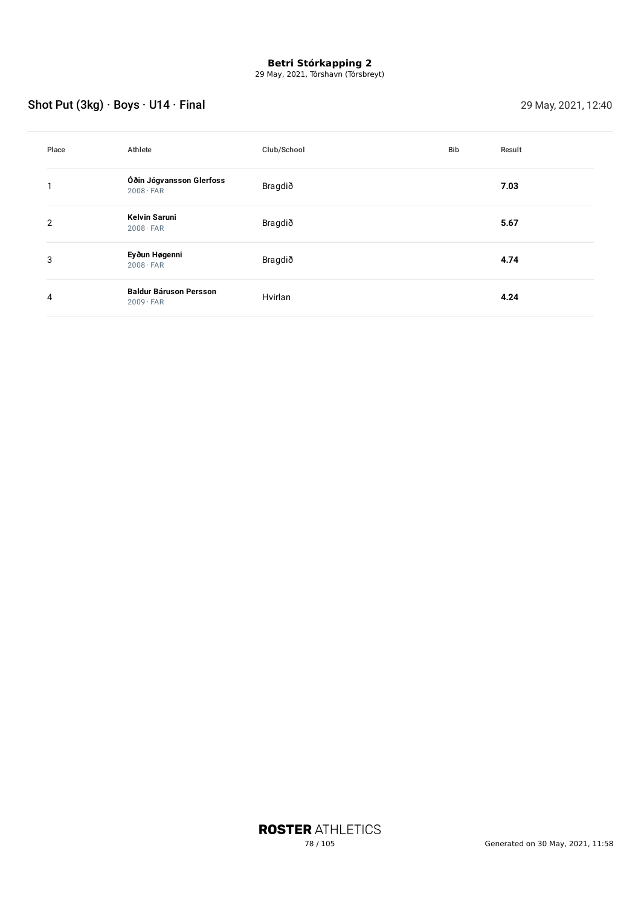**Betri Stórkapping 2**
29 May, 2021, Tórshavn (Tórsbreyt)

## Shot Put (3kg) · Boys · U14 · Final

29 May, 2021, 12:40

| Place | Athlete | Club/School | Bib | Result |
|---|---|---|---|---|
| 1 | **Óðin Jógvansson Glerfoss**<br>2008 · FAR | Bragdið | | **7.03** |
| 2 | **Kelvin Saruni**<br>2008 · FAR | Bragdið | | **5.67** |
| 3 | **Eyðun Høgenni**<br>2008 · FAR | Bragdið | | **4.74** |
| 4 | **Baldur Báruson Persson**<br>2009 · FAR | Hvirlan | | **4.24** |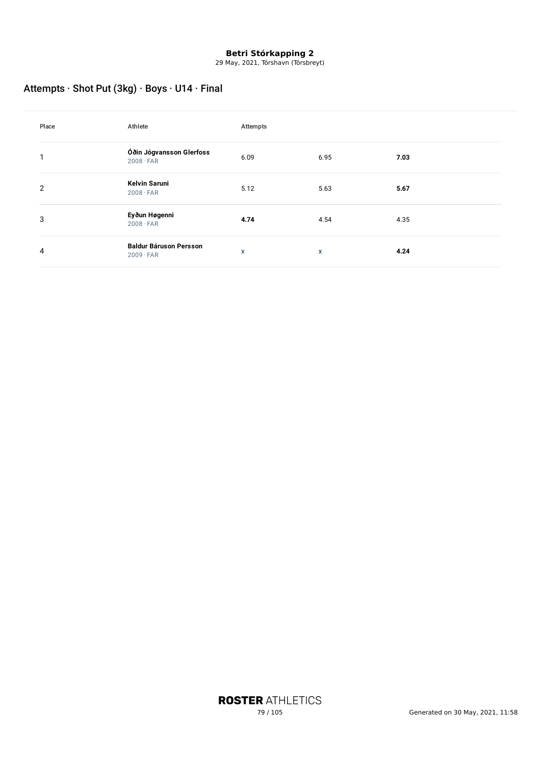**Betri Stórkapping 2**

29 May, 2021, Tórshavn (Tórsbreyt)

## Attempts · Shot Put (3kg) · Boys · U14 · Final

| Place | Athlete | Attempts | | |
|---|---|---|---|---|
| 1 | **Óðin Jógvansson Glerfoss**<br>2008 · FAR | 6.09 | 6.95 | **7.03** |
| 2 | **Kelvin Saruni**<br>2008 · FAR | 5.12 | 5.63 | **5.67** |
| 3 | **Eyðun Høgenni**<br>2008 · FAR | **4.74** | 4.54 | 4.35 |
| 4 | **Baldur Báruson Persson**<br>2009 · FAR | x | x | **4.24** |

Generated on 30 May, 2021, 11:58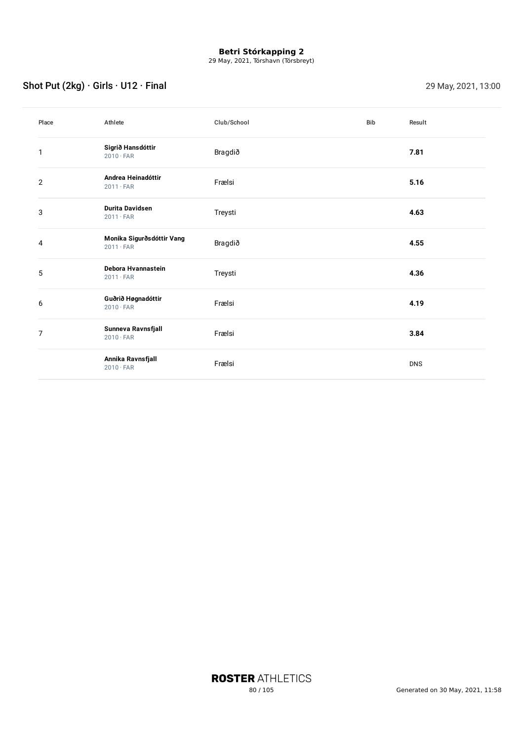**Betri Stórkapping 2**
29 May, 2021, Tórshavn (Tórsbreyt)

## Shot Put (2kg) · Girls · U12 · Final

29 May, 2021, 13:00

| Place | Athlete | Club/School | Bib | Result |
|---|---|---|---|---|
| 1 | **Sigrið Hansdóttir** 2010 · FAR | Bragdið | | **7.81** |
| 2 | **Andrea Heinadóttir** 2011 · FAR | Frælsi | | **5.16** |
| 3 | **Durita Davidsen** 2011 · FAR | Treysti | | **4.63** |
| 4 | **Monika Sigurðsdóttir Vang** 2011 · FAR | Bragdið | | **4.55** |
| 5 | **Debora Hvannastein** 2011 · FAR | Treysti | | **4.36** |
| 6 | **Guðrið Høgnadóttir** 2010 · FAR | Frælsi | | **4.19** |
| 7 | **Sunneva Ravnsfjall** 2010 · FAR | Frælsi | | **3.84** |
| | **Annika Ravnsfjall** 2010 · FAR | Frælsi | | DNS |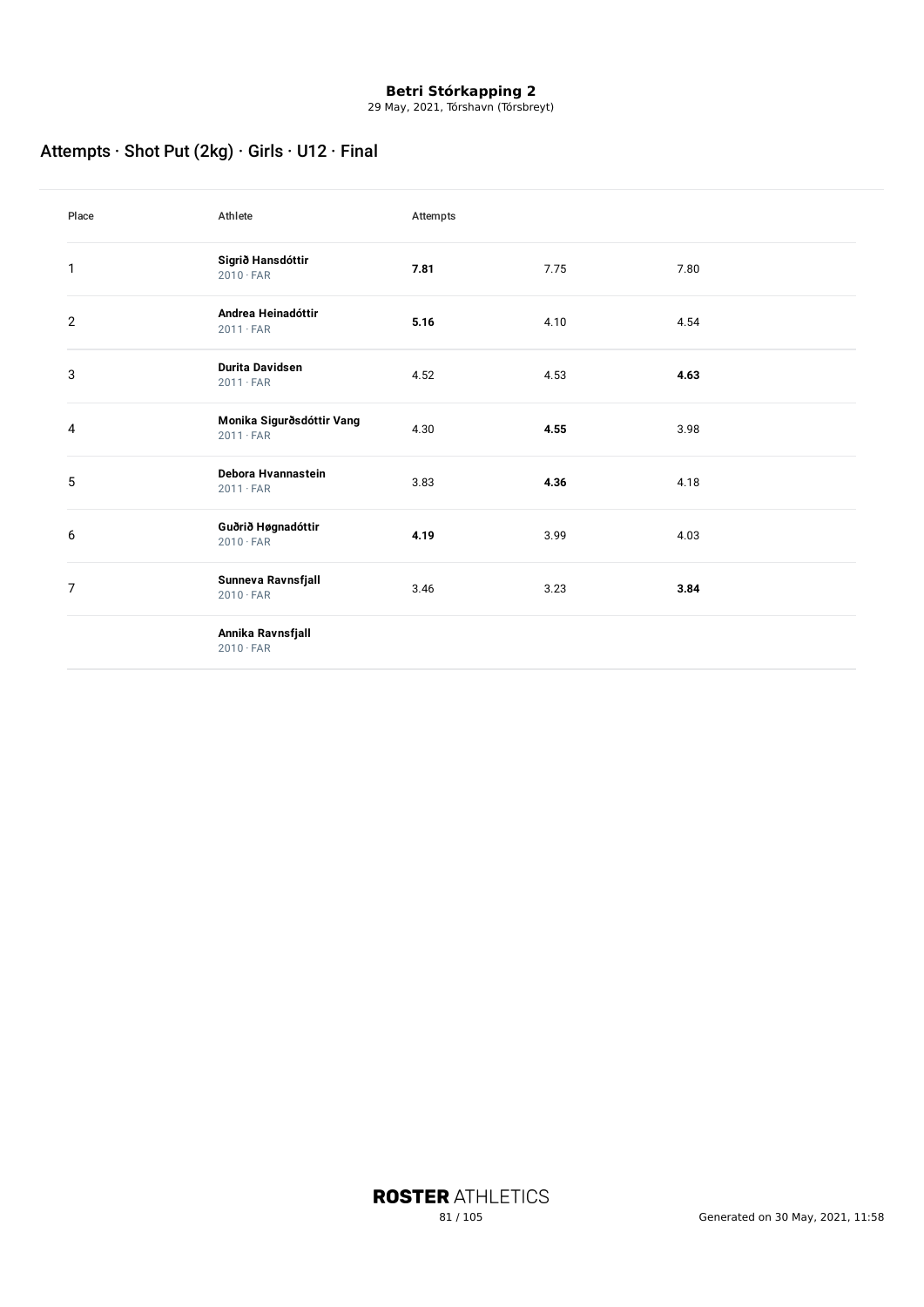**Betri Stórkapping 2**

29 May, 2021, Tórshavn (Tórsbreyt)

## Attempts · Shot Put (2kg) · Girls · U12 · Final

| Place | Athlete | Attempts | | |
|---|---|---|---|---|
| 1 | **Sigrið Hansdóttir**<br>2010 · FAR | **7.81** | 7.75 | 7.80 |
| 2 | **Andrea Heinadóttir**<br>2011 · FAR | **5.16** | 4.10 | 4.54 |
| 3 | **Durita Davidsen**<br>2011 · FAR | 4.52 | 4.53 | **4.63** |
| 4 | **Monika Sigurðsdóttir Vang**<br>2011 · FAR | 4.30 | **4.55** | 3.98 |
| 5 | **Debora Hvannastein**<br>2011 · FAR | 3.83 | **4.36** | 4.18 |
| 6 | **Guðrið Høgnadóttir**<br>2010 · FAR | **4.19** | 3.99 | 4.03 |
| 7 | **Sunneva Ravnsfjall**<br>2010 · FAR | 3.46 | 3.23 | **3.84** |
| | **Annika Ravnsfjall**<br>2010 · FAR | | | |

**ROSTER** ATHLETICS

Generated on 30 May, 2021, 11:58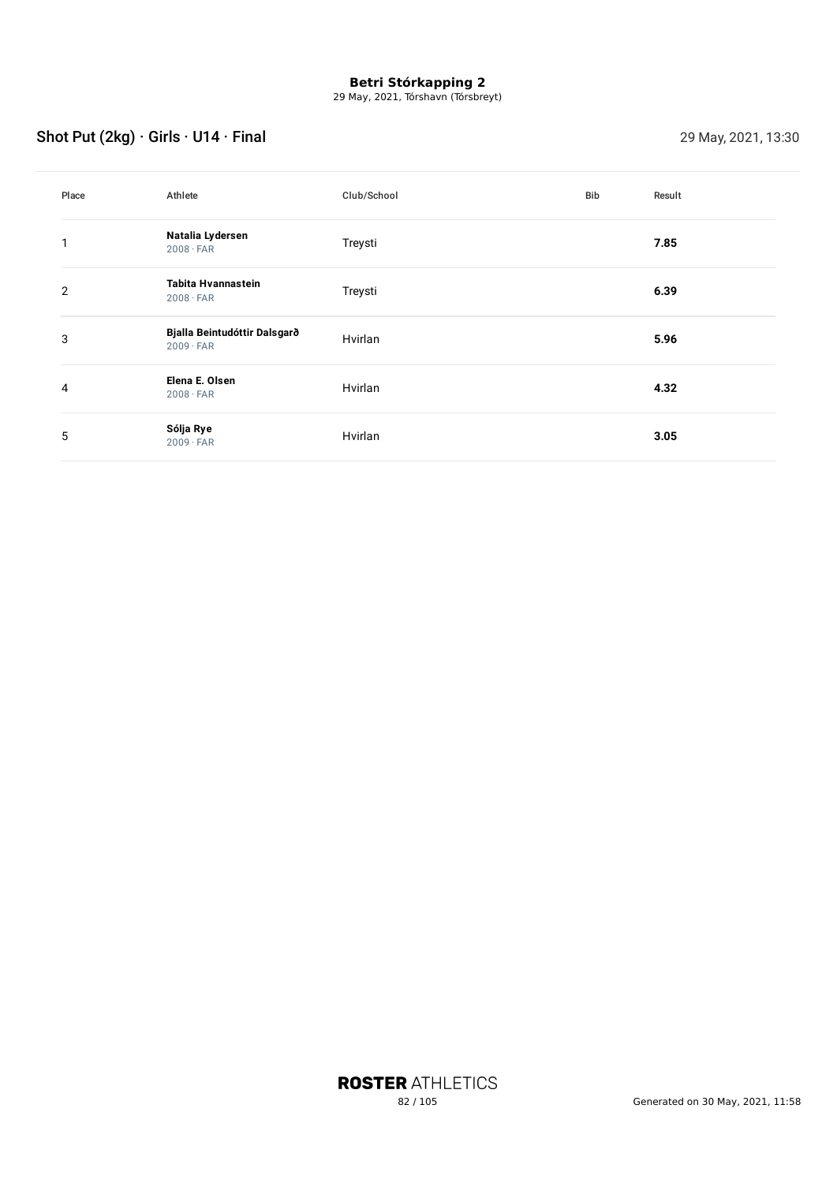**Betri Stórkapping 2**
29 May, 2021, Tórshavn (Tórsbreyt)

## Shot Put (2kg) · Girls · U14 · Final

29 May, 2021, 13:30

| Place | Athlete | Club/School | Bib | Result |
|---|---|---|---|---|
| 1 | **Natalia Lydersen**<br>2008 · FAR | Treysti | | **7.85** |
| 2 | **Tabita Hvannastein**<br>2008 · FAR | Treysti | | **6.39** |
| 3 | **Bjalla Beintudóttir Dalsgarð**<br>2009 · FAR | Hvirlan | | **5.96** |
| 4 | **Elena E. Olsen**<br>2008 · FAR | Hvirlan | | **4.32** |
| 5 | **Sólja Rye**<br>2009 · FAR | Hvirlan | | **3.05** |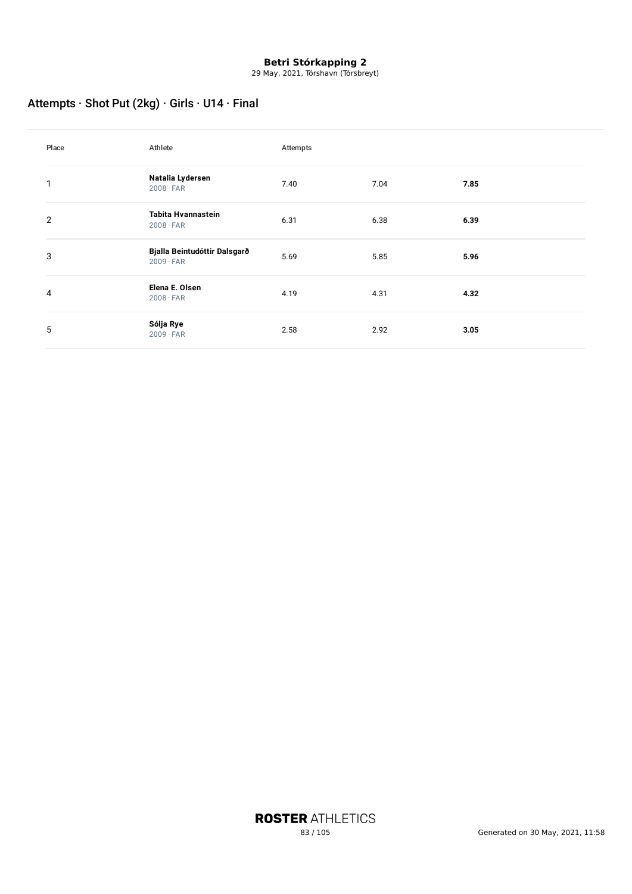**Betri Stórkapping 2**

29 May, 2021, Tórshavn (Tórsbreyt)

## Attempts · Shot Put (2kg) · Girls · U14 · Final

| Place | Athlete | Attempts | | |
|---|---|---|---|---|
| 1 | **Natalia Lydersen**<br>2008 · FAR | 7.40 | 7.04 | **7.85** |
| 2 | **Tabita Hvannastein**<br>2008 · FAR | 6.31 | 6.38 | **6.39** |
| 3 | **Bjalla Beintudóttir Dalsgarð**<br>2009 · FAR | 5.69 | 5.85 | **5.96** |
| 4 | **Elena E. Olsen**<br>2008 · FAR | 4.19 | 4.31 | **4.32** |
| 5 | **Sólja Rye**<br>2009 · FAR | 2.58 | 2.92 | **3.05** |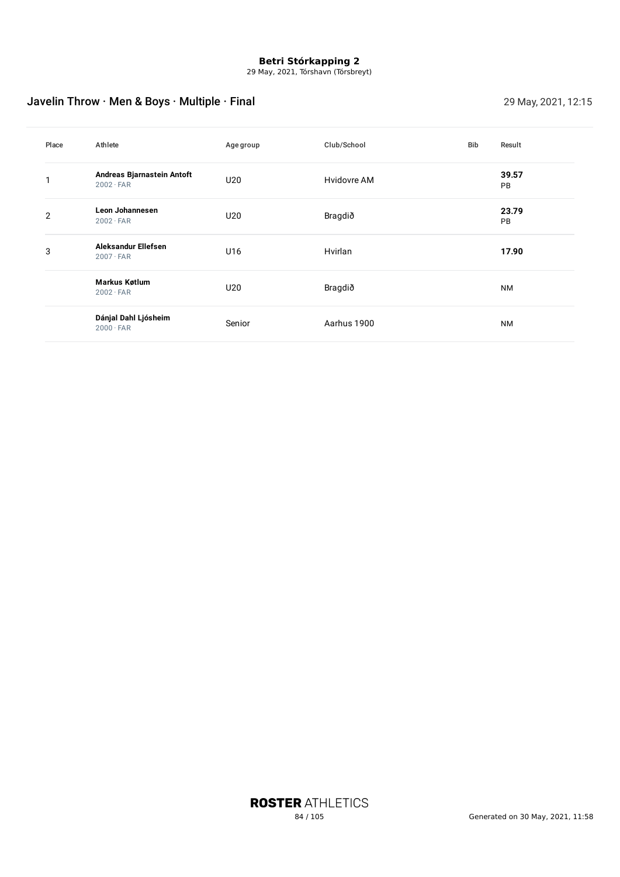**Betri Stórkapping 2**
29 May, 2021, Tórshavn (Tórsbreyt)

## Javelin Throw · Men & Boys · Multiple · Final

29 May, 2021, 12:15

| Place | Athlete | Age group | Club/School | Bib | Result |
|---|---|---|---|---|---|
| 1 | **Andreas Bjarnastein Antoft** 2002 · FAR | U20 | Hvidovre AM | | **39.57** PB |
| 2 | **Leon Johannesen** 2002 · FAR | U20 | Bragdið | | **23.79** PB |
| 3 | **Aleksandur Ellefsen** 2007 · FAR | U16 | Hvirlan | | **17.90** |
| | **Markus Køtlum** 2002 · FAR | U20 | Bragdið | | NM |
| | **Dánjal Dahl Ljósheim** 2000 · FAR | Senior | Aarhus 1900 | | NM |

Generated on 30 May, 2021, 11:58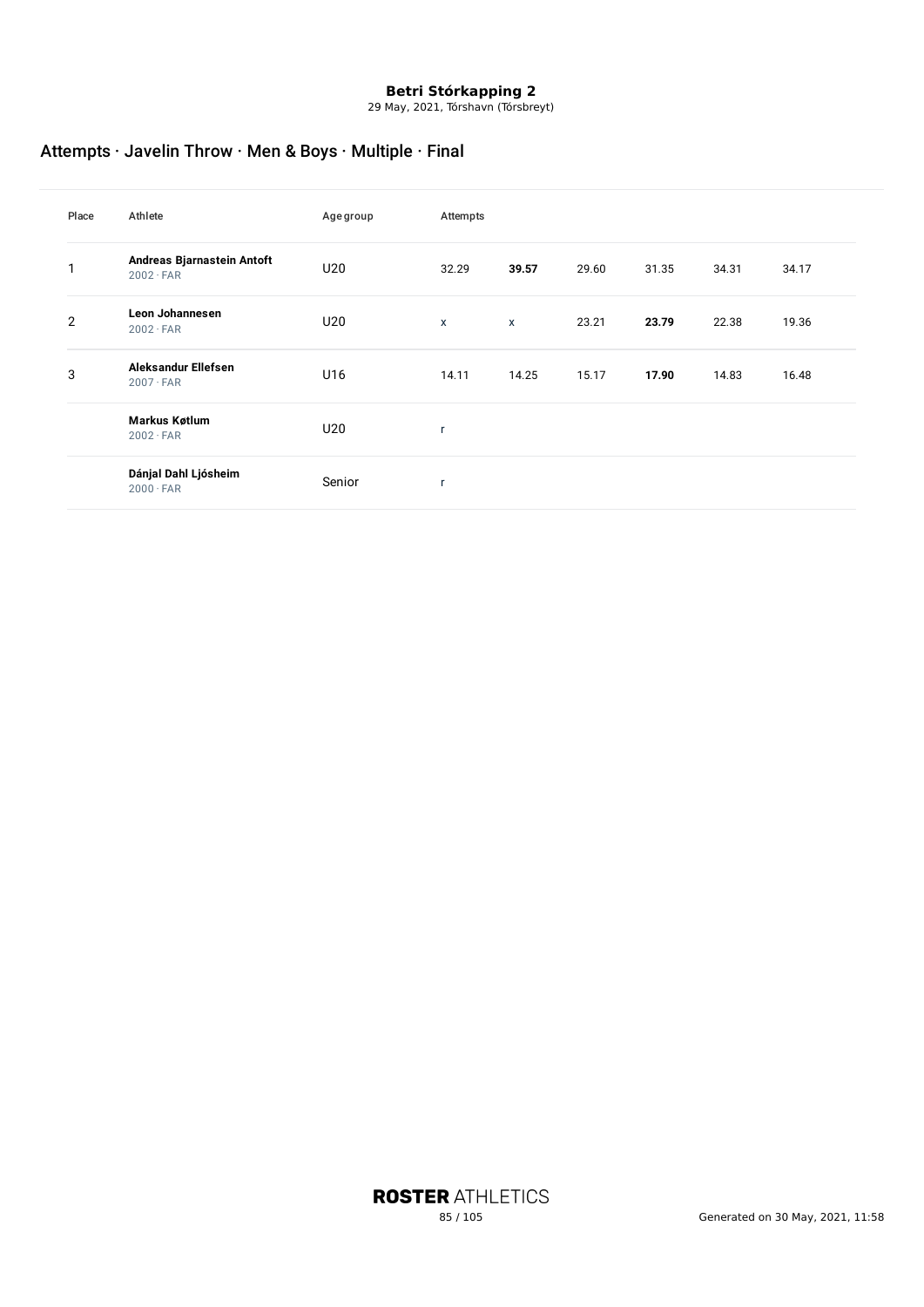**Betri Stórkapping 2**
29 May, 2021, Tórshavn (Tórsbreyt)

## Attempts · Javelin Throw · Men & Boys · Multiple · Final

| Place | Athlete | Age group | Attempts | | | | | |
|---|---|---|---|---|---|---|---|---|
| 1 | **Andreas Bjarnastein Antoft** 2002 · FAR | U20 | 32.29 | **39.57** | 29.60 | 31.35 | 34.31 | 34.17 |
| 2 | **Leon Johannesen** 2002 · FAR | U20 | x | x | 23.21 | **23.79** | 22.38 | 19.36 |
| 3 | **Aleksandur Ellefsen** 2007 · FAR | U16 | 14.11 | 14.25 | 15.17 | **17.90** | 14.83 | 16.48 |
| | **Markus Køtlum** 2002 · FAR | U20 | r | | | | | |
| | **Dánjal Dahl Ljósheim** 2000 · FAR | Senior | r | | | | | |

Generated on 30 May, 2021, 11:58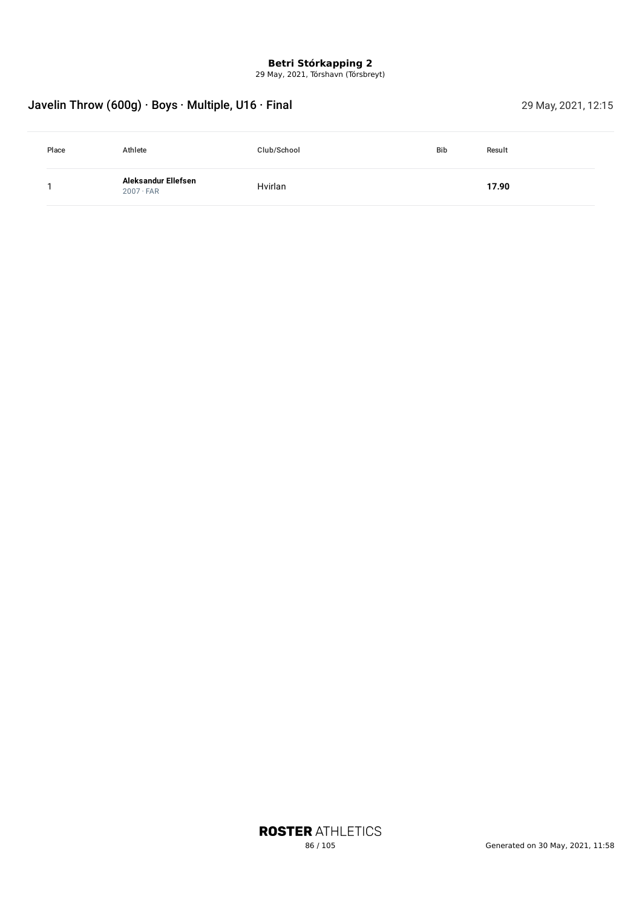**Betri Stórkapping 2**
29 May, 2021, Tórshavn (Tórsbreyt)

## Javelin Throw (600g) · Boys · Multiple, U16 · Final

29 May, 2021, 12:15

| Place | Athlete | Club/School | Bib | Result |
| --- | --- | --- | --- | --- |
| 1 | **Aleksandur Ellefsen** 2007 · FAR | Hvirlan | | **17.90** |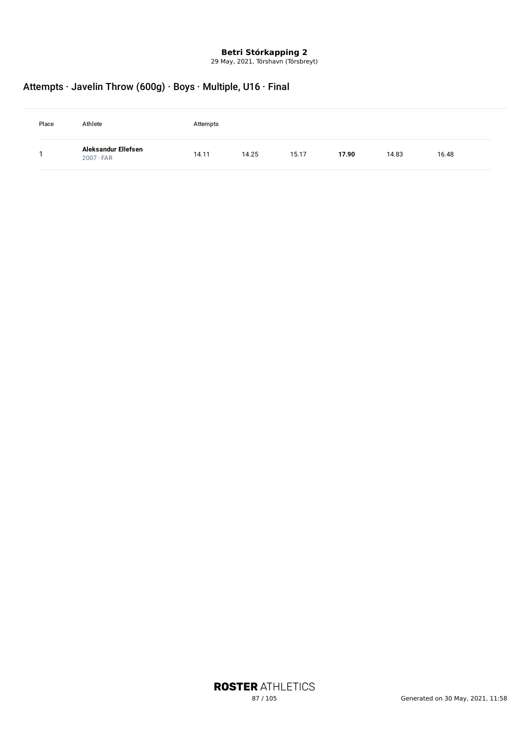**Betri Stórkapping 2**
29 May, 2021, Tórshavn (Tórsbreyt)

## Attempts · Javelin Throw (600g) · Boys · Multiple, U16 · Final

| Place | Athlete | Attempts | | | | | |
|---|---|---|---|---|---|---|---|
| 1 | **Aleksandur Ellefsen** 2007 · FAR | 14.11 | 14.25 | 15.17 | **17.90** | 14.83 | 16.48 |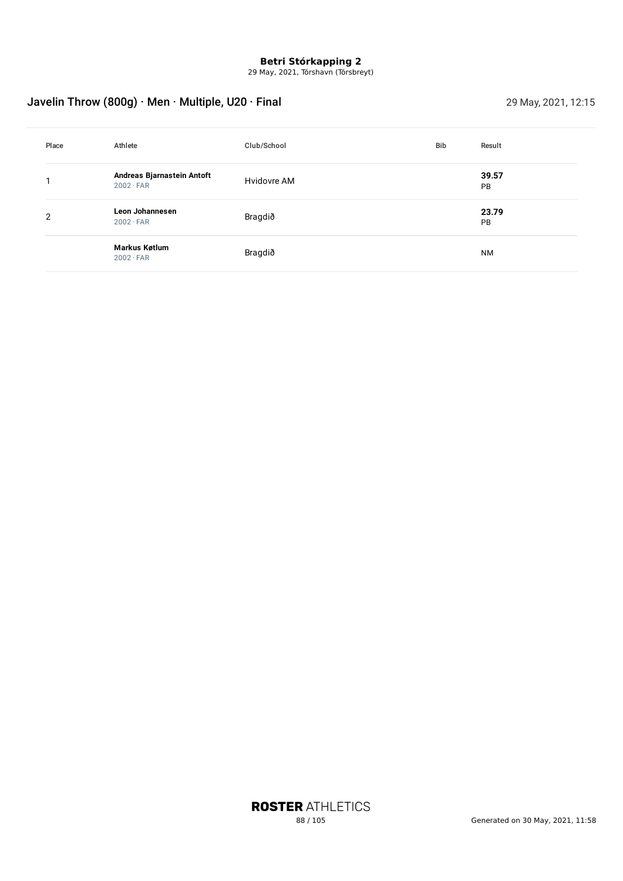**Betri Stórkapping 2**
29 May, 2021, Tórshavn (Tórsbreyt)

## Javelin Throw (800g) · Men · Multiple, U20 · Final

29 May, 2021, 12:15

| Place | Athlete | Club/School | Bib | Result |
|---|---|---|---|---|
| 1 | **Andreas Bjarnastein Antoft** 2002 · FAR | Hvidovre AM | | **39.57** PB |
| 2 | **Leon Johannesen** 2002 · FAR | Bragdið | | **23.79** PB |
| | **Markus Køtlum** 2002 · FAR | Bragdið | | NM |

Generated on 30 May, 2021, 11:58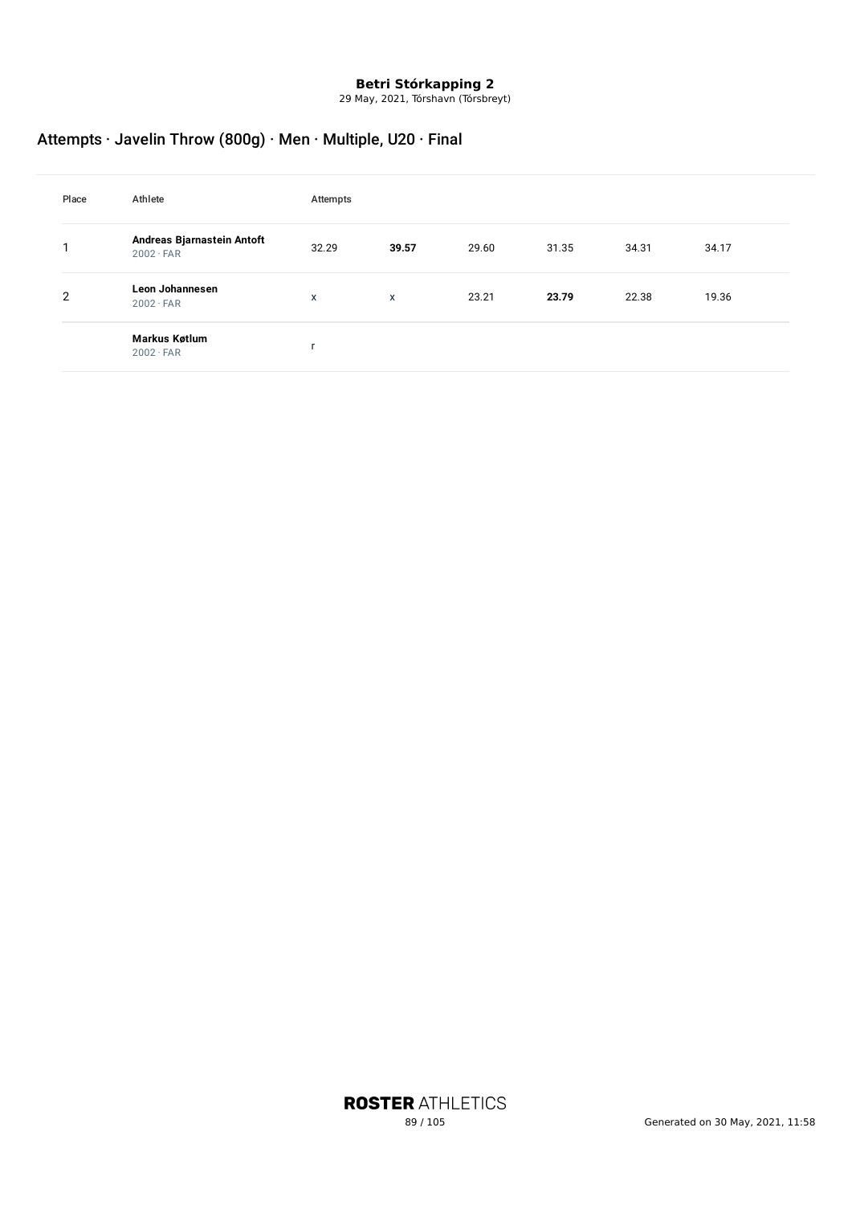**Betri Stórkapping 2**

29 May, 2021, Tórshavn (Tórsbreyt)

## Attempts · Javelin Throw (800g) · Men · Multiple, U20 · Final

| Place | Athlete | Attempts | | | | | |
|---|---|---|---|---|---|---|---|
| 1 | **Andreas Bjarnastein Antoft**<br>2002 · FAR | 32.29 | **39.57** | 29.60 | 31.35 | 34.31 | 34.17 |
| 2 | **Leon Johannesen**<br>2002 · FAR | x | x | 23.21 | **23.79** | 22.38 | 19.36 |
| | **Markus Køtlum**<br>2002 · FAR | r | | | | | |

**ROSTER** ATHLETICS

Generated on 30 May, 2021, 11:58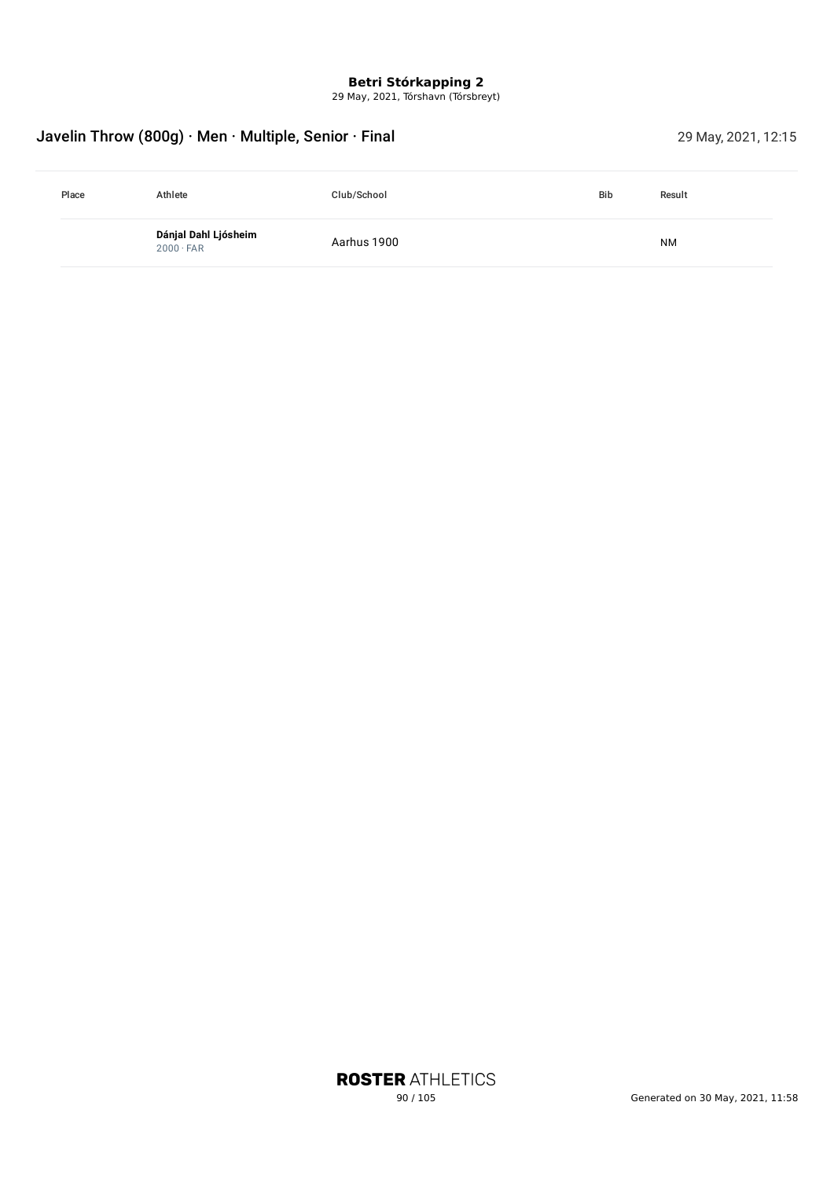**Betri Stórkapping 2**
29 May, 2021, Tórshavn (Tórsbreyt)

## Javelin Throw (800g) · Men · Multiple, Senior · Final

29 May, 2021, 12:15

| Place | Athlete | Club/School | Bib | Result |
| --- | --- | --- | --- | --- |
| | **Dánjal Dahl Ljósheim** 2000 · FAR | Aarhus 1900 | | NM |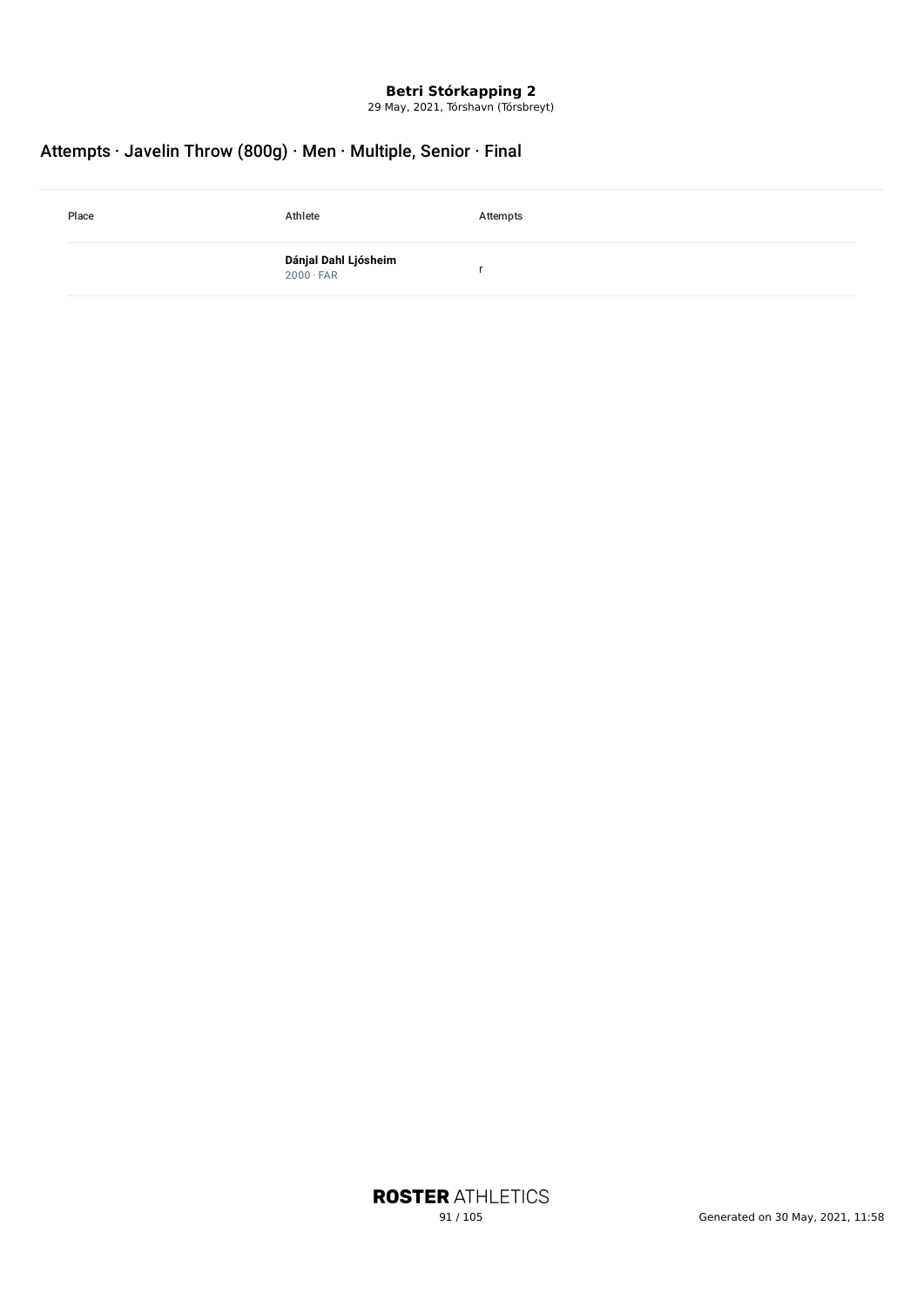**Betri Stórkapping 2**

29 May, 2021, Tórshavn (Tórsbreyt)

## Attempts · Javelin Throw (800g) · Men · Multiple, Senior · Final

| Place | Athlete | Attempts |
|---|---|---|
| | **Dánjal Dahl Ljósheim**<br>2000 · FAR | r |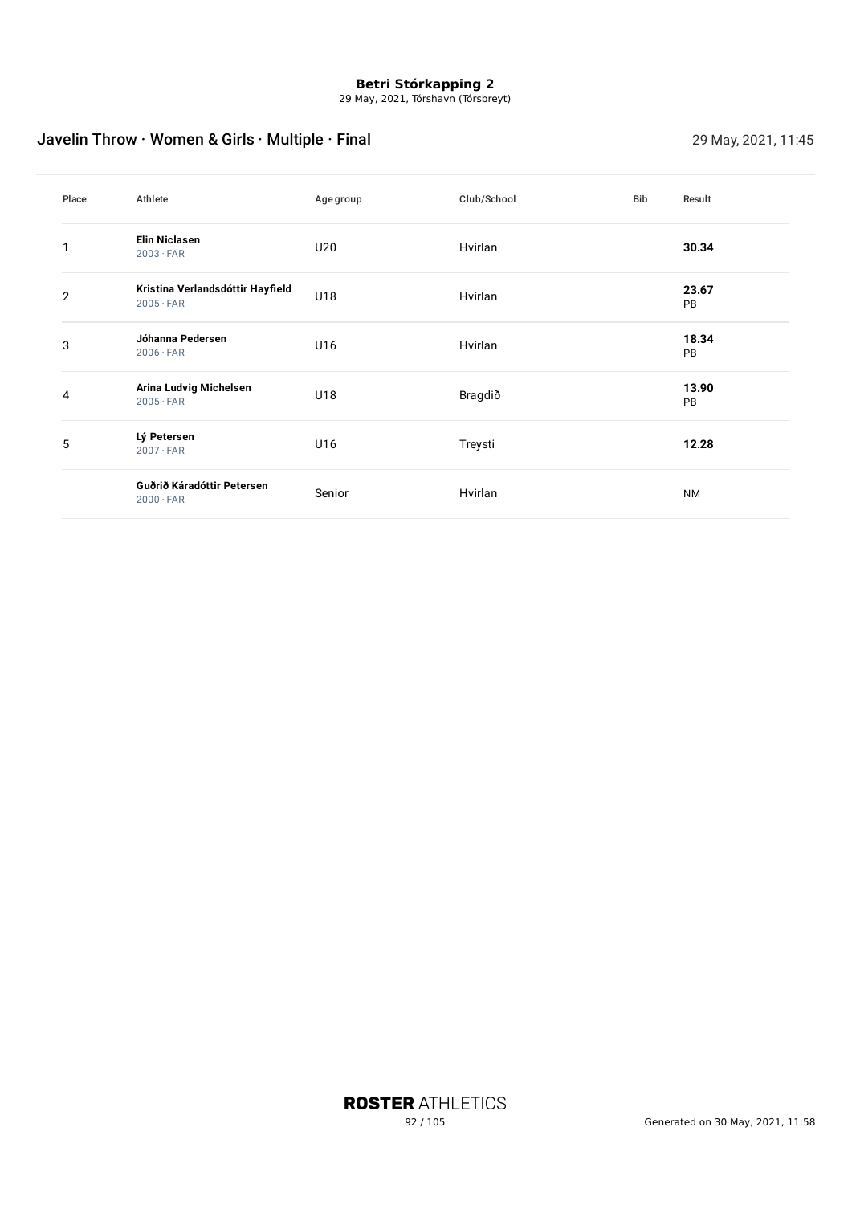**Betri Stórkapping 2**
29 May, 2021, Tórshavn (Tórsbreyt)

## Javelin Throw · Women & Girls · Multiple · Final

29 May, 2021, 11:45

| Place | Athlete | Age group | Club/School | Bib | Result |
|---|---|---|---|---|---|
| 1 | **Elin Niclasen**<br>2003 · FAR | U20 | Hvirlan | | **30.34** |
| 2 | **Kristina Verlandsdóttir Hayfield**<br>2005 · FAR | U18 | Hvirlan | | **23.67**<br>PB |
| 3 | **Jóhanna Pedersen**<br>2006 · FAR | U16 | Hvirlan | | **18.34**<br>PB |
| 4 | **Arina Ludvig Michelsen**<br>2005 · FAR | U18 | Bragdið | | **13.90**<br>PB |
| 5 | **Lý Petersen**<br>2007 · FAR | U16 | Treysti | | **12.28** |
| | **Guðrið Káradóttir Petersen**<br>2000 · FAR | Senior | Hvirlan | | NM |

Generated on 30 May, 2021, 11:58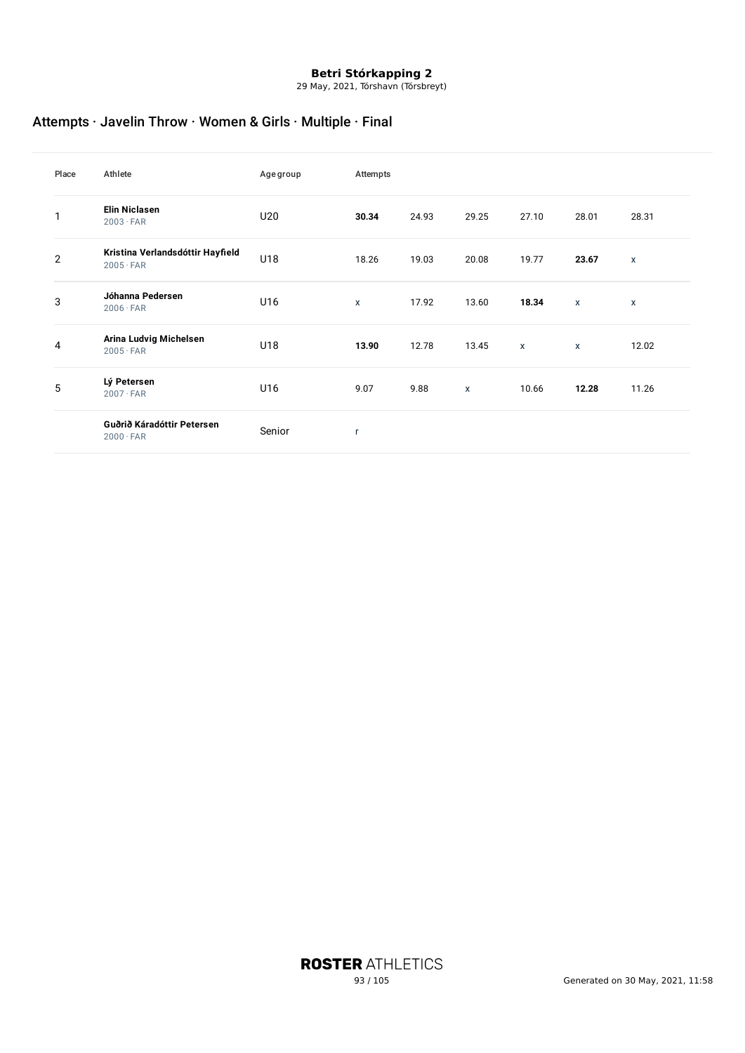**Betri Stórkapping 2**
29 May, 2021, Tórshavn (Tórsbreyt)

## Attempts · Javelin Throw · Women & Girls · Multiple · Final

| Place | Athlete | Age group | Attempts | | | | | |
|---|---|---|---|---|---|---|---|---|
| 1 | **Elin Niclasen** 2003 · FAR | U20 | **30.34** | 24.93 | 29.25 | 27.10 | 28.01 | 28.31 |
| 2 | **Kristina Verlandsdóttir Hayfield** 2005 · FAR | U18 | 18.26 | 19.03 | 20.08 | 19.77 | **23.67** | x |
| 3 | **Jóhanna Pedersen** 2006 · FAR | U16 | x | 17.92 | 13.60 | **18.34** | x | x |
| 4 | **Arina Ludvig Michelsen** 2005 · FAR | U18 | **13.90** | 12.78 | 13.45 | x | x | 12.02 |
| 5 | **Lý Petersen** 2007 · FAR | U16 | 9.07 | 9.88 | x | 10.66 | **12.28** | 11.26 |
| | **Guðrið Káradóttir Petersen** 2000 · FAR | Senior | r | | | | | |

**ROSTER** ATHLETICS

Generated on 30 May, 2021, 11:58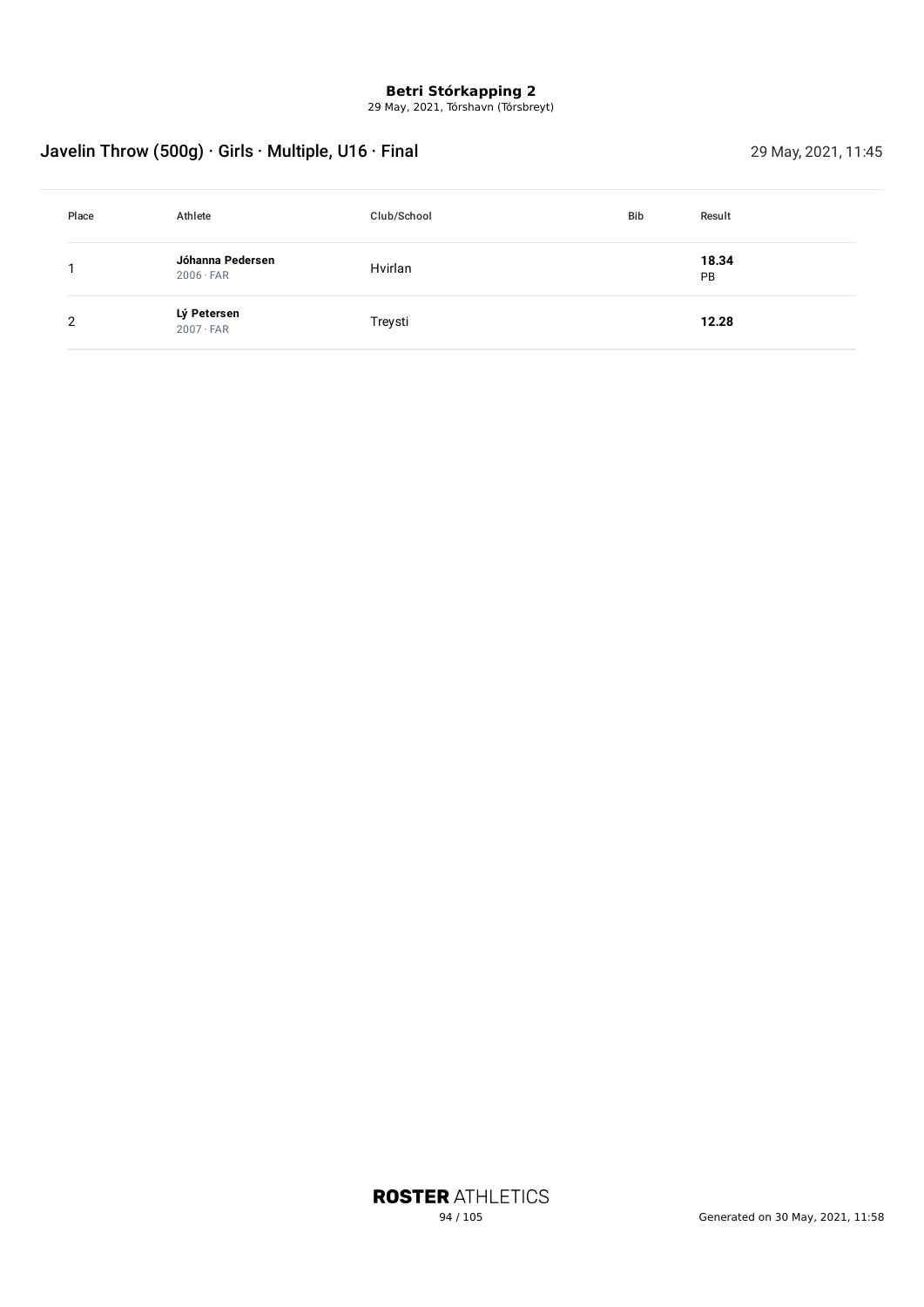**Betri Stórkapping 2**
29 May, 2021, Tórshavn (Tórsbreyt)

## Javelin Throw (500g) · Girls · Multiple, U16 · Final

29 May, 2021, 11:45

| Place | Athlete | Club/School | Bib | Result |
|---|---|---|---|---|
| 1 | **Jóhanna Pedersen** 2006 · FAR | Hvirlan | | **18.34** PB |
| 2 | **Lý Petersen** 2007 · FAR | Treysti | | **12.28** |

**ROSTER** ATHLETICS

Generated on 30 May, 2021, 11:58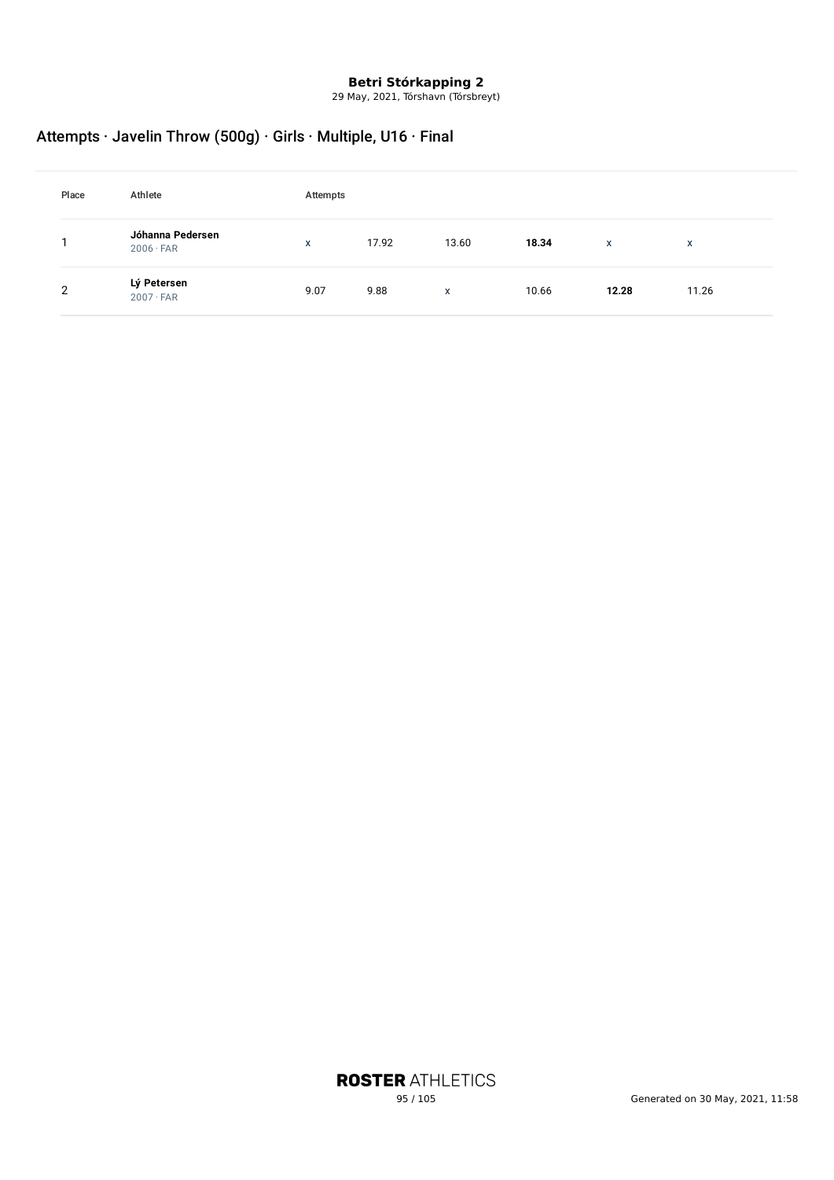**Betri Stórkapping 2**
29 May, 2021, Tórshavn (Tórsbreyt)

## Attempts · Javelin Throw (500g) · Girls · Multiple, U16 · Final

| Place | Athlete | Attempts | | | | | |
|---|---|---|---|---|---|---|---|
| 1 | **Jóhanna Pedersen** 2006 · FAR | x | 17.92 | 13.60 | **18.34** | x | x |
| 2 | **Lý Petersen** 2007 · FAR | 9.07 | 9.88 | x | 10.66 | **12.28** | 11.26 |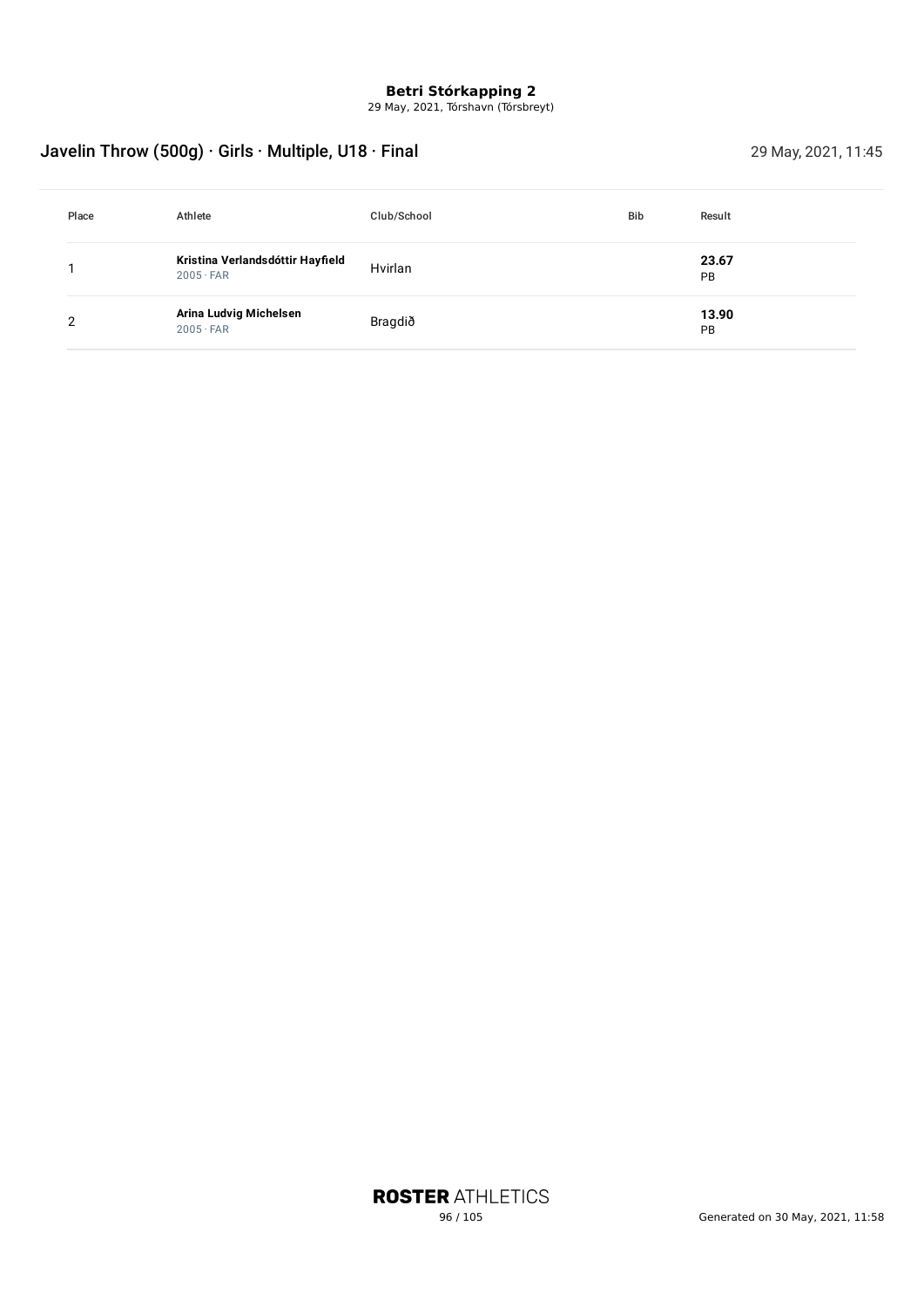**Betri Stórkapping 2**
29 May, 2021, Tórshavn (Tórsbreyt)

## Javelin Throw (500g) · Girls · Multiple, U18 · Final

29 May, 2021, 11:45

| Place | Athlete | Club/School | Bib | Result |
|---|---|---|---|---|
| 1 | **Kristina Verlandsdóttir Hayfield** 2005 · FAR | Hvirlan | | **23.67** PB |
| 2 | **Arina Ludvig Michelsen** 2005 · FAR | Bragdið | | **13.90** PB |

**ROSTER** ATHLETICS

Generated on 30 May, 2021, 11:58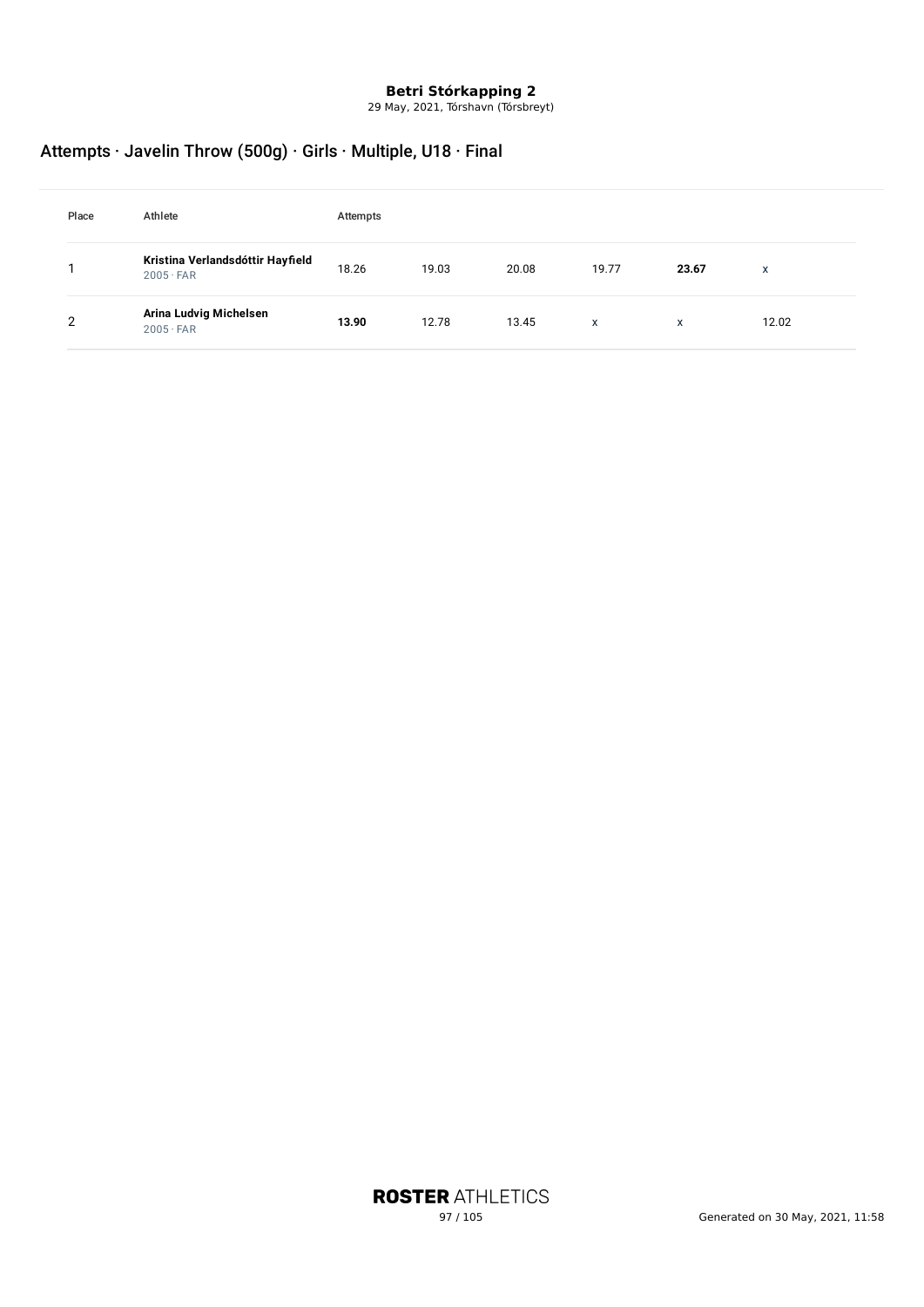**Betri Stórkapping 2**

29 May, 2021, Tórshavn (Tórsbreyt)

## Attempts · Javelin Throw (500g) · Girls · Multiple, U18 · Final

| Place | Athlete | Attempts | | | | | |
|---|---|---|---|---|---|---|---|
| 1 | **Kristina Verlandsdóttir Hayfield** 2005 · FAR | 18.26 | 19.03 | 20.08 | 19.77 | **23.67** | x |
| 2 | **Arina Ludvig Michelsen** 2005 · FAR | **13.90** | 12.78 | 13.45 | x | x | 12.02 |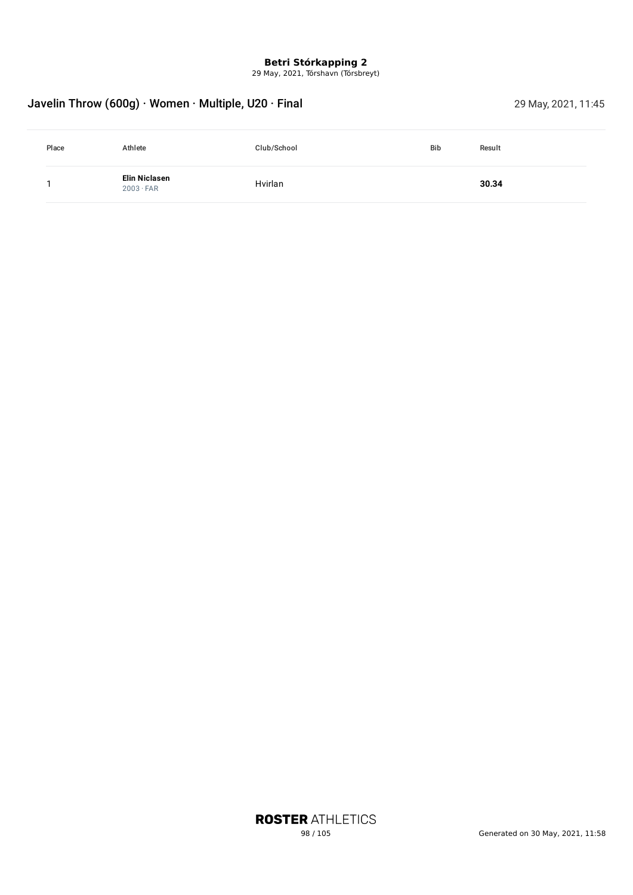**Betri Stórkapping 2**
29 May, 2021, Tórshavn (Tórsbreyt)

## Javelin Throw (600g) · Women · Multiple, U20 · Final

29 May, 2021, 11:45

| Place | Athlete | Club/School | Bib | Result |
|---|---|---|---|---|
| 1 | **Elin Niclasen** 2003 · FAR | Hvirlan | | **30.34** |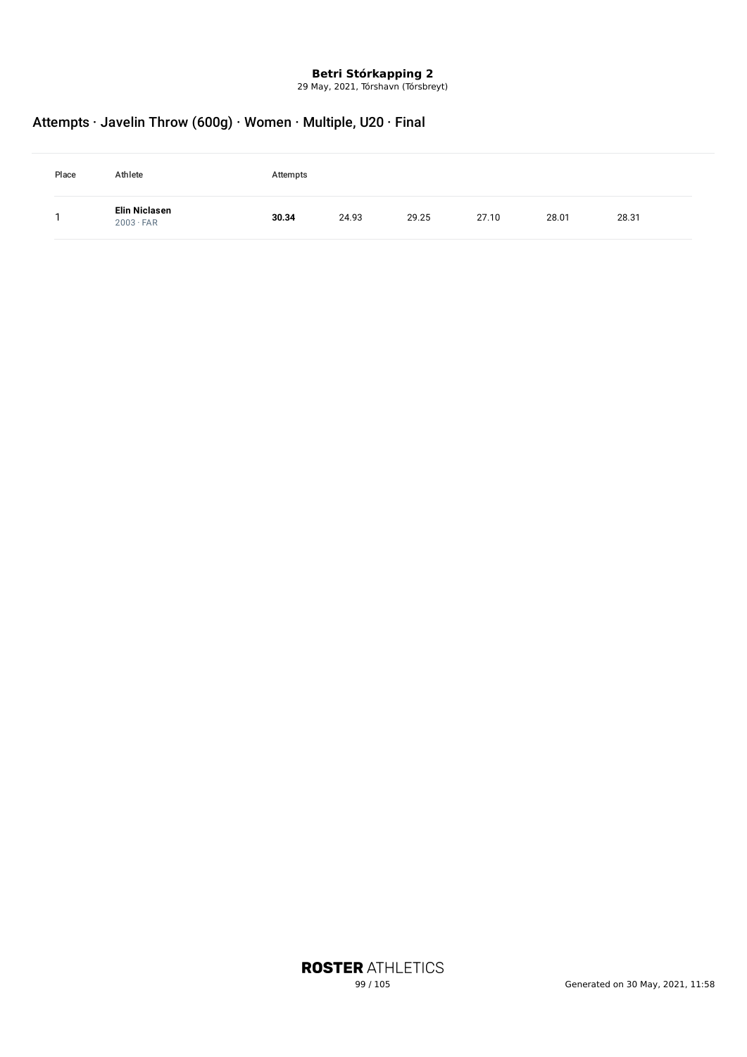**Betri Stórkapping 2**

29 May, 2021, Tórshavn (Tórsbreyt)

## Attempts · Javelin Throw (600g) · Women · Multiple, U20 · Final

| Place | Athlete | Attempts | | | | | |
|---|---|---|---|---|---|---|---|
| 1 | **Elin Niclasen** 2003 · FAR | **30.34** | 24.93 | 29.25 | 27.10 | 28.01 | 28.31 |

Generated on 30 May, 2021, 11:58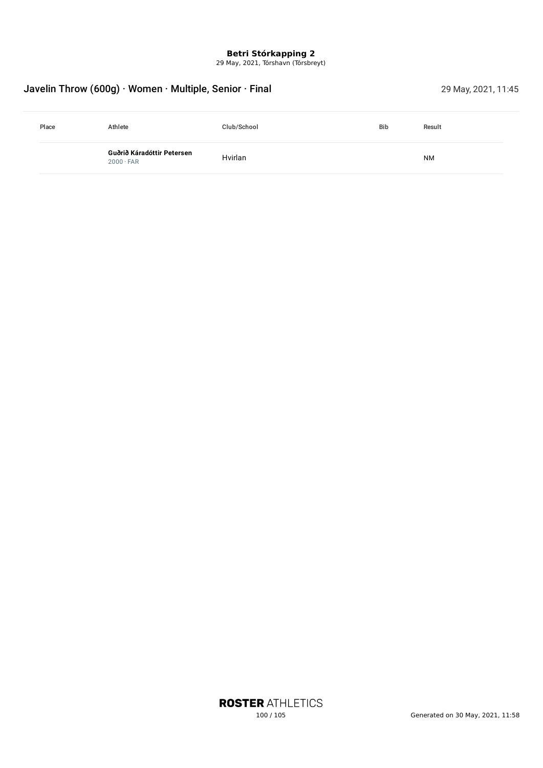**Betri Stórkapping 2**
29 May, 2021, Tórshavn (Tórsbreyt)

## Javelin Throw (600g) · Women · Multiple, Senior · Final

29 May, 2021, 11:45

| Place | Athlete | Club/School | Bib | Result |
|---|---|---|---|---|
| | **Guðrið Káradóttir Petersen** 2000 · FAR | Hvirlan | | NM |

**ROSTER** ATHLETICS

Generated on 30 May, 2021, 11:58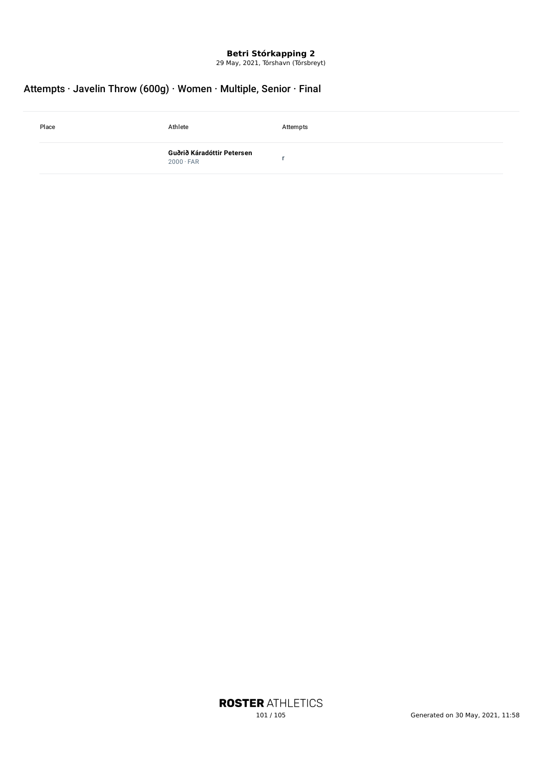**Betri Stórkapping 2**

29 May, 2021, Tórshavn (Tórsbreyt)

## Attempts · Javelin Throw (600g) · Women · Multiple, Senior · Final

| Place | Athlete | Attempts |
|---|---|---|
| | **Guðrið Káradóttir Petersen**<br>2000 · FAR | r |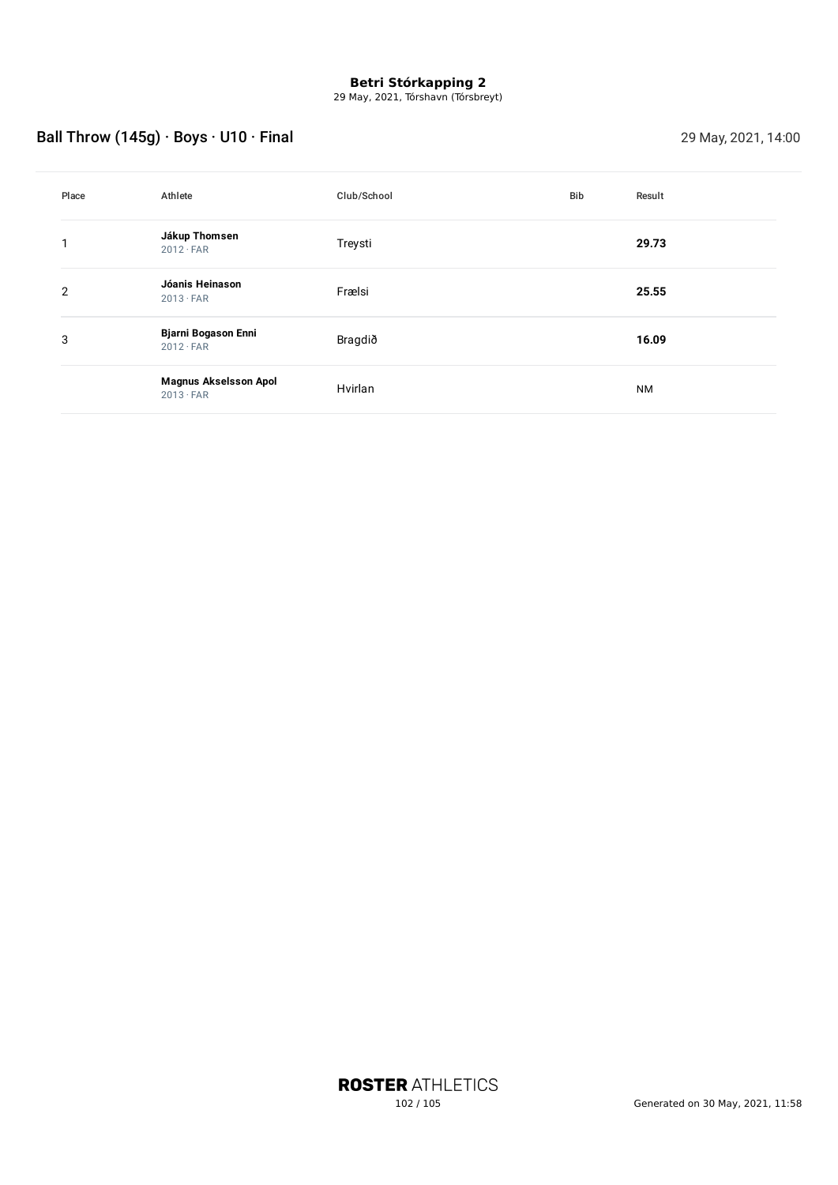**Betri Stórkapping 2**
29 May, 2021, Tórshavn (Tórsbreyt)

## Ball Throw (145g) · Boys · U10 · Final

29 May, 2021, 14:00

| Place | Athlete | Club/School | Bib | Result |
|---|---|---|---|---|
| 1 | **Jákup Thomsen** 2012 · FAR | Treysti | | **29.73** |
| 2 | **Jóanis Heinason** 2013 · FAR | Frælsi | | **25.55** |
| 3 | **Bjarni Bogason Enni** 2012 · FAR | Bragdið | | **16.09** |
| | **Magnus Akselsson Apol** 2013 · FAR | Hvirlan | | NM |

**ROSTER** ATHLETICS

Generated on 30 May, 2021, 11:58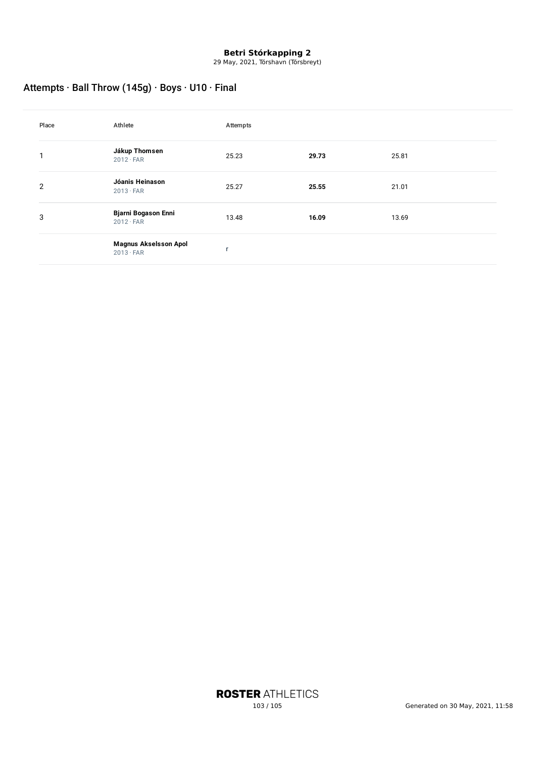**Betri Stórkapping 2**
29 May, 2021, Tórshavn (Tórsbreyt)

## Attempts · Ball Throw (145g) · Boys · U10 · Final

| Place | Athlete | Attempts | | |
|---|---|---|---|---|
| 1 | **Jákup Thomsen** 2012 · FAR | 25.23 | **29.73** | 25.81 |
| 2 | **Jóanis Heinason** 2013 · FAR | 25.27 | **25.55** | 21.01 |
| 3 | **Bjarni Bogason Enni** 2012 · FAR | 13.48 | **16.09** | 13.69 |
| | **Magnus Akselsson Apol** 2013 · FAR | r | | |

Generated on 30 May, 2021, 11:58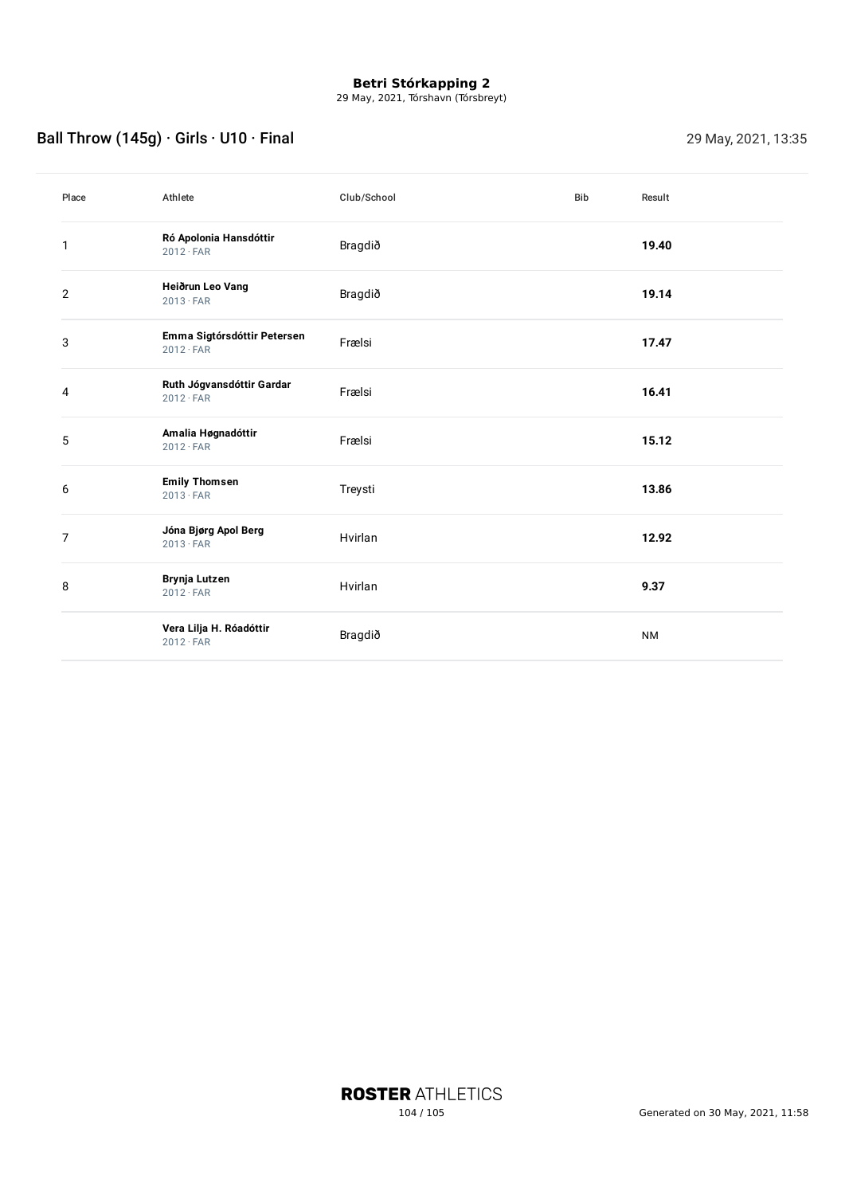**Betri Stórkapping 2**
29 May, 2021, Tórshavn (Tórsbreyt)

## Ball Throw (145g) · Girls · U10 · Final

29 May, 2021, 13:35

| Place | Athlete | Club/School | Bib | Result |
|---|---|---|---|---|
| 1 | **Ró Apolonia Hansdóttir** 2012 · FAR | Bragdið | | **19.40** |
| 2 | **Heiðrun Leo Vang** 2013 · FAR | Bragdið | | **19.14** |
| 3 | **Emma Sigtórsdóttir Petersen** 2012 · FAR | Frælsi | | **17.47** |
| 4 | **Ruth Jógvansdóttir Gardar** 2012 · FAR | Frælsi | | **16.41** |
| 5 | **Amalia Høgnadóttir** 2012 · FAR | Frælsi | | **15.12** |
| 6 | **Emily Thomsen** 2013 · FAR | Treysti | | **13.86** |
| 7 | **Jóna Bjørg Apol Berg** 2013 · FAR | Hvirlan | | **12.92** |
| 8 | **Brynja Lutzen** 2012 · FAR | Hvirlan | | **9.37** |
| | **Vera Lilja H. Róadóttir** 2012 · FAR | Bragdið | | NM |

**ROSTER** ATHLETICS

Generated on 30 May, 2021, 11:58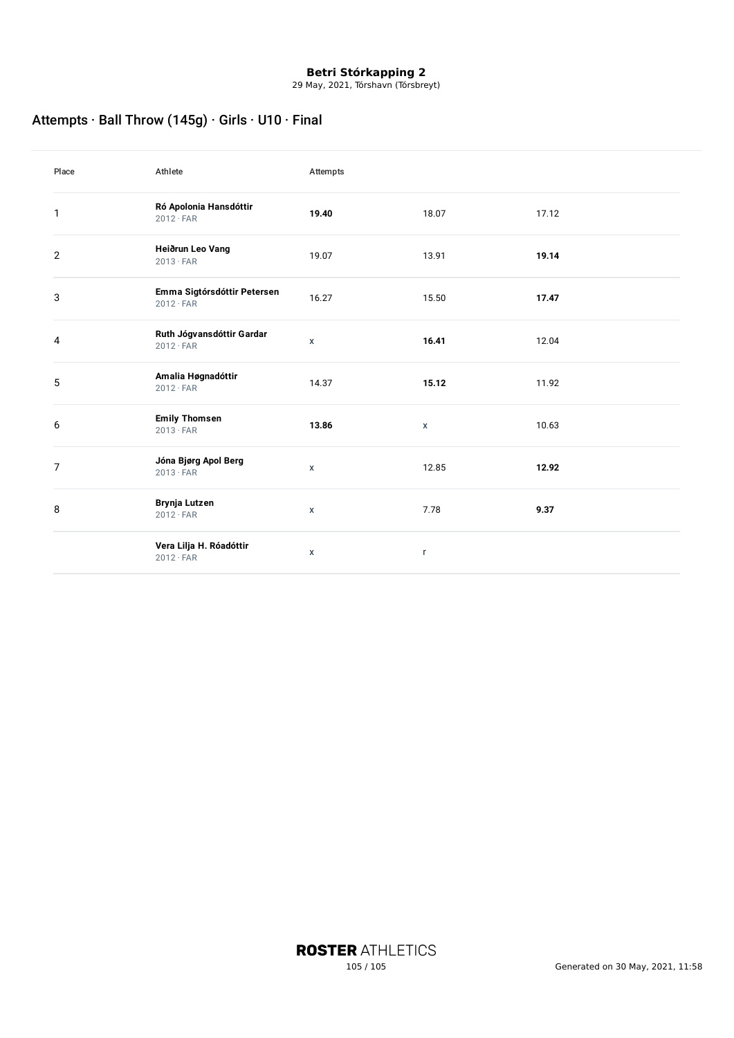**Betri Stórkapping 2**

29 May, 2021, Tórshavn (Tórsbreyt)

## Attempts · Ball Throw (145g) · Girls · U10 · Final

| Place | Athlete | Attempts | | |
|---|---|---|---|---|
| 1 | **Ró Apolonia Hansdóttir** 2012 · FAR | **19.40** | 18.07 | 17.12 |
| 2 | **Heiðrun Leo Vang** 2013 · FAR | 19.07 | 13.91 | **19.14** |
| 3 | **Emma Sigtórsdóttir Petersen** 2012 · FAR | 16.27 | 15.50 | **17.47** |
| 4 | **Ruth Jógvansdóttir Gardar** 2012 · FAR | x | **16.41** | 12.04 |
| 5 | **Amalia Høgnadóttir** 2012 · FAR | 14.37 | **15.12** | 11.92 |
| 6 | **Emily Thomsen** 2013 · FAR | **13.86** | x | 10.63 |
| 7 | **Jóna Bjørg Apol Berg** 2013 · FAR | x | 12.85 | **12.92** |
| 8 | **Brynja Lutzen** 2012 · FAR | x | 7.78 | **9.37** |
| | **Vera Lilja H. Róadóttir** 2012 · FAR | x | r | |

**ROSTER** ATHLETICS

Generated on 30 May, 2021, 11:58